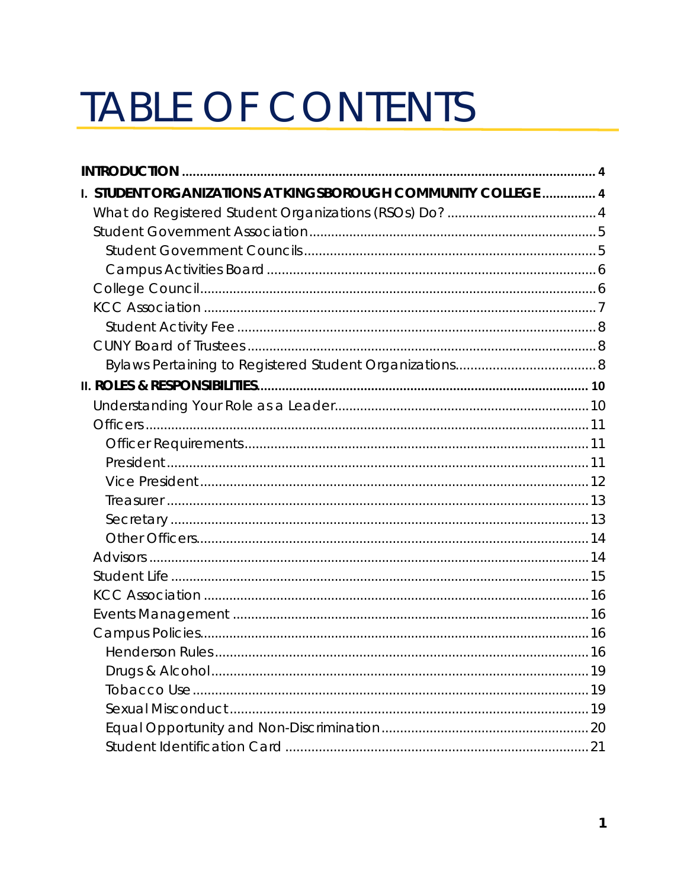# TABLE OF CONTENTS

**INTRODUCTION** .................................................................................................................. 4

**I. STUDENT ORGANIZATIONS AT KINGSBOROUGH COMMUNITY COLLEGE** ............... 4

- What do Registered Student Organizations (RSOs) Do? ........................................ 4
- Student Government Association ............................................................................ 5
  - Student Government Councils .............................................................................. 5
  - Campus Activities Board ........................................................................................ 6
- College Council .......................................................................................................... 6
- KCC Association ......................................................................................................... 7
  - Student Activity Fee ................................................................................................ 8
- CUNY Board of Trustees .............................................................................................. 8
  - Bylaws Pertaining to Registered Student Organizations ...................................... 8

**II. ROLES & RESPONSIBILITIES** ......................................................................................... 10

- Understanding Your Role as a Leader .................................................................... 10
- Officers ....................................................................................................................... 11
  - Officer Requirements ............................................................................................ 11
  - President ................................................................................................................. 11
  - Vice President ........................................................................................................ 12
  - Treasurer ................................................................................................................. 13
  - Secretary ................................................................................................................ 13
  - Other Officers ......................................................................................................... 14
- Advisors ...................................................................................................................... 14
- Student Life ................................................................................................................ 15
- KCC Association ....................................................................................................... 16
- Events Management ................................................................................................ 16
- Campus Policies ......................................................................................................... 16
  - Henderson Rules ..................................................................................................... 16
  - Drugs & Alcohol ...................................................................................................... 19
  - Tobacco Use ........................................................................................................... 19
  - Sexual Misconduct ................................................................................................. 19
  - Equal Opportunity and Non-Discrimination ........................................................ 20
  - Student Identification Card ................................................................................. 21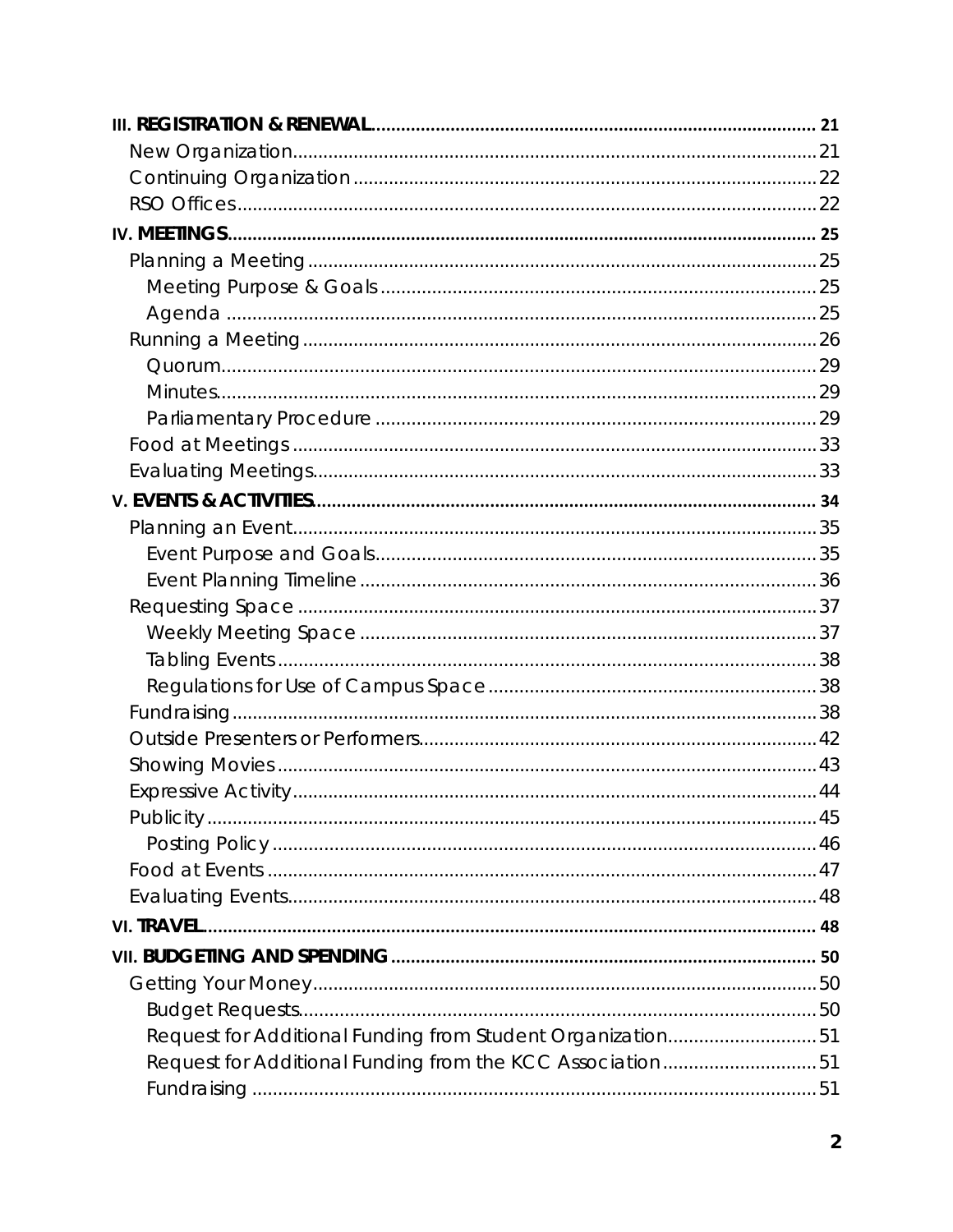**III. REGISTRATION & RENEWAL** ........ 21
- New Organization ........ 21
- Continuing Organization ........ 22
- RSO Offices ........ 22

**IV. MEETINGS** ........ 25
- Planning a Meeting ........ 25
  - Meeting Purpose & Goals ........ 25
  - Agenda ........ 25
- Running a Meeting ........ 26
  - Quorum ........ 29
  - Minutes ........ 29
  - Parliamentary Procedure ........ 29
- Food at Meetings ........ 33
- Evaluating Meetings ........ 33

**V. EVENTS & ACTIVITIES** ........ 34
- Planning an Event ........ 35
  - Event Purpose and Goals ........ 35
  - Event Planning Timeline ........ 36
- Requesting Space ........ 37
  - Weekly Meeting Space ........ 37
  - Tabling Events ........ 38
  - Regulations for Use of Campus Space ........ 38
- Fundraising ........ 38
- Outside Presenters or Performers ........ 42
- Showing Movies ........ 43
- Expressive Activity ........ 44
- Publicity ........ 45
  - Posting Policy ........ 46
- Food at Events ........ 47
- Evaluating Events ........ 48

**VI. TRAVEL** ........ 48

**VII. BUDGETING AND SPENDING** ........ 50
- Getting Your Money ........ 50
  - Budget Requests ........ 50
  - Request for Additional Funding from Student Organization ........ 51
  - Request for Additional Funding from the KCC Association ........ 51
  - Fundraising ........ 51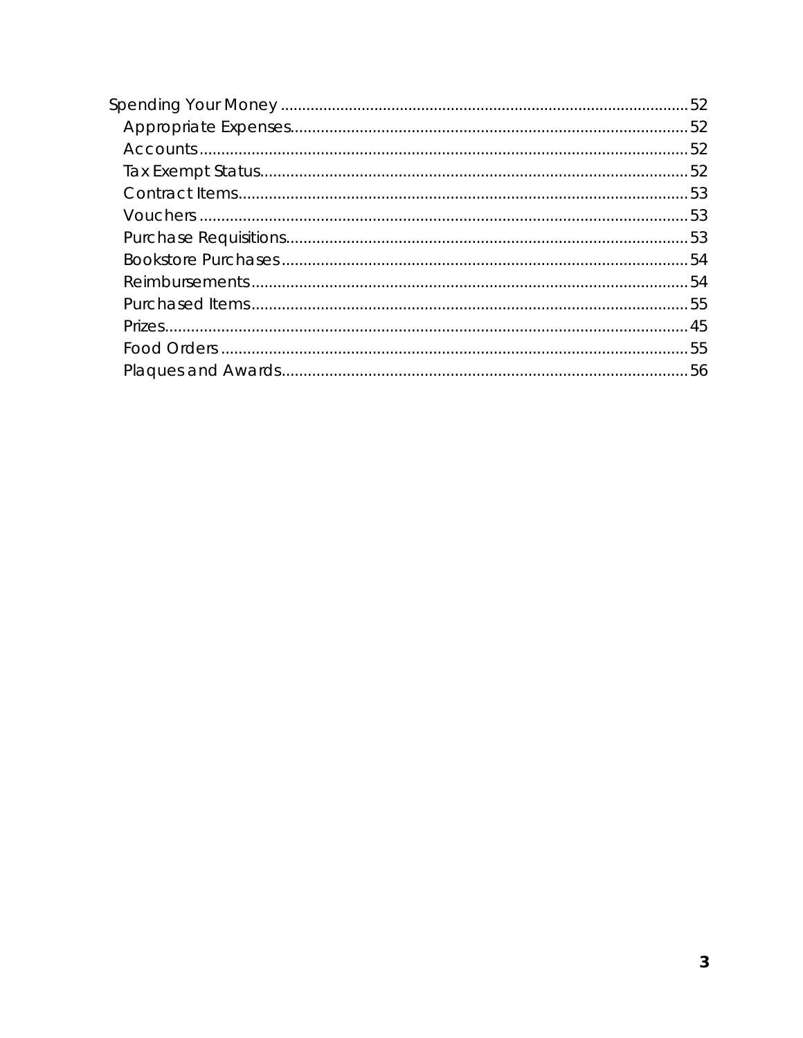- Spending Your Money .......... 52
  - Appropriate Expenses .......... 52
  - Accounts .......... 52
  - Tax Exempt Status .......... 52
  - Contract Items .......... 53
  - Vouchers .......... 53
  - Purchase Requisitions .......... 53
  - Bookstore Purchases .......... 54
  - Reimbursements .......... 54
  - Purchased Items .......... 55
  - Prizes .......... 45
  - Food Orders .......... 55
  - Plaques and Awards .......... 56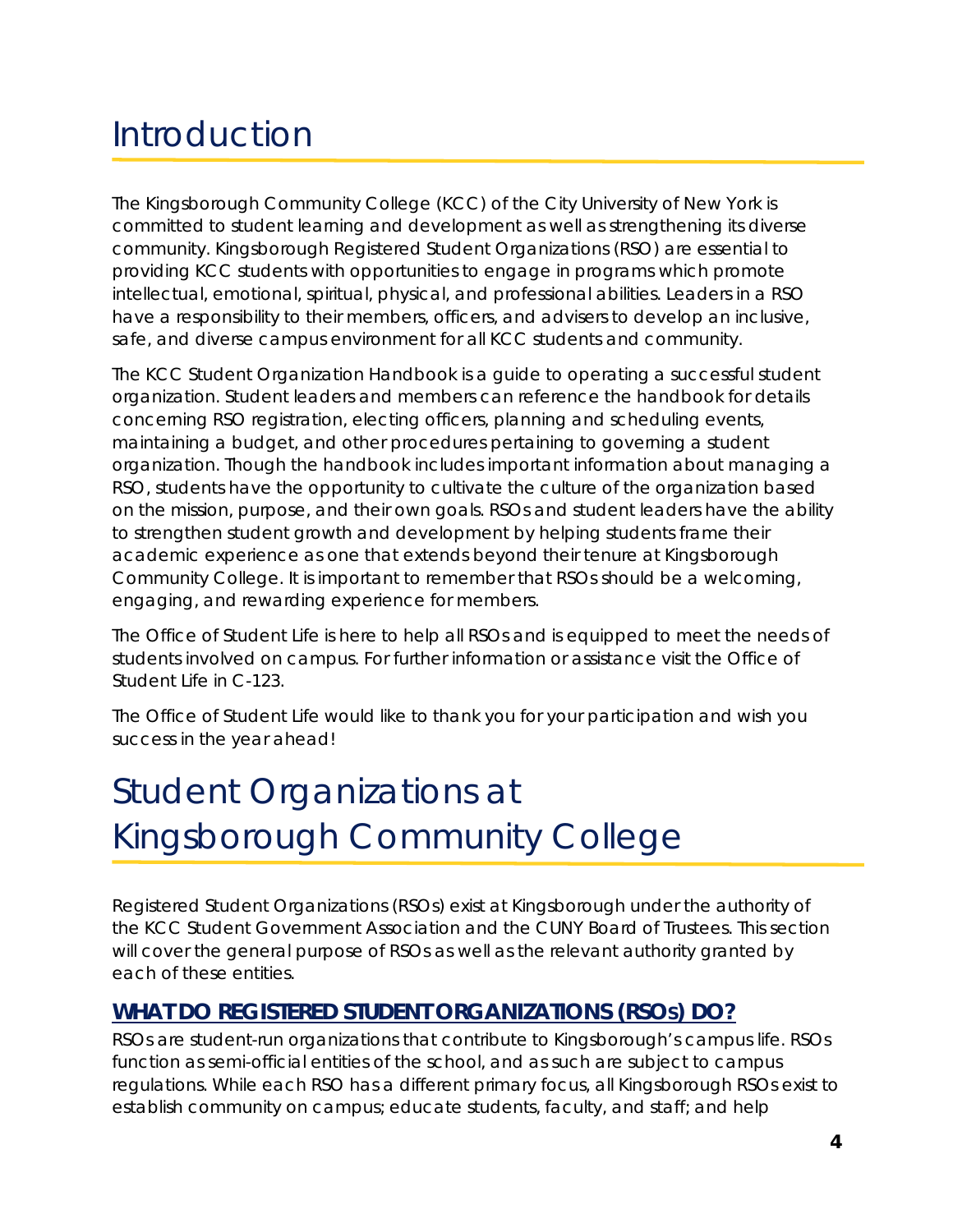# Introduction

The Kingsborough Community College (KCC) of the City University of New York is committed to student learning and development as well as strengthening its diverse community. Kingsborough Registered Student Organizations (RSO) are essential to providing KCC students with opportunities to engage in programs which promote intellectual, emotional, spiritual, physical, and professional abilities. Leaders in a RSO have a responsibility to their members, officers, and advisers to develop an inclusive, safe, and diverse campus environment for all KCC students and community.

The KCC Student Organization Handbook is a guide to operating a successful student organization. Student leaders and members can reference the handbook for details concerning RSO registration, electing officers, planning and scheduling events, maintaining a budget, and other procedures pertaining to governing a student organization. Though the handbook includes important information about managing a RSO, students have the opportunity to cultivate the culture of the organization based on the mission, purpose, and their own goals. RSOs and student leaders have the ability to strengthen student growth and development by helping students frame their academic experience as one that extends beyond their tenure at Kingsborough Community College. It is important to remember that RSOs should be a welcoming, engaging, and rewarding experience for members.

The Office of Student Life is here to help all RSOs and is equipped to meet the needs of students involved on campus. For further information or assistance visit the Office of Student Life in C-123.

The Office of Student Life would like to thank you for your participation and wish you success in the year ahead!

# Student Organizations at Kingsborough Community College

Registered Student Organizations (RSOs) exist at Kingsborough under the authority of the KCC Student Government Association and the CUNY Board of Trustees. This section will cover the general purpose of RSOs as well as the relevant authority granted by each of these entities.

## WHAT DO REGISTERED STUDENT ORGANIZATIONS (RSOs) DO?

RSOs are student-run organizations that contribute to Kingsborough's campus life. RSOs function as semi-official entities of the school, and as such are subject to campus regulations. While each RSO has a different primary focus, all Kingsborough RSOs exist to establish community on campus; educate students, faculty, and staff; and help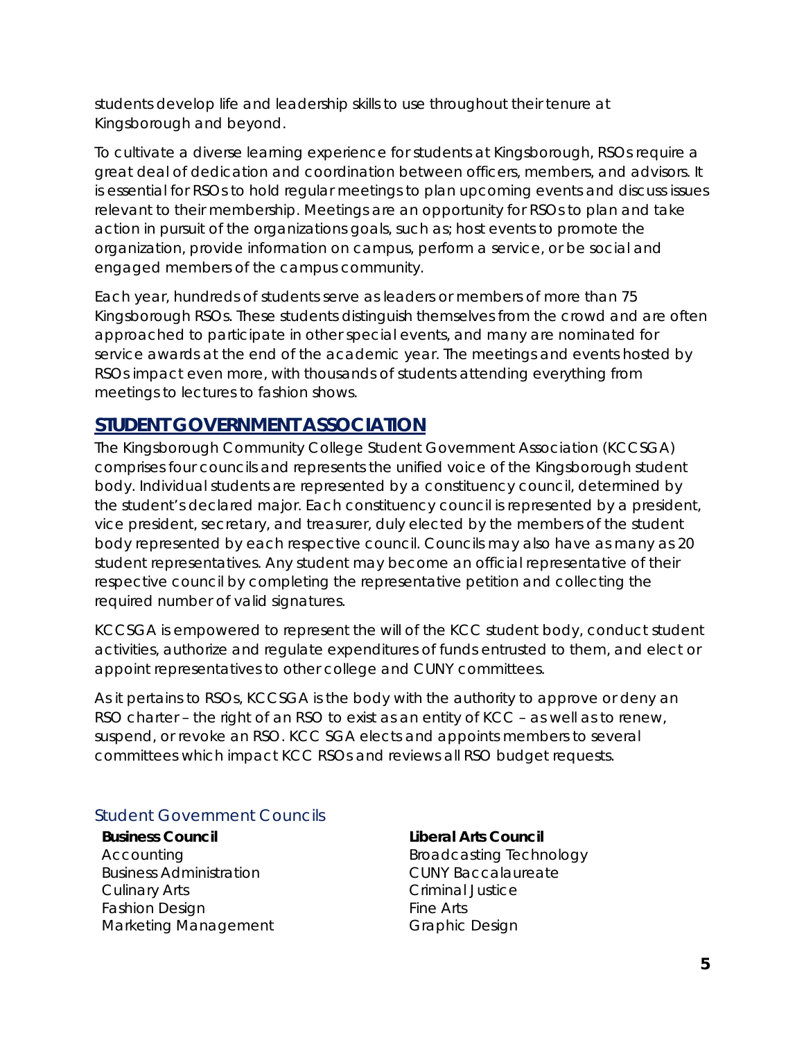students develop life and leadership skills to use throughout their tenure at Kingsborough and beyond.

To cultivate a diverse learning experience for students at Kingsborough, RSOs require a great deal of dedication and coordination between officers, members, and advisors. It is essential for RSOs to hold regular meetings to plan upcoming events and discuss issues relevant to their membership. Meetings are an opportunity for RSOs to plan and take action in pursuit of the organizations goals, such as; host events to promote the organization, provide information on campus, perform a service, or be social and engaged members of the campus community.

Each year, hundreds of students serve as leaders or members of more than 75 Kingsborough RSOs. These students distinguish themselves from the crowd and are often approached to participate in other special events, and many are nominated for service awards at the end of the academic year. The meetings and events hosted by RSOs impact even more, with thousands of students attending everything from meetings to lectures to fashion shows.

## STUDENT GOVERNMENT ASSOCIATION

The Kingsborough Community College Student Government Association (KCCSGA) comprises four councils and represents the unified voice of the Kingsborough student body. Individual students are represented by a constituency council, determined by the student's declared major. Each constituency council is represented by a president, vice president, secretary, and treasurer, duly elected by the members of the student body represented by each respective council. Councils may also have as many as 20 student representatives. Any student may become an official representative of their respective council by completing the representative petition and collecting the required number of valid signatures.

KCCSGA is empowered to represent the will of the KCC student body, conduct student activities, authorize and regulate expenditures of funds entrusted to them, and elect or appoint representatives to other college and CUNY committees.

As it pertains to RSOs, KCCSGA is the body with the authority to approve or deny an RSO charter – the right of an RSO to exist as an entity of KCC – as well as to renew, suspend, or revoke an RSO. KCC SGA elects and appoints members to several committees which impact KCC RSOs and reviews all RSO budget requests.

### Student Government Councils

**Business Council**
Accounting
Business Administration
Culinary Arts
Fashion Design
Marketing Management

**Liberal Arts Council**
Broadcasting Technology
CUNY Baccalaureate
Criminal Justice
Fine Arts
Graphic Design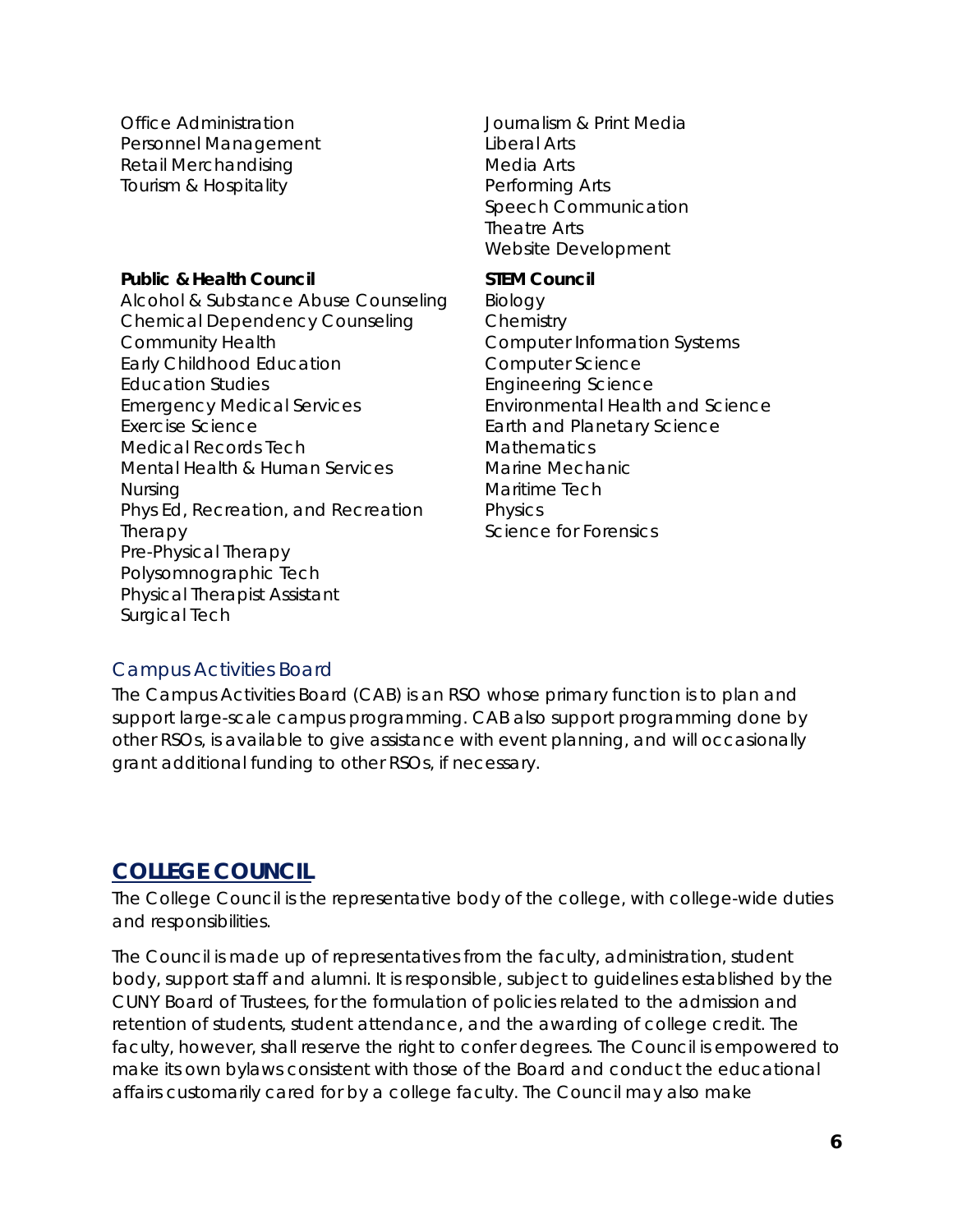Office Administration
Personnel Management
Retail Merchandising
Tourism & Hospitality

Journalism & Print Media
Liberal Arts
Media Arts
Performing Arts
Speech Communication
Theatre Arts
Website Development

**Public & Health Council**
Alcohol & Substance Abuse Counseling
Chemical Dependency Counseling
Community Health
Early Childhood Education
Education Studies
Emergency Medical Services
Exercise Science
Medical Records Tech
Mental Health & Human Services
Nursing
Phys Ed, Recreation, and Recreation Therapy
Pre-Physical Therapy
Polysomnographic Tech
Physical Therapist Assistant
Surgical Tech

**STEM Council**
Biology
Chemistry
Computer Information Systems
Computer Science
Engineering Science
Environmental Health and Science
Earth and Planetary Science
Mathematics
Marine Mechanic
Maritime Tech
Physics
Science for Forensics

### Campus Activities Board

The Campus Activities Board (CAB) is an RSO whose primary function is to plan and support large-scale campus programming. CAB also support programming done by other RSOs, is available to give assistance with event planning, and will occasionally grant additional funding to other RSOs, if necessary.

## COLLEGE COUNCIL

The College Council is the representative body of the college, with college-wide duties and responsibilities.

The Council is made up of representatives from the faculty, administration, student body, support staff and alumni. It is responsible, subject to guidelines established by the CUNY Board of Trustees, for the formulation of policies related to the admission and retention of students, student attendance, and the awarding of college credit. The faculty, however, shall reserve the right to confer degrees. The Council is empowered to make its own bylaws consistent with those of the Board and conduct the educational affairs customarily cared for by a college faculty. The Council may also make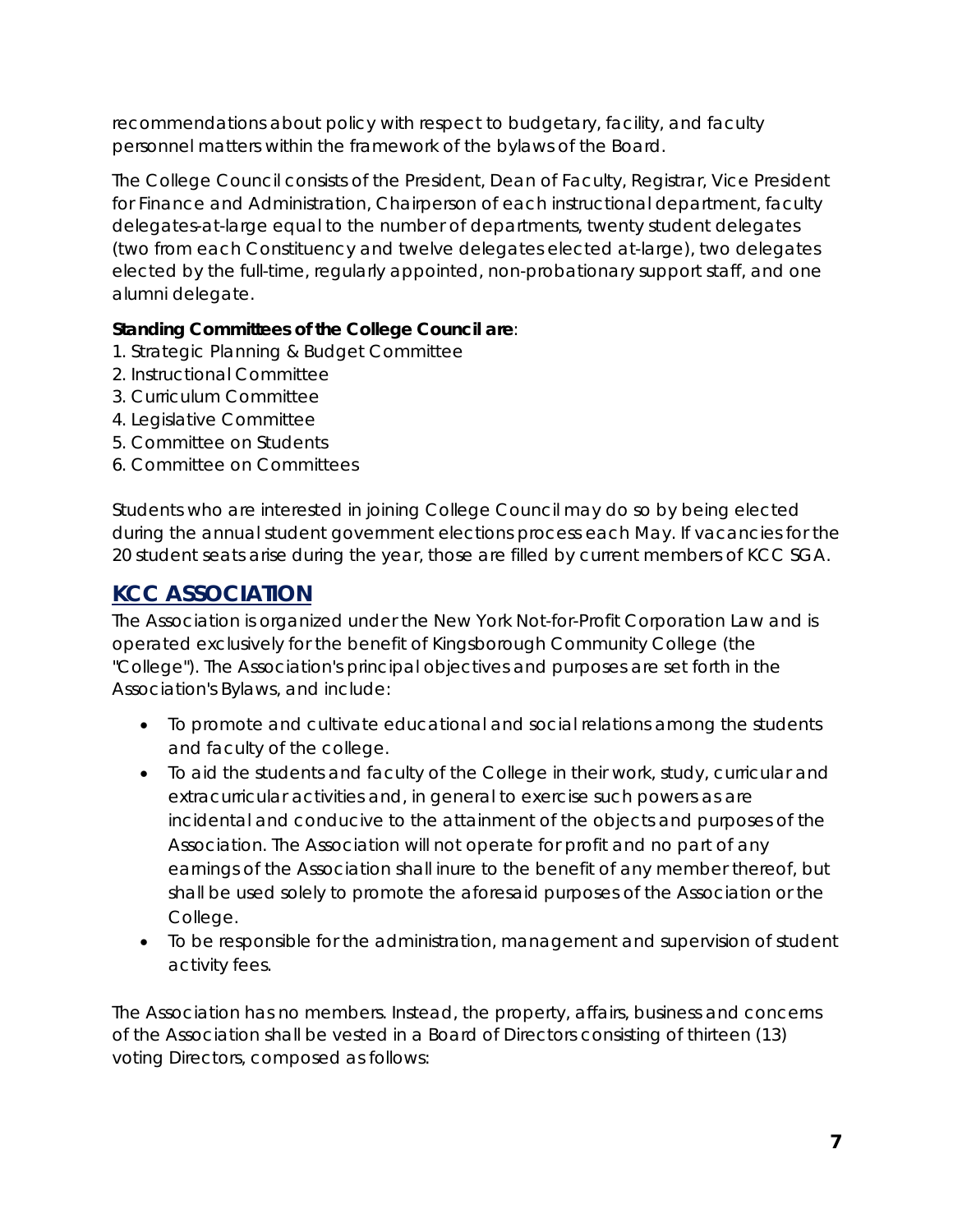recommendations about policy with respect to budgetary, facility, and faculty personnel matters within the framework of the bylaws of the Board.

The College Council consists of the President, Dean of Faculty, Registrar, Vice President for Finance and Administration, Chairperson of each instructional department, faculty delegates-at-large equal to the number of departments, twenty student delegates (two from each Constituency and twelve delegates elected at-large), two delegates elected by the full-time, regularly appointed, non-probationary support staff, and one alumni delegate.

**Standing Committees of the College Council are**:
1. Strategic Planning & Budget Committee
2. Instructional Committee
3. Curriculum Committee
4. Legislative Committee
5. Committee on Students
6. Committee on Committees

Students who are interested in joining College Council may do so by being elected during the annual student government elections process each May. If vacancies for the 20 student seats arise during the year, those are filled by current members of KCC SGA.

## KCC ASSOCIATION

The Association is organized under the New York Not-for-Profit Corporation Law and is operated exclusively for the benefit of Kingsborough Community College (the "College"). The Association's principal objectives and purposes are set forth in the Association's Bylaws, and include:

- To promote and cultivate educational and social relations among the students and faculty of the college.
- To aid the students and faculty of the College in their work, study, curricular and extracurricular activities and, in general to exercise such powers as are incidental and conducive to the attainment of the objects and purposes of the Association. The Association will not operate for profit and no part of any earnings of the Association shall inure to the benefit of any member thereof, but shall be used solely to promote the aforesaid purposes of the Association or the College.
- To be responsible for the administration, management and supervision of student activity fees.

The Association has no members. Instead, the property, affairs, business and concerns of the Association shall be vested in a Board of Directors consisting of thirteen (13) voting Directors, composed as follows: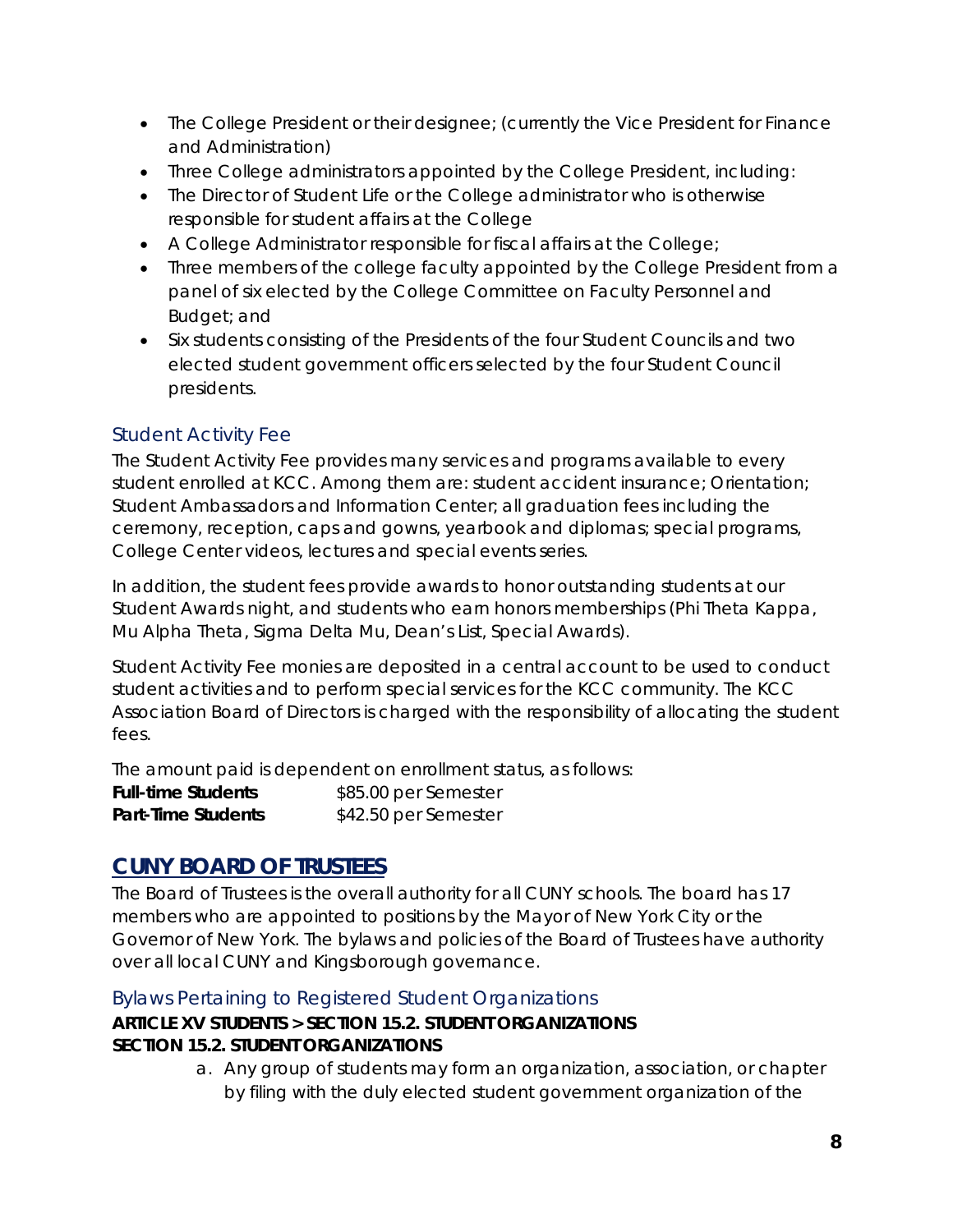- The College President or their designee; (currently the Vice President for Finance and Administration)
- Three College administrators appointed by the College President, including:
- The Director of Student Life or the College administrator who is otherwise responsible for student affairs at the College
- A College Administrator responsible for fiscal affairs at the College;
- Three members of the college faculty appointed by the College President from a panel of six elected by the College Committee on Faculty Personnel and Budget; and
- Six students consisting of the Presidents of the four Student Councils and two elected student government officers selected by the four Student Council presidents.

### Student Activity Fee

The Student Activity Fee provides many services and programs available to every student enrolled at KCC. Among them are: student accident insurance; Orientation; Student Ambassadors and Information Center; all graduation fees including the ceremony, reception, caps and gowns, yearbook and diplomas; special programs, College Center videos, lectures and special events series.

In addition, the student fees provide awards to honor outstanding students at our Student Awards night, and students who earn honors memberships (Phi Theta Kappa, Mu Alpha Theta, Sigma Delta Mu, Dean's List, Special Awards).

Student Activity Fee monies are deposited in a central account to be used to conduct student activities and to perform special services for the KCC community. The KCC Association Board of Directors is charged with the responsibility of allocating the student fees.

The amount paid is dependent on enrollment status, as follows:

| | |
|---|---|
| **Full-time Students** | $85.00 per Semester |
| **Part-Time Students** | $42.50 per Semester |

## CUNY BOARD OF TRUSTEES

The Board of Trustees is the overall authority for all CUNY schools. The board has 17 members who are appointed to positions by the Mayor of New York City or the Governor of New York. The bylaws and policies of the Board of Trustees have authority over all local CUNY and Kingsborough governance.

### Bylaws Pertaining to Registered Student Organizations

**ARTICLE XV STUDENTS > SECTION 15.2. STUDENT ORGANIZATIONS**
**SECTION 15.2. STUDENT ORGANIZATIONS**

a. Any group of students may form an organization, association, or chapter by filing with the duly elected student government organization of the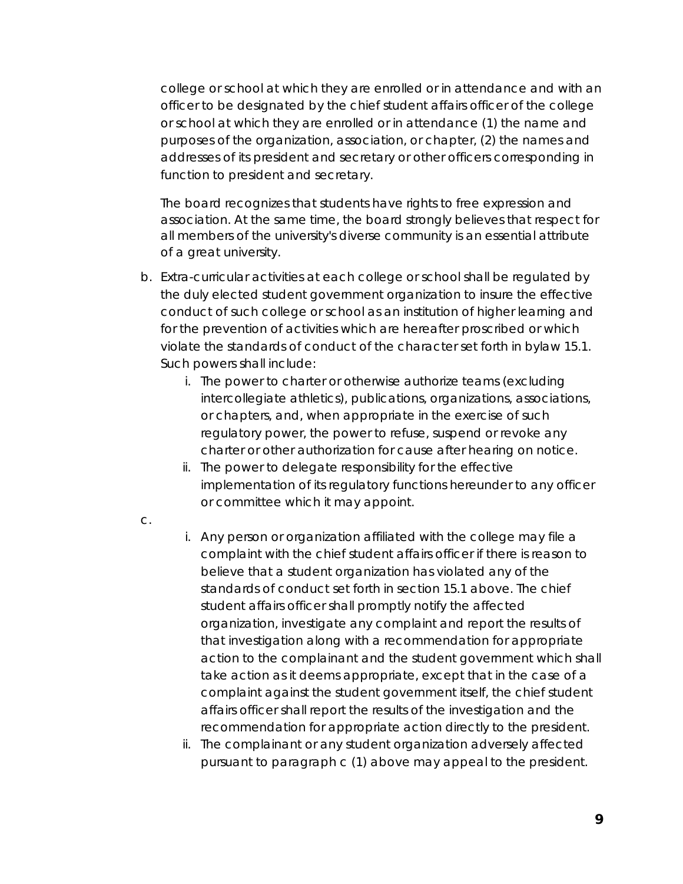college or school at which they are enrolled or in attendance and with an officer to be designated by the chief student affairs officer of the college or school at which they are enrolled or in attendance (1) the name and purposes of the organization, association, or chapter, (2) the names and addresses of its president and secretary or other officers corresponding in function to president and secretary.

The board recognizes that students have rights to free expression and association. At the same time, the board strongly believes that respect for all members of the university's diverse community is an essential attribute of a great university.

b. Extra-curricular activities at each college or school shall be regulated by the duly elected student government organization to insure the effective conduct of such college or school as an institution of higher learning and for the prevention of activities which are hereafter proscribed or which violate the standards of conduct of the character set forth in bylaw 15.1. Such powers shall include:
    i. The power to charter or otherwise authorize teams (excluding intercollegiate athletics), publications, organizations, associations, or chapters, and, when appropriate in the exercise of such regulatory power, the power to refuse, suspend or revoke any charter or other authorization for cause after hearing on notice.
    ii. The power to delegate responsibility for the effective implementation of its regulatory functions hereunder to any officer or committee which it may appoint.

c.
    i. Any person or organization affiliated with the college may file a complaint with the chief student affairs officer if there is reason to believe that a student organization has violated any of the standards of conduct set forth in section 15.1 above. The chief student affairs officer shall promptly notify the affected organization, investigate any complaint and report the results of that investigation along with a recommendation for appropriate action to the complainant and the student government which shall take action as it deems appropriate, except that in the case of a complaint against the student government itself, the chief student affairs officer shall report the results of the investigation and the recommendation for appropriate action directly to the president.
    ii. The complainant or any student organization adversely affected pursuant to paragraph c (1) above may appeal to the president.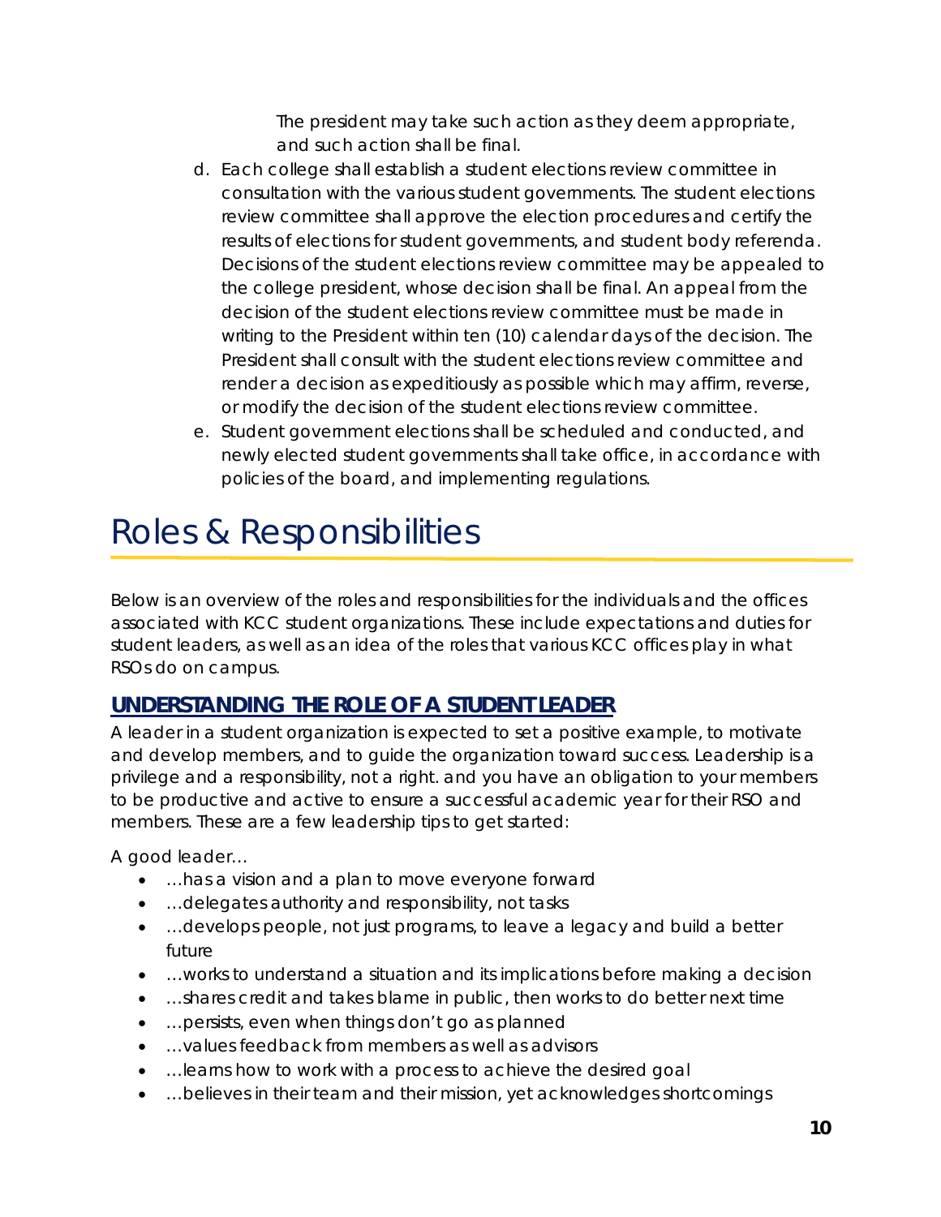The president may take such action as they deem appropriate, and such action shall be final.

d. Each college shall establish a student elections review committee in consultation with the various student governments. The student elections review committee shall approve the election procedures and certify the results of elections for student governments, and student body referenda. Decisions of the student elections review committee may be appealed to the college president, whose decision shall be final. An appeal from the decision of the student elections review committee must be made in writing to the President within ten (10) calendar days of the decision. The President shall consult with the student elections review committee and render a decision as expeditiously as possible which may affirm, reverse, or modify the decision of the student elections review committee.
e. Student government elections shall be scheduled and conducted, and newly elected student governments shall take office, in accordance with policies of the board, and implementing regulations.

# Roles & Responsibilities

Below is an overview of the roles and responsibilities for the individuals and the offices associated with KCC student organizations. These include expectations and duties for student leaders, as well as an idea of the roles that various KCC offices play in what RSOs do on campus.

## UNDERSTANDING THE ROLE OF A STUDENT LEADER

A leader in a student organization is expected to set a positive example, to motivate and develop members, and to guide the organization toward success. Leadership is a privilege and a responsibility, not a right. and you have an obligation to your members to be productive and active to ensure a successful academic year for their RSO and members. These are a few leadership tips to get started:

A good leader…

- …has a vision and a plan to move everyone forward
- …delegates authority and responsibility, not tasks
- …develops people, not just programs, to leave a legacy and build a better future
- …works to understand a situation and its implications before making a decision
- …shares credit and takes blame in public, then works to do better next time
- …persists, even when things don't go as planned
- …values feedback from members as well as advisors
- …learns how to work with a process to achieve the desired goal
- …believes in their team and their mission, yet acknowledges shortcomings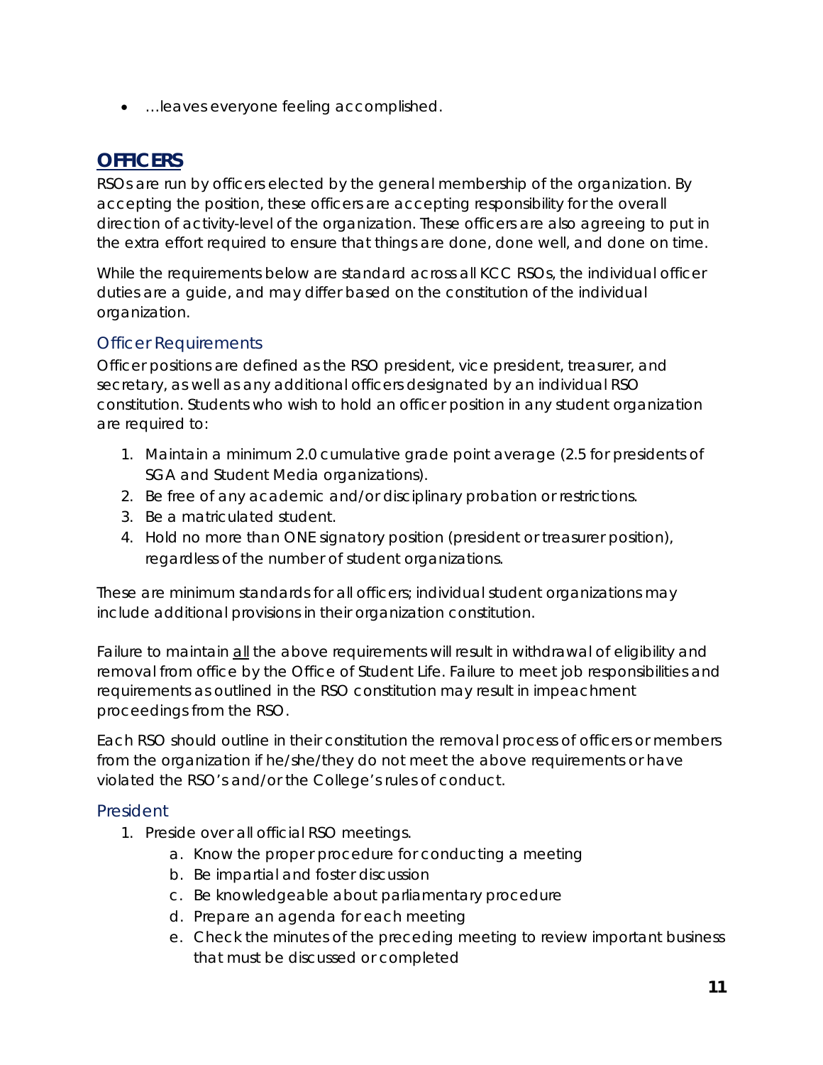- …leaves everyone feeling accomplished.

## OFFICERS

RSOs are run by officers elected by the general membership of the organization. By accepting the position, these officers are accepting responsibility for the overall direction of activity-level of the organization. These officers are also agreeing to put in the extra effort required to ensure that things are done, done well, and done on time.

While the requirements below are standard across all KCC RSOs, the individual officer duties are a guide, and may differ based on the constitution of the individual organization.

### Officer Requirements

Officer positions are defined as the RSO president, vice president, treasurer, and secretary, as well as any additional officers designated by an individual RSO constitution. Students who wish to hold an officer position in any student organization are required to:

1. Maintain a minimum 2.0 cumulative grade point average (2.5 for presidents of SGA and Student Media organizations).
2. Be free of any academic and/or disciplinary probation or restrictions.
3. Be a matriculated student.
4. Hold no more than ONE signatory position (president or treasurer position), regardless of the number of student organizations.

These are minimum standards for all officers; individual student organizations may include additional provisions in their organization constitution.

Failure to maintain <u>all</u> the above requirements will result in withdrawal of eligibility and removal from office by the Office of Student Life. Failure to meet job responsibilities and requirements as outlined in the RSO constitution may result in impeachment proceedings from the RSO.

Each RSO should outline in their constitution the removal process of officers or members from the organization if he/she/they do not meet the above requirements or have violated the RSO's and/or the College's rules of conduct.

### President

1. Preside over all official RSO meetings.
   a. Know the proper procedure for conducting a meeting
   b. Be impartial and foster discussion
   c. Be knowledgeable about parliamentary procedure
   d. Prepare an agenda for each meeting
   e. Check the minutes of the preceding meeting to review important business that must be discussed or completed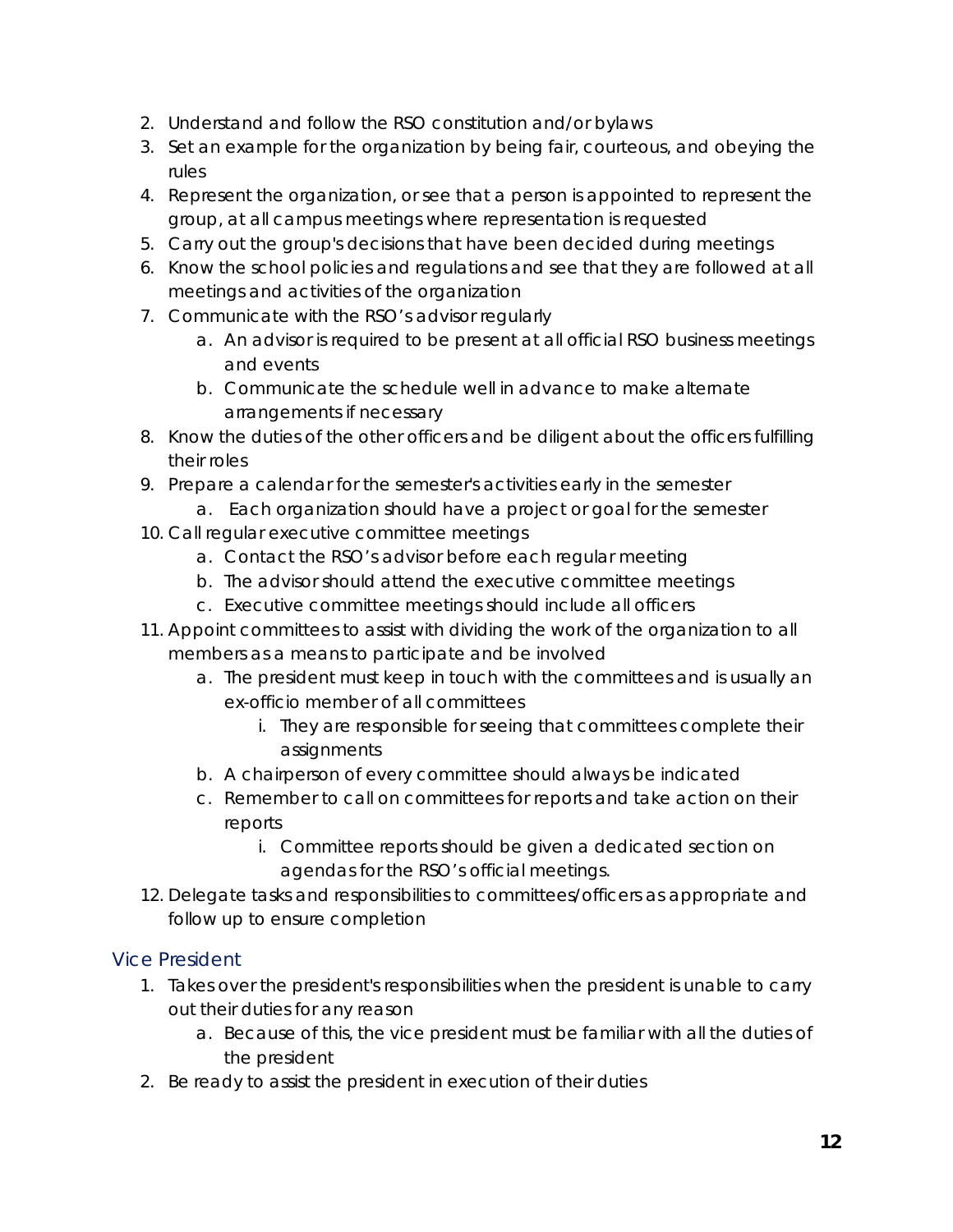2. Understand and follow the RSO constitution and/or bylaws
3. Set an example for the organization by being fair, courteous, and obeying the rules
4. Represent the organization, or see that a person is appointed to represent the group, at all campus meetings where representation is requested
5. Carry out the group's decisions that have been decided during meetings
6. Know the school policies and regulations and see that they are followed at all meetings and activities of the organization
7. Communicate with the RSO's advisor regularly
    a. An advisor is required to be present at all official RSO business meetings and events
    b. Communicate the schedule well in advance to make alternate arrangements if necessary
8. Know the duties of the other officers and be diligent about the officers fulfilling their roles
9. Prepare a calendar for the semester's activities early in the semester
    a. Each organization should have a project or goal for the semester
10. Call regular executive committee meetings
    a. Contact the RSO's advisor before each regular meeting
    b. The advisor should attend the executive committee meetings
    c. Executive committee meetings should include all officers
11. Appoint committees to assist with dividing the work of the organization to all members as a means to participate and be involved
    a. The president must keep in touch with the committees and is usually an ex-officio member of all committees
        i. They are responsible for seeing that committees complete their assignments
    b. A chairperson of every committee should always be indicated
    c. Remember to call on committees for reports and take action on their reports
        i. Committee reports should be given a dedicated section on agendas for the RSO's official meetings.
12. Delegate tasks and responsibilities to committees/officers as appropriate and follow up to ensure completion

## Vice President

1. Takes over the president's responsibilities when the president is unable to carry out their duties for any reason
    a. Because of this, the vice president must be familiar with all the duties of the president
2. Be ready to assist the president in execution of their duties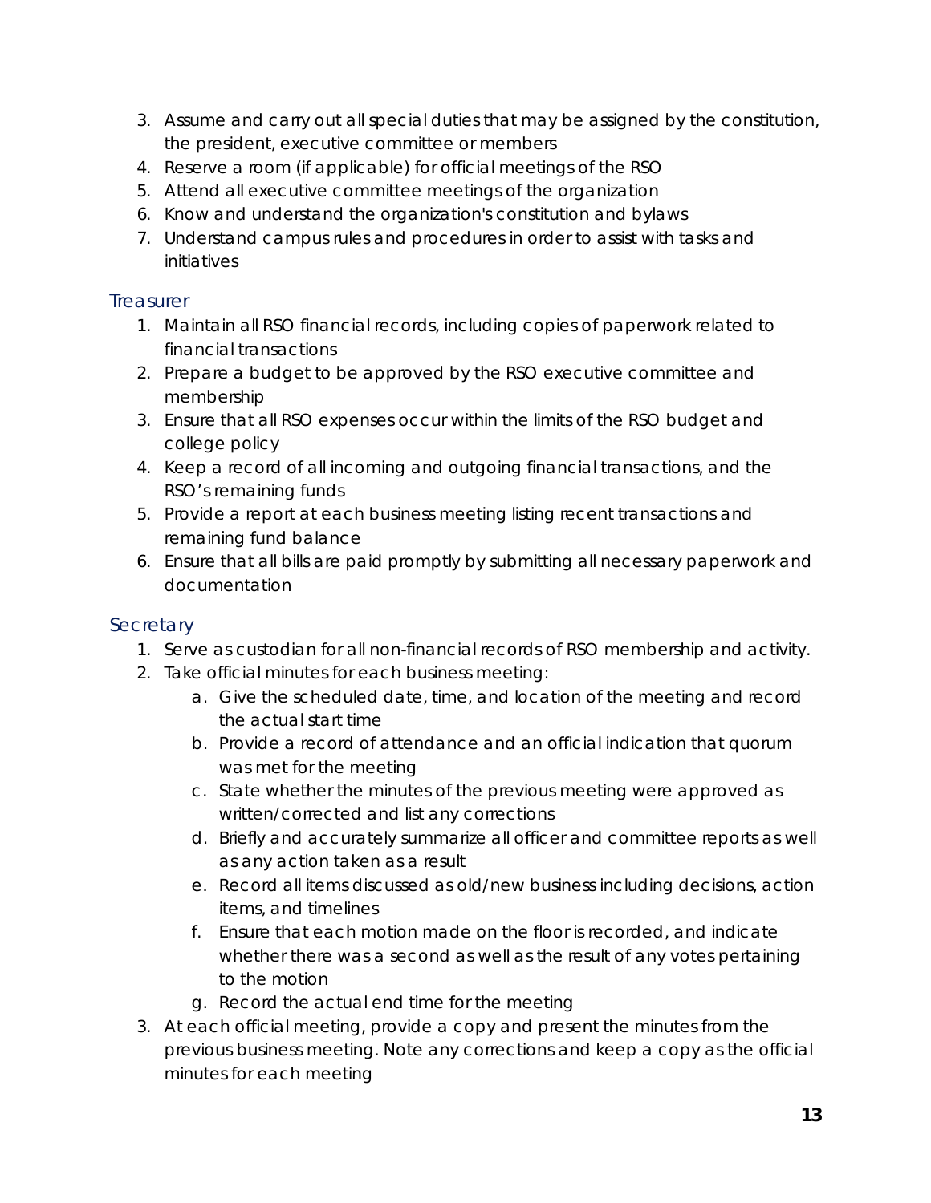3. Assume and carry out all special duties that may be assigned by the constitution, the president, executive committee or members
4. Reserve a room (if applicable) for official meetings of the RSO
5. Attend all executive committee meetings of the organization
6. Know and understand the organization's constitution and bylaws
7. Understand campus rules and procedures in order to assist with tasks and initiatives

### Treasurer

1. Maintain all RSO financial records, including copies of paperwork related to financial transactions
2. Prepare a budget to be approved by the RSO executive committee and membership
3. Ensure that all RSO expenses occur within the limits of the RSO budget and college policy
4. Keep a record of all incoming and outgoing financial transactions, and the RSO's remaining funds
5. Provide a report at each business meeting listing recent transactions and remaining fund balance
6. Ensure that all bills are paid promptly by submitting all necessary paperwork and documentation

### Secretary

1. Serve as custodian for all non-financial records of RSO membership and activity.
2. Take official minutes for each business meeting:
    a. Give the scheduled date, time, and location of the meeting and record the actual start time
    b. Provide a record of attendance and an official indication that quorum was met for the meeting
    c. State whether the minutes of the previous meeting were approved as written/corrected and list any corrections
    d. Briefly and accurately summarize all officer and committee reports as well as any action taken as a result
    e. Record all items discussed as old/new business including decisions, action items, and timelines
    f. Ensure that each motion made on the floor is recorded, and indicate whether there was a second as well as the result of any votes pertaining to the motion
    g. Record the actual end time for the meeting
3. At each official meeting, provide a copy and present the minutes from the previous business meeting. Note any corrections and keep a copy as the official minutes for each meeting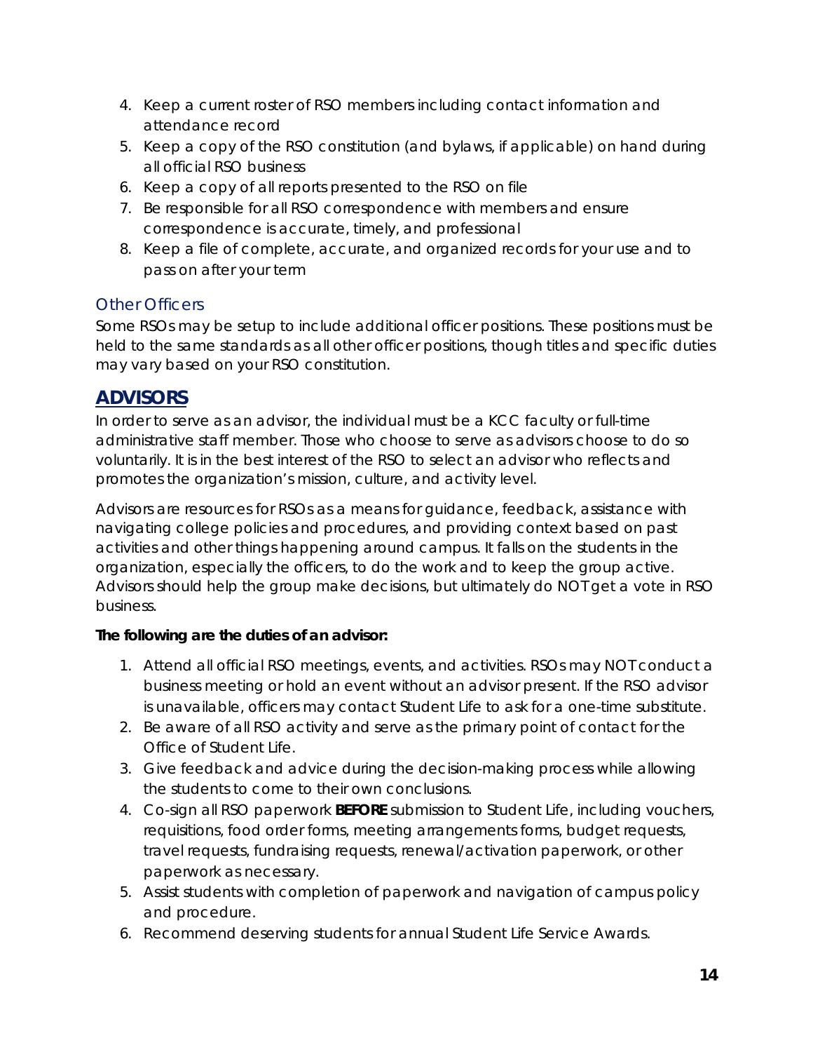4. Keep a current roster of RSO members including contact information and attendance record
5. Keep a copy of the RSO constitution (and bylaws, if applicable) on hand during all official RSO business
6. Keep a copy of all reports presented to the RSO on file
7. Be responsible for all RSO correspondence with members and ensure correspondence is accurate, timely, and professional
8. Keep a file of complete, accurate, and organized records for your use and to pass on after your term

### Other Officers

Some RSOs may be setup to include additional officer positions. These positions must be held to the same standards as all other officer positions, though titles and specific duties may vary based on your RSO constitution.

## ADVISORS

In order to serve as an advisor, the individual must be a KCC faculty or full-time administrative staff member. Those who choose to serve as advisors choose to do so voluntarily. It is in the best interest of the RSO to select an advisor who reflects and promotes the organization's mission, culture, and activity level.

Advisors are resources for RSOs as a means for guidance, feedback, assistance with navigating college policies and procedures, and providing context based on past activities and other things happening around campus. It falls on the students in the organization, especially the officers, to do the work and to keep the group active. Advisors should help the group make decisions, but ultimately do NOT get a vote in RSO business.

**The following are the duties of an advisor:**

1. Attend all official RSO meetings, events, and activities. RSOs may NOT conduct a business meeting or hold an event without an advisor present. If the RSO advisor is unavailable, officers may contact Student Life to ask for a one-time substitute.
2. Be aware of all RSO activity and serve as the primary point of contact for the Office of Student Life.
3. Give feedback and advice during the decision-making process while allowing the students to come to their own conclusions.
4. Co-sign all RSO paperwork **BEFORE** submission to Student Life, including vouchers, requisitions, food order forms, meeting arrangements forms, budget requests, travel requests, fundraising requests, renewal/activation paperwork, or other paperwork as necessary.
5. Assist students with completion of paperwork and navigation of campus policy and procedure.
6. Recommend deserving students for annual Student Life Service Awards.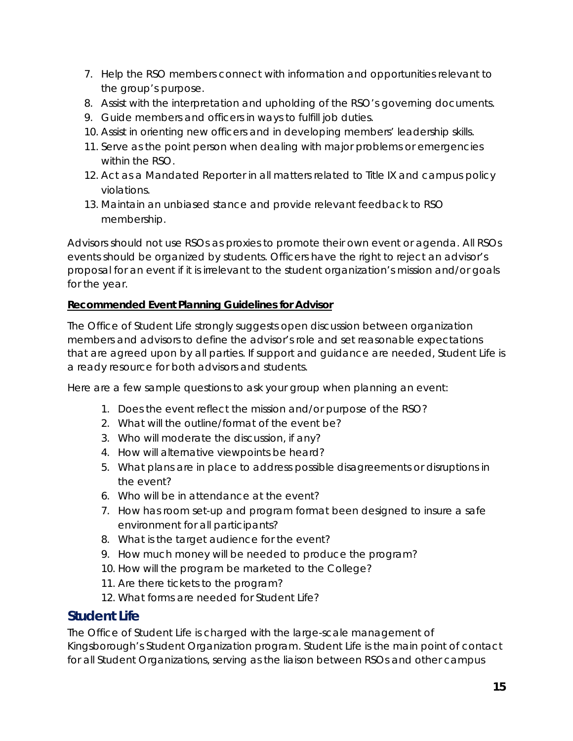7. Help the RSO members connect with information and opportunities relevant to the group's purpose.
8. Assist with the interpretation and upholding of the RSO's governing documents.
9. Guide members and officers in ways to fulfill job duties.
10. Assist in orienting new officers and in developing members' leadership skills.
11. Serve as the point person when dealing with major problems or emergencies within the RSO.
12. Act as a Mandated Reporter in all matters related to Title IX and campus policy violations.
13. Maintain an unbiased stance and provide relevant feedback to RSO membership.

Advisors should not use RSOs as proxies to promote their own event or agenda. All RSOs events should be organized by students. Officers have the right to reject an advisor's proposal for an event if it is irrelevant to the student organization's mission and/or goals for the year.

**Recommended Event Planning Guidelines for Advisor**

The Office of Student Life strongly suggests open discussion between organization members and advisors to define the advisor's role and set reasonable expectations that are agreed upon by all parties. If support and guidance are needed, Student Life is a ready resource for both advisors and students.

Here are a few sample questions to ask your group when planning an event:

1. Does the event reflect the mission and/or purpose of the RSO?
2. What will the outline/format of the event be?
3. Who will moderate the discussion, if any?
4. How will alternative viewpoints be heard?
5. What plans are in place to address possible disagreements or disruptions in the event?
6. Who will be in attendance at the event?
7. How has room set-up and program format been designed to insure a safe environment for all participants?
8. What is the target audience for the event?
9. How much money will be needed to produce the program?
10. How will the program be marketed to the College?
11. Are there tickets to the program?
12. What forms are needed for Student Life?

## Student Life

The Office of Student Life is charged with the large-scale management of Kingsborough's Student Organization program. Student Life is the main point of contact for all Student Organizations, serving as the liaison between RSOs and other campus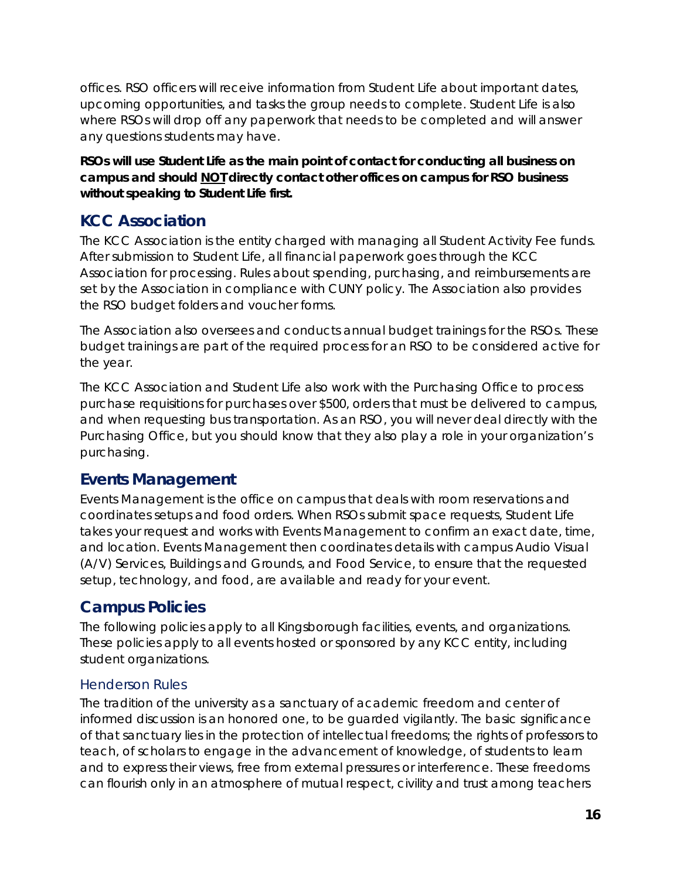offices. RSO officers will receive information from Student Life about important dates, upcoming opportunities, and tasks the group needs to complete. Student Life is also where RSOs will drop off any paperwork that needs to be completed and will answer any questions students may have.

**RSOs will use Student Life as the main point of contact for conducting all business on campus and should <u>NOT</u> directly contact other offices on campus for RSO business without speaking to Student Life first.**

## KCC Association

The KCC Association is the entity charged with managing all Student Activity Fee funds. After submission to Student Life, all financial paperwork goes through the KCC Association for processing. Rules about spending, purchasing, and reimbursements are set by the Association in compliance with CUNY policy. The Association also provides the RSO budget folders and voucher forms.

The Association also oversees and conducts annual budget trainings for the RSOs. These budget trainings are part of the required process for an RSO to be considered active for the year.

The KCC Association and Student Life also work with the Purchasing Office to process purchase requisitions for purchases over $500, orders that must be delivered to campus, and when requesting bus transportation. As an RSO, you will never deal directly with the Purchasing Office, but you should know that they also play a role in your organization's purchasing.

## Events Management

Events Management is the office on campus that deals with room reservations and coordinates setups and food orders. When RSOs submit space requests, Student Life takes your request and works with Events Management to confirm an exact date, time, and location. Events Management then coordinates details with campus Audio Visual (A/V) Services, Buildings and Grounds, and Food Service, to ensure that the requested setup, technology, and food, are available and ready for your event.

## Campus Policies

The following policies apply to all Kingsborough facilities, events, and organizations. These policies apply to all events hosted or sponsored by any KCC entity, including student organizations.

### Henderson Rules

The tradition of the university as a sanctuary of academic freedom and center of informed discussion is an honored one, to be guarded vigilantly. The basic significance of that sanctuary lies in the protection of intellectual freedoms; the rights of professors to teach, of scholars to engage in the advancement of knowledge, of students to learn and to express their views, free from external pressures or interference. These freedoms can flourish only in an atmosphere of mutual respect, civility and trust among teachers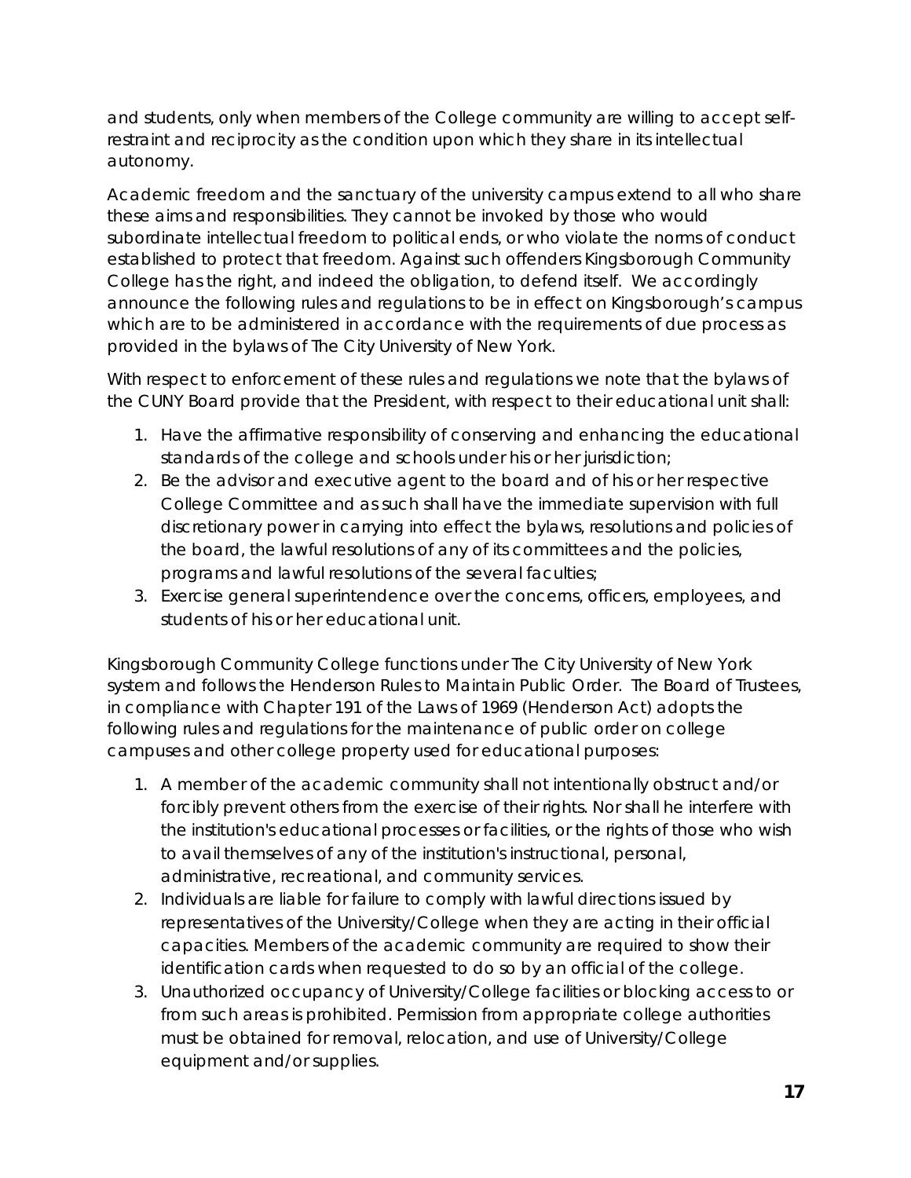and students, only when members of the College community are willing to accept self-restraint and reciprocity as the condition upon which they share in its intellectual autonomy.

Academic freedom and the sanctuary of the university campus extend to all who share these aims and responsibilities. They cannot be invoked by those who would subordinate intellectual freedom to political ends, or who violate the norms of conduct established to protect that freedom. Against such offenders Kingsborough Community College has the right, and indeed the obligation, to defend itself. We accordingly announce the following rules and regulations to be in effect on Kingsborough's campus which are to be administered in accordance with the requirements of due process as provided in the bylaws of The City University of New York.

With respect to enforcement of these rules and regulations we note that the bylaws of the CUNY Board provide that the President, with respect to their educational unit shall:

1. Have the affirmative responsibility of conserving and enhancing the educational standards of the college and schools under his or her jurisdiction;
2. Be the advisor and executive agent to the board and of his or her respective College Committee and as such shall have the immediate supervision with full discretionary power in carrying into effect the bylaws, resolutions and policies of the board, the lawful resolutions of any of its committees and the policies, programs and lawful resolutions of the several faculties;
3. Exercise general superintendence over the concerns, officers, employees, and students of his or her educational unit.

Kingsborough Community College functions under The City University of New York system and follows the Henderson Rules to Maintain Public Order. The Board of Trustees, in compliance with Chapter 191 of the Laws of 1969 (Henderson Act) adopts the following rules and regulations for the maintenance of public order on college campuses and other college property used for educational purposes:

1. A member of the academic community shall not intentionally obstruct and/or forcibly prevent others from the exercise of their rights. Nor shall he interfere with the institution's educational processes or facilities, or the rights of those who wish to avail themselves of any of the institution's instructional, personal, administrative, recreational, and community services.
2. Individuals are liable for failure to comply with lawful directions issued by representatives of the University/College when they are acting in their official capacities. Members of the academic community are required to show their identification cards when requested to do so by an official of the college.
3. Unauthorized occupancy of University/College facilities or blocking access to or from such areas is prohibited. Permission from appropriate college authorities must be obtained for removal, relocation, and use of University/College equipment and/or supplies.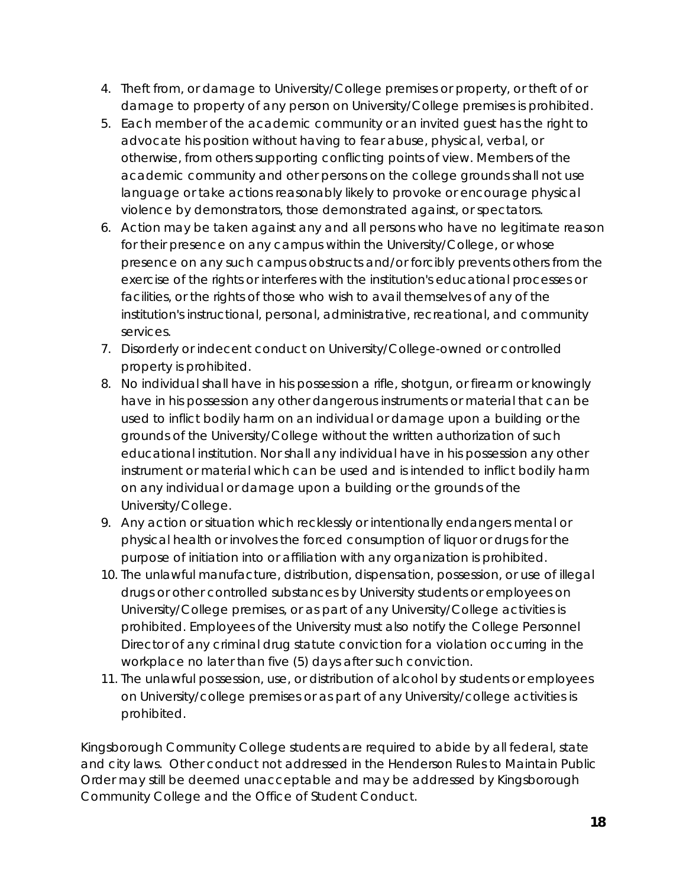4. Theft from, or damage to University/College premises or property, or theft of or damage to property of any person on University/College premises is prohibited.
5. Each member of the academic community or an invited guest has the right to advocate his position without having to fear abuse, physical, verbal, or otherwise, from others supporting conflicting points of view. Members of the academic community and other persons on the college grounds shall not use language or take actions reasonably likely to provoke or encourage physical violence by demonstrators, those demonstrated against, or spectators.
6. Action may be taken against any and all persons who have no legitimate reason for their presence on any campus within the University/College, or whose presence on any such campus obstructs and/or forcibly prevents others from the exercise of the rights or interferes with the institution's educational processes or facilities, or the rights of those who wish to avail themselves of any of the institution's instructional, personal, administrative, recreational, and community services.
7. Disorderly or indecent conduct on University/College-owned or controlled property is prohibited.
8. No individual shall have in his possession a rifle, shotgun, or firearm or knowingly have in his possession any other dangerous instruments or material that can be used to inflict bodily harm on an individual or damage upon a building or the grounds of the University/College without the written authorization of such educational institution. Nor shall any individual have in his possession any other instrument or material which can be used and is intended to inflict bodily harm on any individual or damage upon a building or the grounds of the University/College.
9. Any action or situation which recklessly or intentionally endangers mental or physical health or involves the forced consumption of liquor or drugs for the purpose of initiation into or affiliation with any organization is prohibited.
10. The unlawful manufacture, distribution, dispensation, possession, or use of illegal drugs or other controlled substances by University students or employees on University/College premises, or as part of any University/College activities is prohibited. Employees of the University must also notify the College Personnel Director of any criminal drug statute conviction for a violation occurring in the workplace no later than five (5) days after such conviction.
11. The unlawful possession, use, or distribution of alcohol by students or employees on University/college premises or as part of any University/college activities is prohibited.

Kingsborough Community College students are required to abide by all federal, state and city laws. Other conduct not addressed in the Henderson Rules to Maintain Public Order may still be deemed unacceptable and may be addressed by Kingsborough Community College and the Office of Student Conduct.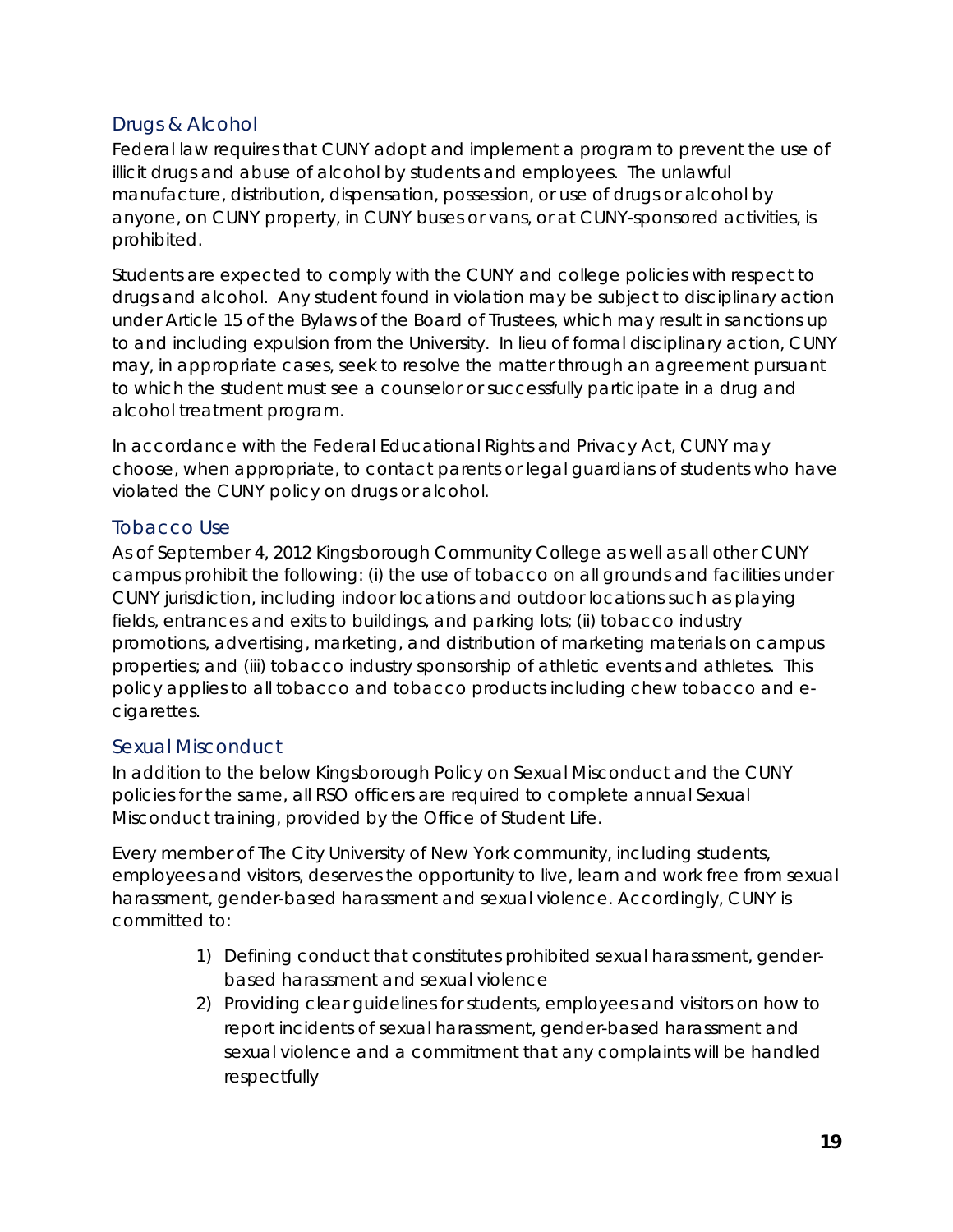## Drugs & Alcohol

Federal law requires that CUNY adopt and implement a program to prevent the use of illicit drugs and abuse of alcohol by students and employees. The unlawful manufacture, distribution, dispensation, possession, or use of drugs or alcohol by anyone, on CUNY property, in CUNY buses or vans, or at CUNY-sponsored activities, is prohibited.

Students are expected to comply with the CUNY and college policies with respect to drugs and alcohol. Any student found in violation may be subject to disciplinary action under Article 15 of the Bylaws of the Board of Trustees, which may result in sanctions up to and including expulsion from the University. In lieu of formal disciplinary action, CUNY may, in appropriate cases, seek to resolve the matter through an agreement pursuant to which the student must see a counselor or successfully participate in a drug and alcohol treatment program.

In accordance with the Federal Educational Rights and Privacy Act, CUNY may choose, when appropriate, to contact parents or legal guardians of students who have violated the CUNY policy on drugs or alcohol.

## Tobacco Use

As of September 4, 2012 Kingsborough Community College as well as all other CUNY campus prohibit the following: (i) the use of tobacco on all grounds and facilities under CUNY jurisdiction, including indoor locations and outdoor locations such as playing fields, entrances and exits to buildings, and parking lots; (ii) tobacco industry promotions, advertising, marketing, and distribution of marketing materials on campus properties; and (iii) tobacco industry sponsorship of athletic events and athletes. This policy applies to all tobacco and tobacco products including chew tobacco and e-cigarettes.

## Sexual Misconduct

In addition to the below Kingsborough Policy on Sexual Misconduct and the CUNY policies for the same, all RSO officers are required to complete annual Sexual Misconduct training, provided by the Office of Student Life.

Every member of The City University of New York community, including students, employees and visitors, deserves the opportunity to live, learn and work free from sexual harassment, gender-based harassment and sexual violence. Accordingly, CUNY is committed to:

1) Defining conduct that constitutes prohibited sexual harassment, gender-based harassment and sexual violence
2) Providing clear guidelines for students, employees and visitors on how to report incidents of sexual harassment, gender-based harassment and sexual violence and a commitment that any complaints will be handled respectfully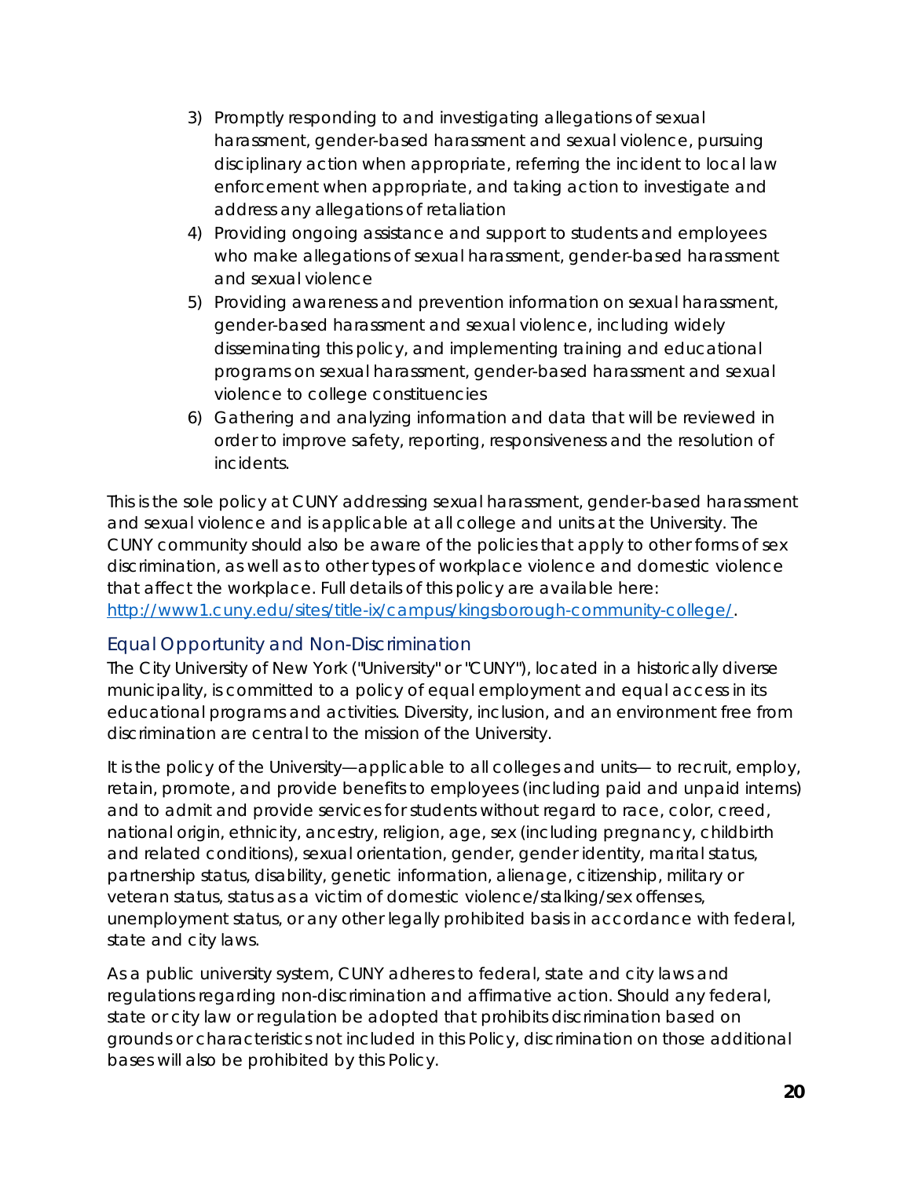3) Promptly responding to and investigating allegations of sexual harassment, gender-based harassment and sexual violence, pursuing disciplinary action when appropriate, referring the incident to local law enforcement when appropriate, and taking action to investigate and address any allegations of retaliation
4) Providing ongoing assistance and support to students and employees who make allegations of sexual harassment, gender-based harassment and sexual violence
5) Providing awareness and prevention information on sexual harassment, gender-based harassment and sexual violence, including widely disseminating this policy, and implementing training and educational programs on sexual harassment, gender-based harassment and sexual violence to college constituencies
6) Gathering and analyzing information and data that will be reviewed in order to improve safety, reporting, responsiveness and the resolution of incidents.

This is the sole policy at CUNY addressing sexual harassment, gender-based harassment and sexual violence and is applicable at all college and units at the University. The CUNY community should also be aware of the policies that apply to other forms of sex discrimination, as well as to other types of workplace violence and domestic violence that affect the workplace. Full details of this policy are available here: [http://www1.cuny.edu/sites/title-ix/campus/kingsborough-community-college/](http://www1.cuny.edu/sites/title-ix/campus/kingsborough-community-college/).

## Equal Opportunity and Non-Discrimination

The City University of New York ("University" or "CUNY"), located in a historically diverse municipality, is committed to a policy of equal employment and equal access in its educational programs and activities. Diversity, inclusion, and an environment free from discrimination are central to the mission of the University.

It is the policy of the University—applicable to all colleges and units— to recruit, employ, retain, promote, and provide benefits to employees (including paid and unpaid interns) and to admit and provide services for students without regard to race, color, creed, national origin, ethnicity, ancestry, religion, age, sex (including pregnancy, childbirth and related conditions), sexual orientation, gender, gender identity, marital status, partnership status, disability, genetic information, alienage, citizenship, military or veteran status, status as a victim of domestic violence/stalking/sex offenses, unemployment status, or any other legally prohibited basis in accordance with federal, state and city laws.

As a public university system, CUNY adheres to federal, state and city laws and regulations regarding non-discrimination and affirmative action. Should any federal, state or city law or regulation be adopted that prohibits discrimination based on grounds or characteristics not included in this Policy, discrimination on those additional bases will also be prohibited by this Policy.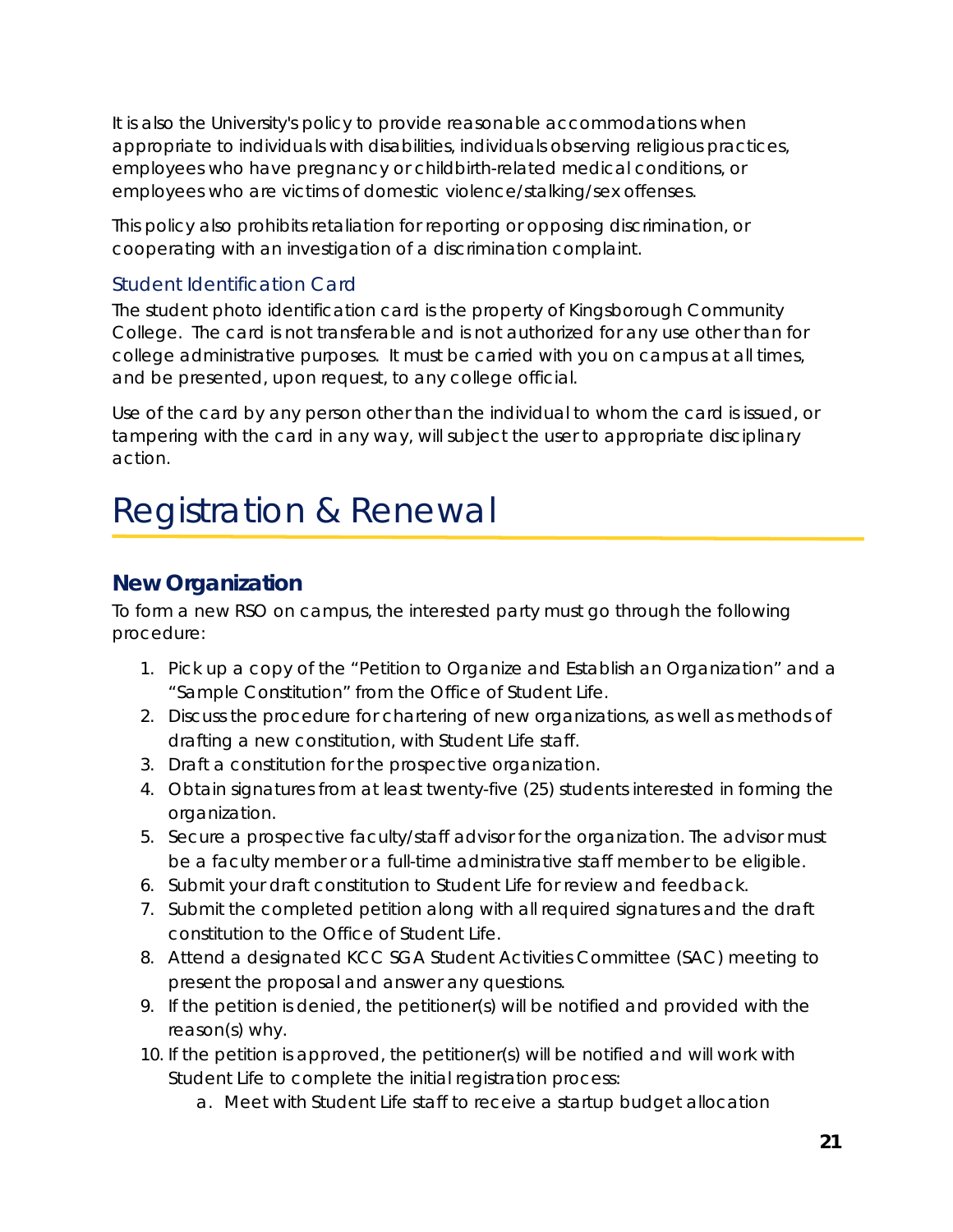It is also the University's policy to provide reasonable accommodations when appropriate to individuals with disabilities, individuals observing religious practices, employees who have pregnancy or childbirth-related medical conditions, or employees who are victims of domestic violence/stalking/sex offenses.

This policy also prohibits retaliation for reporting or opposing discrimination, or cooperating with an investigation of a discrimination complaint.

### Student Identification Card

The student photo identification card is the property of Kingsborough Community College. The card is not transferable and is not authorized for any use other than for college administrative purposes. It must be carried with you on campus at all times, and be presented, upon request, to any college official.

Use of the card by any person other than the individual to whom the card is issued, or tampering with the card in any way, will subject the user to appropriate disciplinary action.

# Registration & Renewal

## New Organization

To form a new RSO on campus, the interested party must go through the following procedure:

1. Pick up a copy of the "Petition to Organize and Establish an Organization" and a "Sample Constitution" from the Office of Student Life.
2. Discuss the procedure for chartering of new organizations, as well as methods of drafting a new constitution, with Student Life staff.
3. Draft a constitution for the prospective organization.
4. Obtain signatures from at least twenty-five (25) students interested in forming the organization.
5. Secure a prospective faculty/staff advisor for the organization. The advisor must be a faculty member or a full-time administrative staff member to be eligible.
6. Submit your draft constitution to Student Life for review and feedback.
7. Submit the completed petition along with all required signatures and the draft constitution to the Office of Student Life.
8. Attend a designated KCC SGA Student Activities Committee (SAC) meeting to present the proposal and answer any questions.
9. If the petition is denied, the petitioner(s) will be notified and provided with the reason(s) why.
10. If the petition is approved, the petitioner(s) will be notified and will work with Student Life to complete the initial registration process:
    a. Meet with Student Life staff to receive a startup budget allocation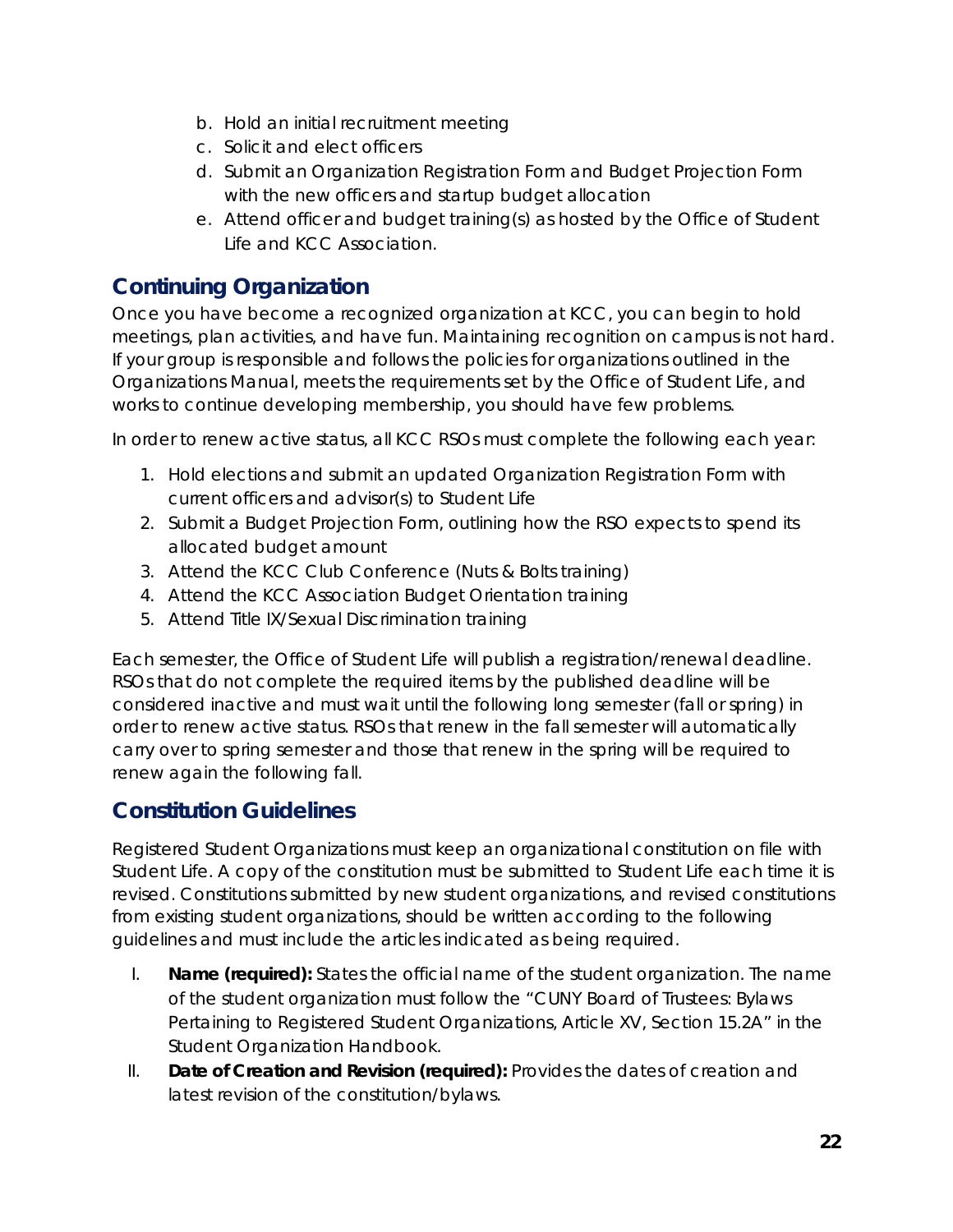b. Hold an initial recruitment meeting
c. Solicit and elect officers
d. Submit an Organization Registration Form and Budget Projection Form with the new officers and startup budget allocation
e. Attend officer and budget training(s) as hosted by the Office of Student Life and KCC Association.

## Continuing Organization

Once you have become a recognized organization at KCC, you can begin to hold meetings, plan activities, and have fun. Maintaining recognition on campus is not hard. If your group is responsible and follows the policies for organizations outlined in the Organizations Manual, meets the requirements set by the Office of Student Life, and works to continue developing membership, you should have few problems.

In order to renew active status, all KCC RSOs must complete the following each year:

1. Hold elections and submit an updated Organization Registration Form with current officers and advisor(s) to Student Life
2. Submit a Budget Projection Form, outlining how the RSO expects to spend its allocated budget amount
3. Attend the KCC Club Conference (Nuts & Bolts training)
4. Attend the KCC Association Budget Orientation training
5. Attend Title IX/Sexual Discrimination training

Each semester, the Office of Student Life will publish a registration/renewal deadline. RSOs that do not complete the required items by the published deadline will be considered inactive and must wait until the following long semester (fall or spring) in order to renew active status. RSOs that renew in the fall semester will automatically carry over to spring semester and those that renew in the spring will be required to renew again the following fall.

## Constitution Guidelines

Registered Student Organizations must keep an organizational constitution on file with Student Life. A copy of the constitution must be submitted to Student Life each time it is revised. Constitutions submitted by new student organizations, and revised constitutions from existing student organizations, should be written according to the following guidelines and must include the articles indicated as being required.

I. **Name (required):** States the official name of the student organization. The name of the student organization must follow the "CUNY Board of Trustees: Bylaws Pertaining to Registered Student Organizations, Article XV, Section 15.2A" in the Student Organization Handbook.

II. **Date of Creation and Revision (required):** Provides the dates of creation and latest revision of the constitution/bylaws.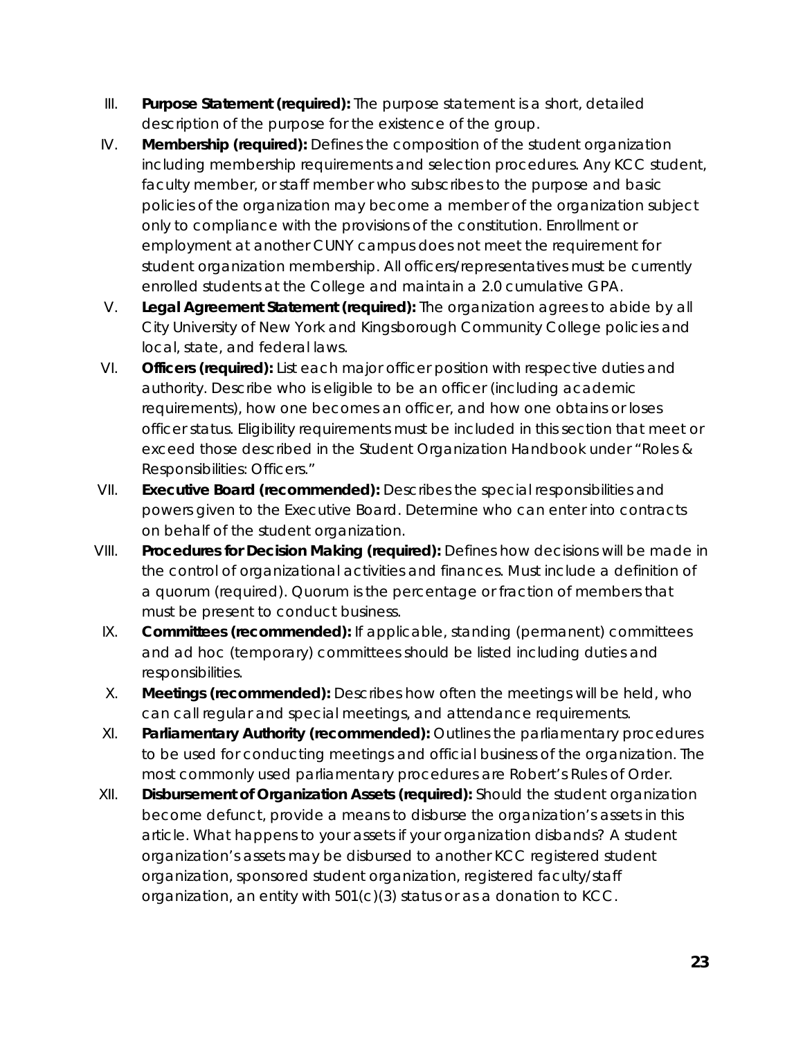III. **Purpose Statement (required):** The purpose statement is a short, detailed description of the purpose for the existence of the group.

IV. **Membership (required):** Defines the composition of the student organization including membership requirements and selection procedures. Any KCC student, faculty member, or staff member who subscribes to the purpose and basic policies of the organization may become a member of the organization subject only to compliance with the provisions of the constitution. Enrollment or employment at another CUNY campus does not meet the requirement for student organization membership. All officers/representatives must be currently enrolled students at the College and maintain a 2.0 cumulative GPA.

V. **Legal Agreement Statement (required):** The organization agrees to abide by all City University of New York and Kingsborough Community College policies and local, state, and federal laws.

VI. **Officers (required):** List each major officer position with respective duties and authority. Describe who is eligible to be an officer (including academic requirements), how one becomes an officer, and how one obtains or loses officer status. Eligibility requirements must be included in this section that meet or exceed those described in the Student Organization Handbook under "Roles & Responsibilities: Officers."

VII. **Executive Board (recommended):** Describes the special responsibilities and powers given to the Executive Board. Determine who can enter into contracts on behalf of the student organization.

VIII. **Procedures for Decision Making (required):** Defines how decisions will be made in the control of organizational activities and finances. Must include a definition of a quorum (required). Quorum is the percentage or fraction of members that must be present to conduct business.

IX. **Committees (recommended):** If applicable, standing (permanent) committees and ad hoc (temporary) committees should be listed including duties and responsibilities.

X. **Meetings (recommended):** Describes how often the meetings will be held, who can call regular and special meetings, and attendance requirements.

XI. **Parliamentary Authority (recommended):** Outlines the parliamentary procedures to be used for conducting meetings and official business of the organization. The most commonly used parliamentary procedures are Robert's Rules of Order.

XII. **Disbursement of Organization Assets (required):** Should the student organization become defunct, provide a means to disburse the organization's assets in this article. What happens to your assets if your organization disbands? A student organization's assets may be disbursed to another KCC registered student organization, sponsored student organization, registered faculty/staff organization, an entity with 501(c)(3) status or as a donation to KCC.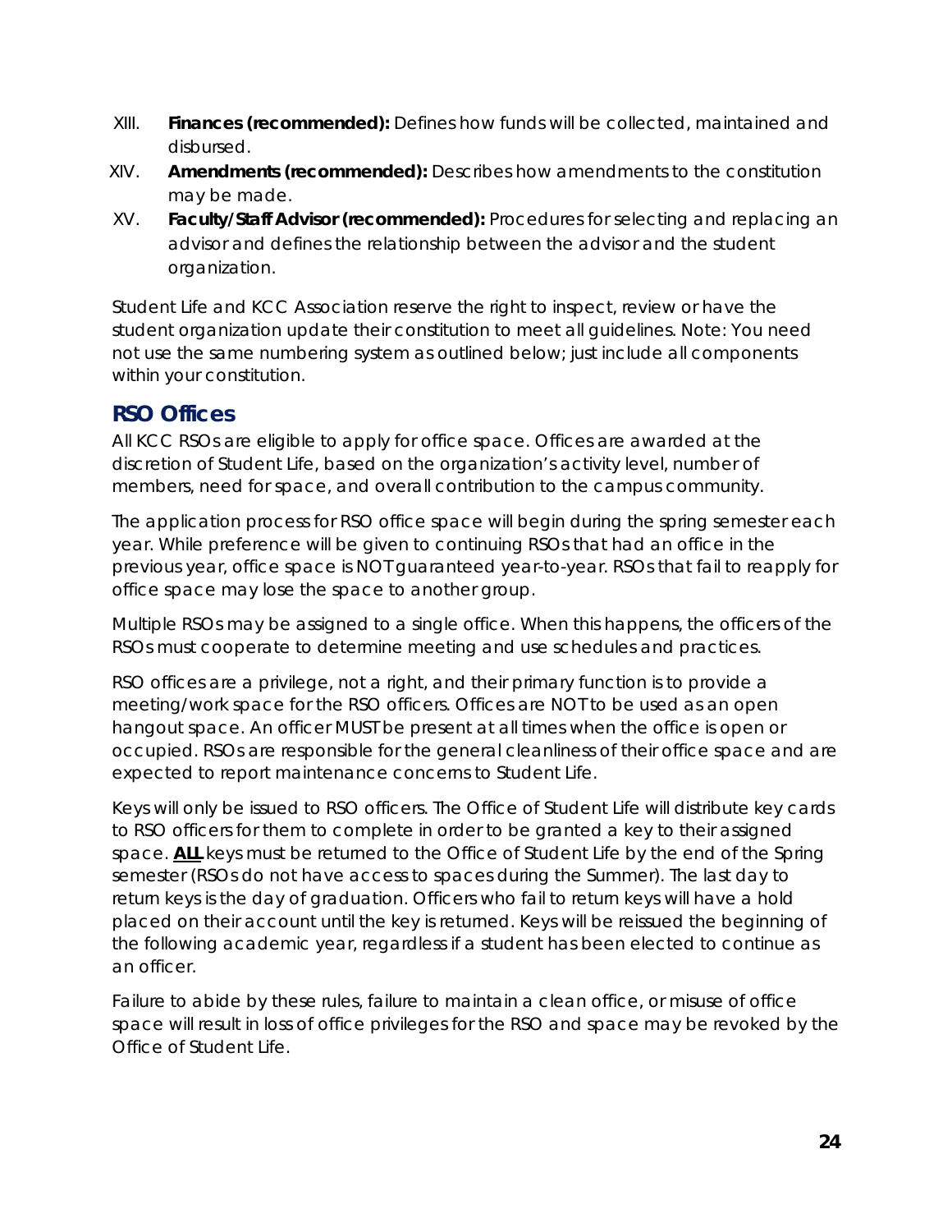XIII. **Finances (recommended):** Defines how funds will be collected, maintained and disbursed.

XIV. **Amendments (recommended):** Describes how amendments to the constitution may be made.

XV. **Faculty/Staff Advisor (recommended):** Procedures for selecting and replacing an advisor and defines the relationship between the advisor and the student organization.

Student Life and KCC Association reserve the right to inspect, review or have the student organization update their constitution to meet all guidelines. Note: You need not use the same numbering system as outlined below; just include all components within your constitution.

## RSO Offices

All KCC RSOs are eligible to apply for office space. Offices are awarded at the discretion of Student Life, based on the organization's activity level, number of members, need for space, and overall contribution to the campus community.

The application process for RSO office space will begin during the spring semester each year. While preference will be given to continuing RSOs that had an office in the previous year, office space is NOT guaranteed year-to-year. RSOs that fail to reapply for office space may lose the space to another group.

Multiple RSOs may be assigned to a single office. When this happens, the officers of the RSOs must cooperate to determine meeting and use schedules and practices.

RSO offices are a privilege, not a right, and their primary function is to provide a meeting/work space for the RSO officers. Offices are NOT to be used as an open hangout space. An officer MUST be present at all times when the office is open or occupied. RSOs are responsible for the general cleanliness of their office space and are expected to report maintenance concerns to Student Life.

Keys will only be issued to RSO officers. The Office of Student Life will distribute key cards to RSO officers for them to complete in order to be granted a key to their assigned space. **ALL** keys must be returned to the Office of Student Life by the end of the Spring semester (RSOs do not have access to spaces during the Summer). The last day to return keys is the day of graduation. Officers who fail to return keys will have a hold placed on their account until the key is returned. Keys will be reissued the beginning of the following academic year, regardless if a student has been elected to continue as an officer.

Failure to abide by these rules, failure to maintain a clean office, or misuse of office space will result in loss of office privileges for the RSO and space may be revoked by the Office of Student Life.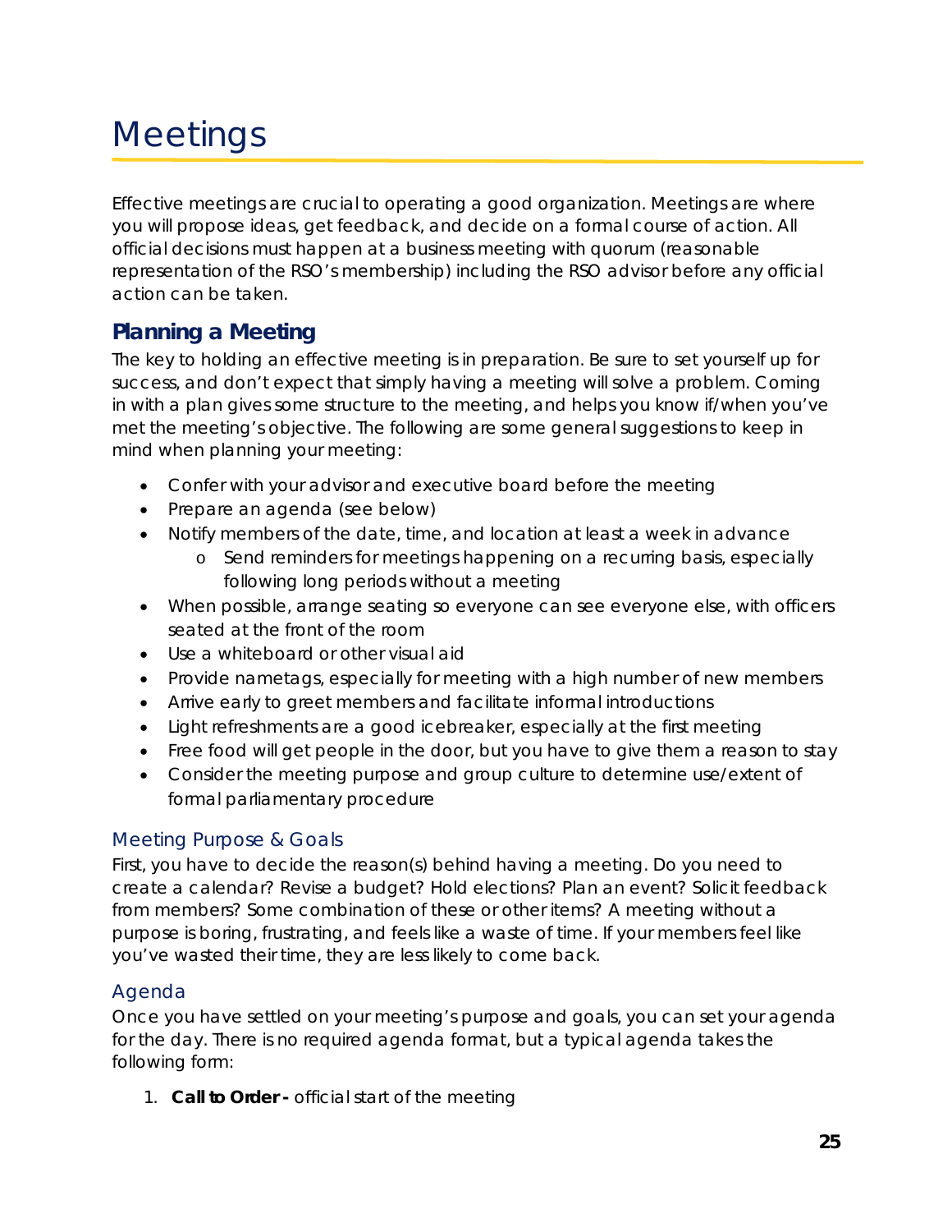# Meetings

Effective meetings are crucial to operating a good organization. Meetings are where you will propose ideas, get feedback, and decide on a formal course of action. All official decisions must happen at a business meeting with quorum (reasonable representation of the RSO's membership) including the RSO advisor before any official action can be taken.

## Planning a Meeting

The key to holding an effective meeting is in preparation. Be sure to set yourself up for success, and don't expect that simply having a meeting will solve a problem. Coming in with a plan gives some structure to the meeting, and helps you know if/when you've met the meeting's objective. The following are some general suggestions to keep in mind when planning your meeting:

- Confer with your advisor and executive board before the meeting
- Prepare an agenda (see below)
- Notify members of the date, time, and location at least a week in advance
  - Send reminders for meetings happening on a recurring basis, especially following long periods without a meeting
- When possible, arrange seating so everyone can see everyone else, with officers seated at the front of the room
- Use a whiteboard or other visual aid
- Provide nametags, especially for meeting with a high number of new members
- Arrive early to greet members and facilitate informal introductions
- Light refreshments are a good icebreaker, especially at the first meeting
- Free food will get people in the door, but you have to give them a reason to stay
- Consider the meeting purpose and group culture to determine use/extent of formal parliamentary procedure

### Meeting Purpose & Goals

First, you have to decide the reason(s) behind having a meeting. Do you need to create a calendar? Revise a budget? Hold elections? Plan an event? Solicit feedback from members? Some combination of these or other items? A meeting without a purpose is boring, frustrating, and feels like a waste of time. If your members feel like you've wasted their time, they are less likely to come back.

### Agenda

Once you have settled on your meeting's purpose and goals, you can set your agenda for the day. There is no required agenda format, but a typical agenda takes the following form:

1. **Call to Order -** official start of the meeting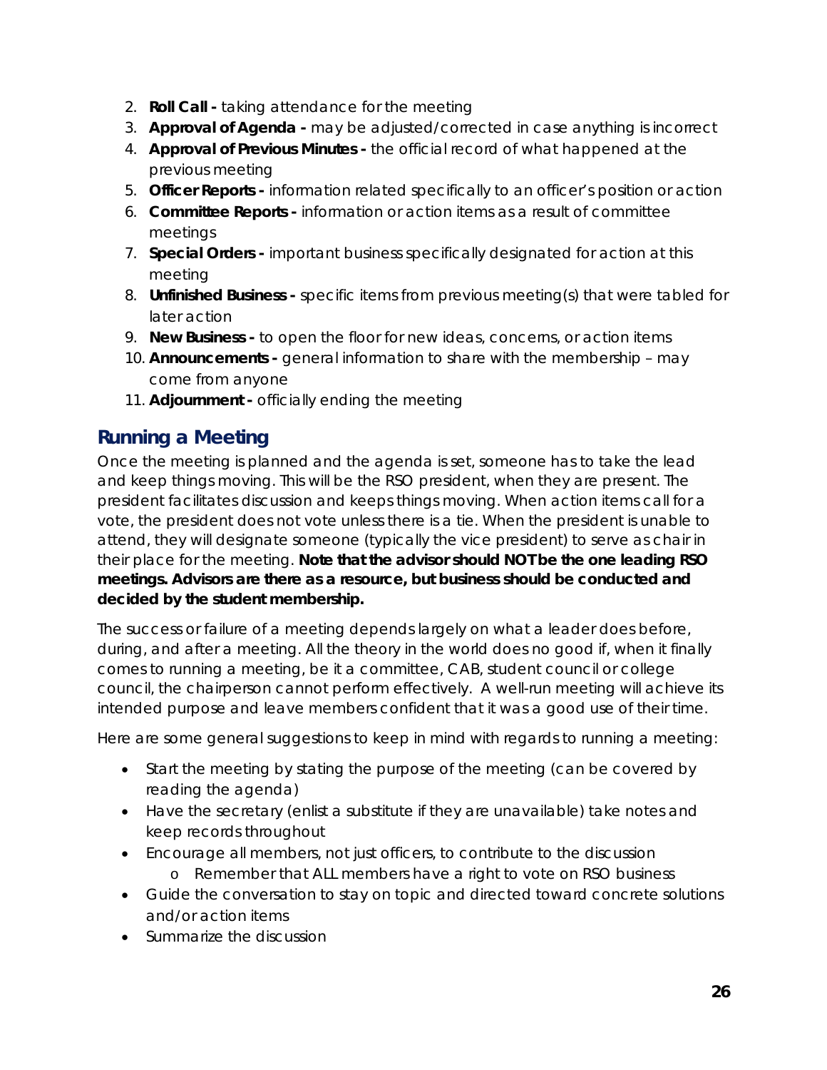2. **Roll Call -** taking attendance for the meeting
3. **Approval of Agenda -** may be adjusted/corrected in case anything is incorrect
4. **Approval of Previous Minutes -** the official record of what happened at the previous meeting
5. **Officer Reports -** information related specifically to an officer's position or action
6. **Committee Reports -** information or action items as a result of committee meetings
7. **Special Orders -** important business specifically designated for action at this meeting
8. **Unfinished Business -** specific items from previous meeting(s) that were tabled for later action
9. **New Business -** to open the floor for new ideas, concerns, or action items
10. **Announcements -** general information to share with the membership – may come from anyone
11. **Adjournment -** officially ending the meeting

## Running a Meeting

Once the meeting is planned and the agenda is set, someone has to take the lead and keep things moving. This will be the RSO president, when they are present. The president facilitates discussion and keeps things moving. When action items call for a vote, the president does not vote unless there is a tie. When the president is unable to attend, they will designate someone (typically the vice president) to serve as chair in their place for the meeting. **Note that the advisor should NOT be the one leading RSO meetings. Advisors are there as a resource, but business should be conducted and decided by the student membership.**

The success or failure of a meeting depends largely on what a leader does before, during, and after a meeting. All the theory in the world does no good if, when it finally comes to running a meeting, be it a committee, CAB, student council or college council, the chairperson cannot perform effectively. A well-run meeting will achieve its intended purpose and leave members confident that it was a good use of their time.

Here are some general suggestions to keep in mind with regards to running a meeting:

- Start the meeting by stating the purpose of the meeting (can be covered by reading the agenda)
- Have the secretary (enlist a substitute if they are unavailable) take notes and keep records throughout
- Encourage all members, not just officers, to contribute to the discussion
  - Remember that ALL members have a right to vote on RSO business
- Guide the conversation to stay on topic and directed toward concrete solutions and/or action items
- Summarize the discussion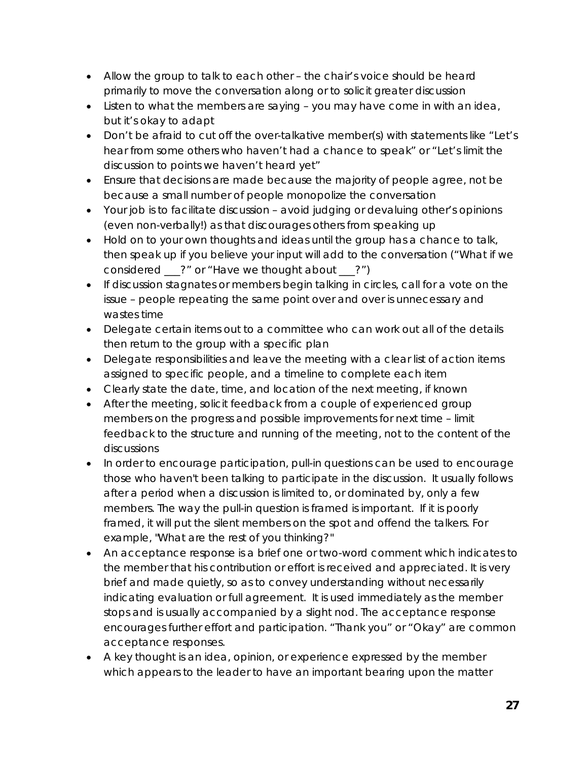- Allow the group to talk to each other – the chair's voice should be heard primarily to move the conversation along or to solicit greater discussion
- Listen to what the members are saying – you may have come in with an idea, but it's okay to adapt
- Don't be afraid to cut off the over-talkative member(s) with statements like "Let's hear from some others who haven't had a chance to speak" or "Let's limit the discussion to points we haven't heard yet"
- Ensure that decisions are made because the majority of people agree, not be because a small number of people monopolize the conversation
- Your job is to facilitate discussion – avoid judging or devaluing other's opinions (even non-verbally!) as that discourages others from speaking up
- Hold on to your own thoughts and ideas until the group has a chance to talk, then speak up if you believe your input will add to the conversation ("What if we considered ___?" or "Have we thought about ___?")
- If discussion stagnates or members begin talking in circles, call for a vote on the issue – people repeating the same point over and over is unnecessary and wastes time
- Delegate certain items out to a committee who can work out all of the details then return to the group with a specific plan
- Delegate responsibilities and leave the meeting with a clear list of action items assigned to specific people, and a timeline to complete each item
- Clearly state the date, time, and location of the next meeting, if known
- After the meeting, solicit feedback from a couple of experienced group members on the progress and possible improvements for next time – limit feedback to the structure and running of the meeting, not to the content of the discussions
- In order to encourage participation, pull-in questions can be used to encourage those who haven't been talking to participate in the discussion. It usually follows after a period when a discussion is limited to, or dominated by, only a few members. The way the pull-in question is framed is important. If it is poorly framed, it will put the silent members on the spot and offend the talkers. For example, "What are the rest of you thinking?"
- An acceptance response is a brief one or two-word comment which indicates to the member that his contribution or effort is received and appreciated. It is very brief and made quietly, so as to convey understanding without necessarily indicating evaluation or full agreement. It is used immediately as the member stops and is usually accompanied by a slight nod. The acceptance response encourages further effort and participation. "Thank you" or "Okay" are common acceptance responses.
- A key thought is an idea, opinion, or experience expressed by the member which appears to the leader to have an important bearing upon the matter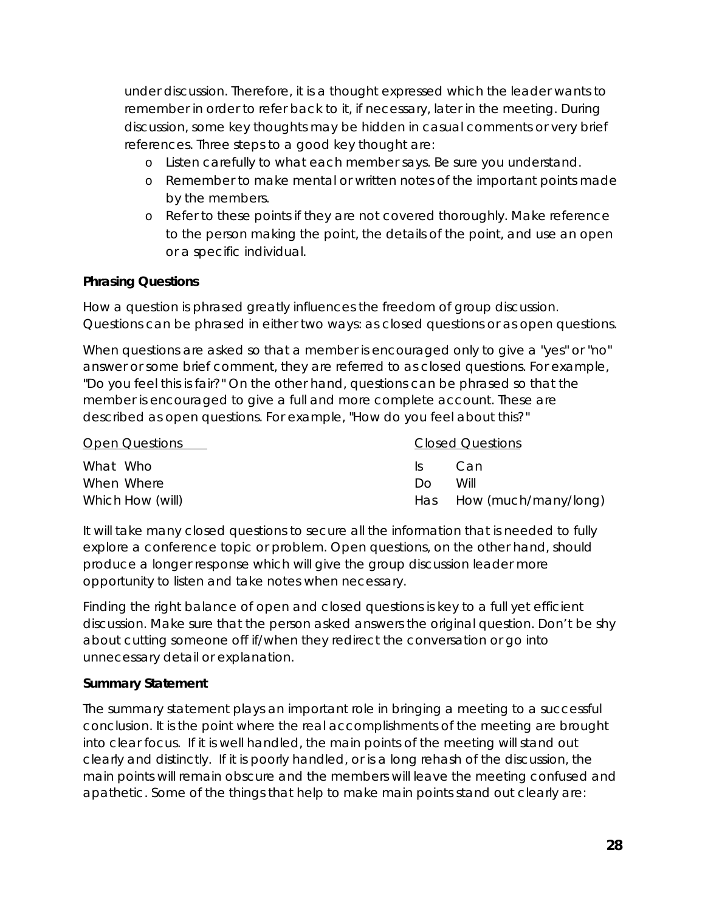under discussion. Therefore, it is a thought expressed which the leader wants to remember in order to refer back to it, if necessary, later in the meeting. During discussion, some key thoughts may be hidden in casual comments or very brief references. Three steps to a good key thought are:

- Listen carefully to what each member says. Be sure you understand.
- Remember to make mental or written notes of the important points made by the members.
- Refer to these points if they are not covered thoroughly. Make reference to the person making the point, the details of the point, and use an open or a specific individual.

**Phrasing Questions**

How a question is phrased greatly influences the freedom of group discussion. Questions can be phrased in either two ways: as closed questions or as open questions.

When questions are asked so that a member is encouraged only to give a "yes" or "no" answer or some brief comment, they are referred to as closed questions. For example, "Do you feel this is fair?" On the other hand, questions can be phrased so that the member is encouraged to give a full and more complete account. These are described as open questions. For example, "How do you feel about this?"

| Open Questions | Closed Questions |
|---|---|
| What Who | Is Can |
| When Where | Do Will |
| Which How (will) | Has How (much/many/long) |

It will take many closed questions to secure all the information that is needed to fully explore a conference topic or problem. Open questions, on the other hand, should produce a longer response which will give the group discussion leader more opportunity to listen and take notes when necessary.

Finding the right balance of open and closed questions is key to a full yet efficient discussion. Make sure that the person asked answers the original question. Don't be shy about cutting someone off if/when they redirect the conversation or go into unnecessary detail or explanation.

**Summary Statement**

The summary statement plays an important role in bringing a meeting to a successful conclusion. It is the point where the real accomplishments of the meeting are brought into clear focus. If it is well handled, the main points of the meeting will stand out clearly and distinctly. If it is poorly handled, or is a long rehash of the discussion, the main points will remain obscure and the members will leave the meeting confused and apathetic. Some of the things that help to make main points stand out clearly are: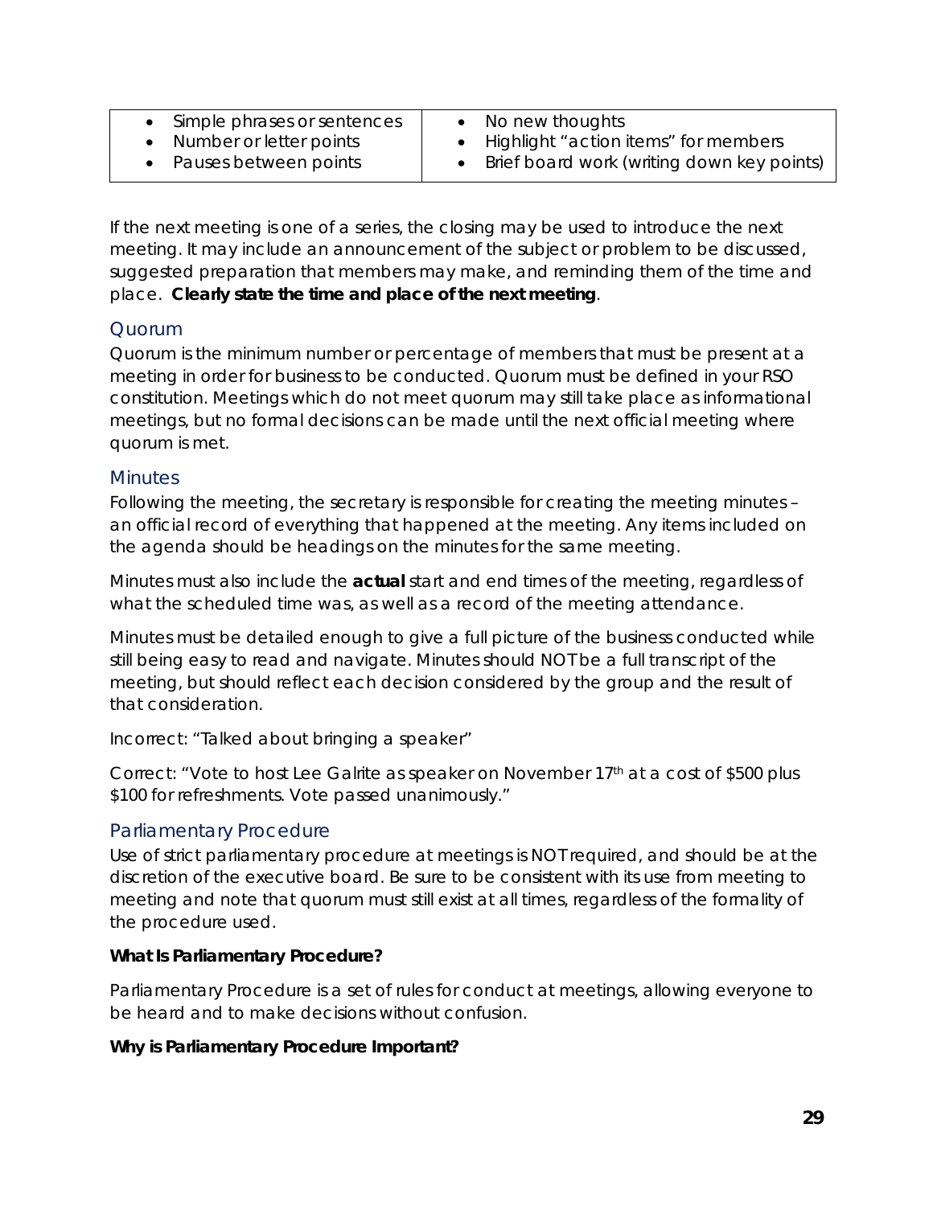| • Simple phrases or sentences<br>• Number or letter points<br>• Pauses between points | • No new thoughts<br>• Highlight "action items" for members<br>• Brief board work (writing down key points) |
|---|---|

If the next meeting is one of a series, the closing may be used to introduce the next meeting. It may include an announcement of the subject or problem to be discussed, suggested preparation that members may make, and reminding them of the time and place. **Clearly state the time and place of the next meeting**.

## Quorum

Quorum is the minimum number or percentage of members that must be present at a meeting in order for business to be conducted. Quorum must be defined in your RSO constitution. Meetings which do not meet quorum may still take place as informational meetings, but no formal decisions can be made until the next official meeting where quorum is met.

## Minutes

Following the meeting, the secretary is responsible for creating the meeting minutes – an official record of everything that happened at the meeting. Any items included on the agenda should be headings on the minutes for the same meeting.

Minutes must also include the **actual** start and end times of the meeting, regardless of what the scheduled time was, as well as a record of the meeting attendance.

Minutes must be detailed enough to give a full picture of the business conducted while still being easy to read and navigate. Minutes should NOT be a full transcript of the meeting, but should reflect each decision considered by the group and the result of that consideration.

Incorrect: "Talked about bringing a speaker"

Correct: "Vote to host Lee Galrite as speaker on November 17th at a cost of $500 plus $100 for refreshments. Vote passed unanimously."

## Parliamentary Procedure

Use of strict parliamentary procedure at meetings is NOT required, and should be at the discretion of the executive board. Be sure to be consistent with its use from meeting to meeting and note that quorum must still exist at all times, regardless of the formality of the procedure used.

**What Is Parliamentary Procedure?**

Parliamentary Procedure is a set of rules for conduct at meetings, allowing everyone to be heard and to make decisions without confusion.

**Why is Parliamentary Procedure Important?**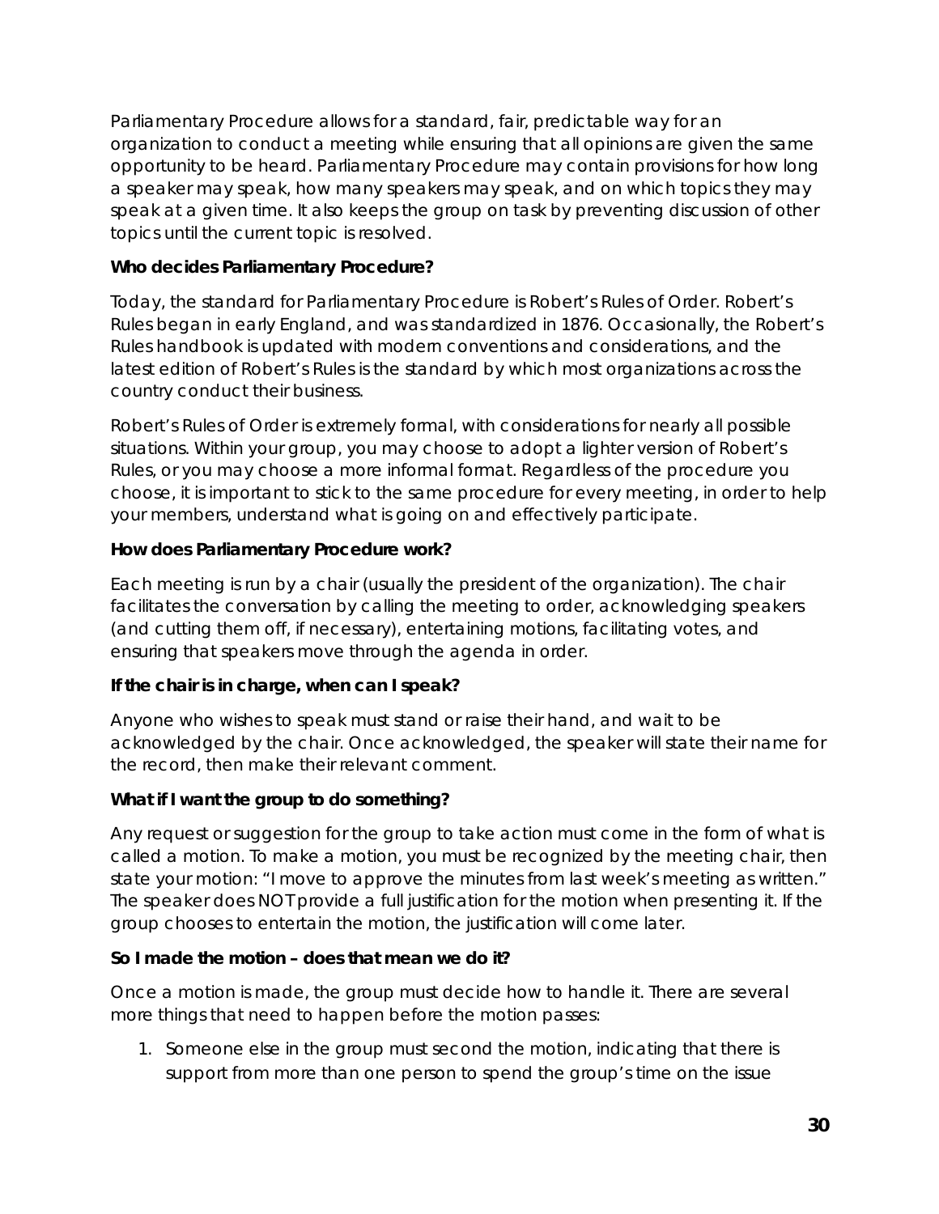Parliamentary Procedure allows for a standard, fair, predictable way for an organization to conduct a meeting while ensuring that all opinions are given the same opportunity to be heard. Parliamentary Procedure may contain provisions for how long a speaker may speak, how many speakers may speak, and on which topics they may speak at a given time. It also keeps the group on task by preventing discussion of other topics until the current topic is resolved.

**Who decides Parliamentary Procedure?**

Today, the standard for Parliamentary Procedure is Robert's Rules of Order. Robert's Rules began in early England, and was standardized in 1876. Occasionally, the Robert's Rules handbook is updated with modern conventions and considerations, and the latest edition of Robert's Rules is the standard by which most organizations across the country conduct their business.

Robert's Rules of Order is extremely formal, with considerations for nearly all possible situations. Within your group, you may choose to adopt a lighter version of Robert's Rules, or you may choose a more informal format. Regardless of the procedure you choose, it is important to stick to the same procedure for every meeting, in order to help your members, understand what is going on and effectively participate.

**How does Parliamentary Procedure work?**

Each meeting is run by a chair (usually the president of the organization). The chair facilitates the conversation by calling the meeting to order, acknowledging speakers (and cutting them off, if necessary), entertaining motions, facilitating votes, and ensuring that speakers move through the agenda in order.

**If the chair is in charge, when can I speak?**

Anyone who wishes to speak must stand or raise their hand, and wait to be acknowledged by the chair. Once acknowledged, the speaker will state their name for the record, then make their relevant comment.

**What if I want the group to do something?**

Any request or suggestion for the group to take action must come in the form of what is called a motion. To make a motion, you must be recognized by the meeting chair, then state your motion: "I move to approve the minutes from last week's meeting as written." The speaker does NOT provide a full justification for the motion when presenting it. If the group chooses to entertain the motion, the justification will come later.

**So I made the motion – does that mean we do it?**

Once a motion is made, the group must decide how to handle it. There are several more things that need to happen before the motion passes:

1. Someone else in the group must second the motion, indicating that there is support from more than one person to spend the group's time on the issue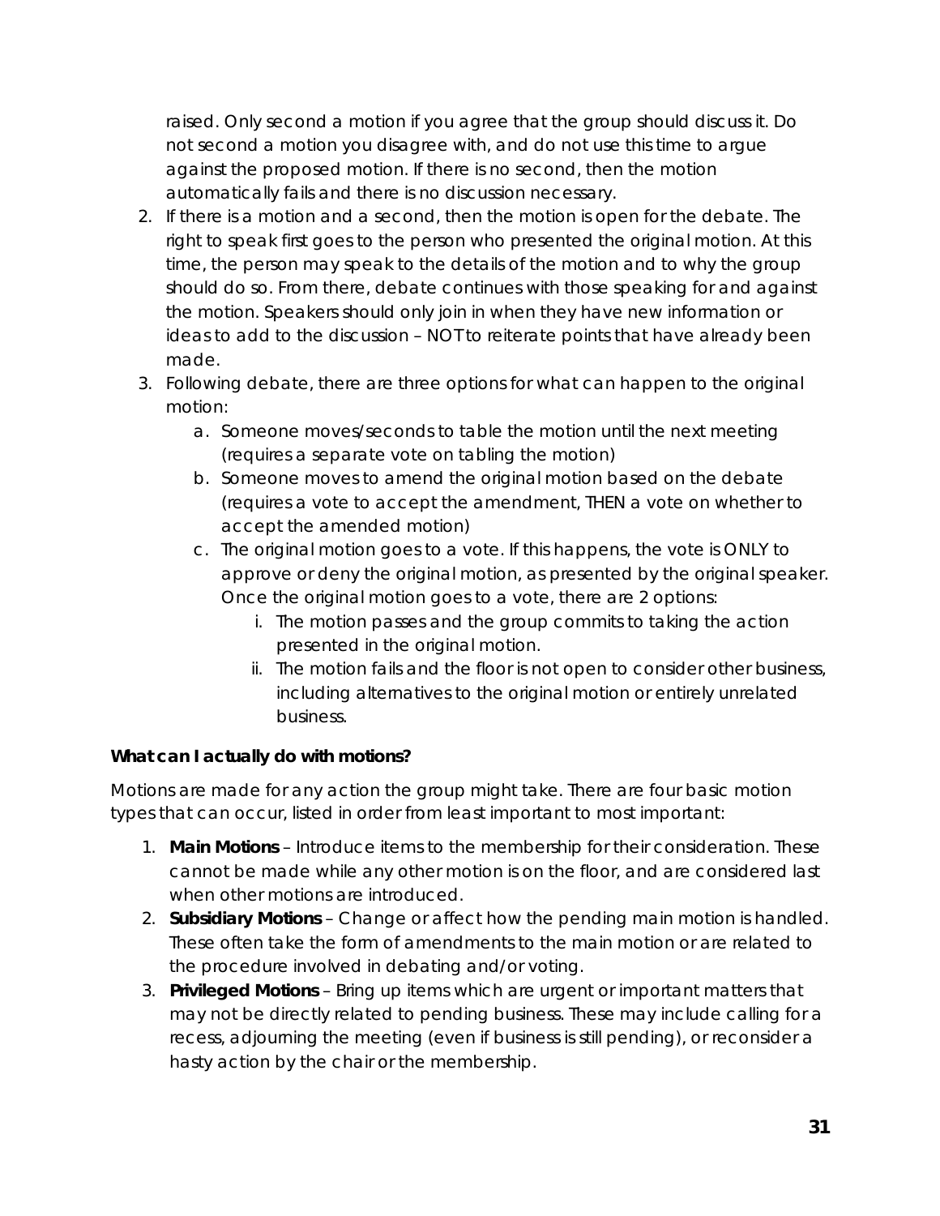raised. Only second a motion if you agree that the group should discuss it. Do not second a motion you disagree with, and do not use this time to argue against the proposed motion. If there is no second, then the motion automatically fails and there is no discussion necessary.

2. If there is a motion and a second, then the motion is open for the debate. The right to speak first goes to the person who presented the original motion. At this time, the person may speak to the details of the motion and to why the group should do so. From there, debate continues with those speaking for and against the motion. Speakers should only join in when they have new information or ideas to add to the discussion – NOT to reiterate points that have already been made.
3. Following debate, there are three options for what can happen to the original motion:
   a. Someone moves/seconds to table the motion until the next meeting (requires a separate vote on tabling the motion)
   b. Someone moves to amend the original motion based on the debate (requires a vote to accept the amendment, THEN a vote on whether to accept the amended motion)
   c. The original motion goes to a vote. If this happens, the vote is ONLY to approve or deny the original motion, as presented by the original speaker. Once the original motion goes to a vote, there are 2 options:
      i. The motion passes and the group commits to taking the action presented in the original motion.
      ii. The motion fails and the floor is not open to consider other business, including alternatives to the original motion or entirely unrelated business.

**What can I actually do with motions?**

Motions are made for any action the group might take. There are four basic motion types that can occur, listed in order from least important to most important:

1. **Main Motions** – Introduce items to the membership for their consideration. These cannot be made while any other motion is on the floor, and are considered last when other motions are introduced.
2. **Subsidiary Motions** – Change or affect how the pending main motion is handled. These often take the form of amendments to the main motion or are related to the procedure involved in debating and/or voting.
3. **Privileged Motions** – Bring up items which are urgent or important matters that may not be directly related to pending business. These may include calling for a recess, adjourning the meeting (even if business is still pending), or reconsider a hasty action by the chair or the membership.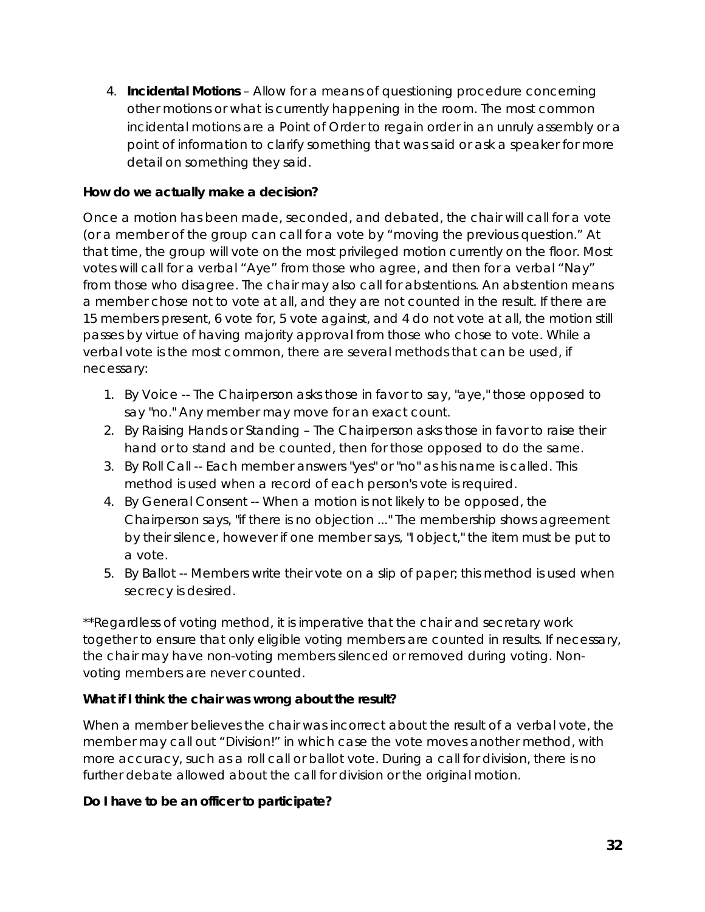4. **Incidental Motions** – Allow for a means of questioning procedure concerning other motions or what is currently happening in the room. The most common incidental motions are a Point of Order to regain order in an unruly assembly or a point of information to clarify something that was said or ask a speaker for more detail on something they said.

**How do we actually make a decision?**

Once a motion has been made, seconded, and debated, the chair will call for a vote (or a member of the group can call for a vote by "moving the previous question." At that time, the group will vote on the most privileged motion currently on the floor. Most votes will call for a verbal "Aye" from those who agree, and then for a verbal "Nay" from those who disagree. The chair may also call for abstentions. An abstention means a member chose not to vote at all, and they are not counted in the result. If there are 15 members present, 6 vote for, 5 vote against, and 4 do not vote at all, the motion still passes by virtue of having majority approval from those who chose to vote. While a verbal vote is the most common, there are several methods that can be used, if necessary:

1. By Voice -- The Chairperson asks those in favor to say, "aye," those opposed to say "no." Any member may move for an exact count.
2. By Raising Hands or Standing – The Chairperson asks those in favor to raise their hand or to stand and be counted, then for those opposed to do the same.
3. By Roll Call -- Each member answers "yes" or "no" as his name is called. This method is used when a record of each person's vote is required.
4. By General Consent -- When a motion is not likely to be opposed, the Chairperson says, "if there is no objection ..." The membership shows agreement by their silence, however if one member says, "I object," the item must be put to a vote.
5. By Ballot -- Members write their vote on a slip of paper; this method is used when secrecy is desired.

**Regardless of voting method, it is imperative that the chair and secretary work together to ensure that only eligible voting members are counted in results. If necessary, the chair may have non-voting members silenced or removed during voting. Non-voting members are never counted.

**What if I think the chair was wrong about the result?**

When a member believes the chair was incorrect about the result of a verbal vote, the member may call out "Division!" in which case the vote moves another method, with more accuracy, such as a roll call or ballot vote. During a call for division, there is no further debate allowed about the call for division or the original motion.

**Do I have to be an officer to participate?**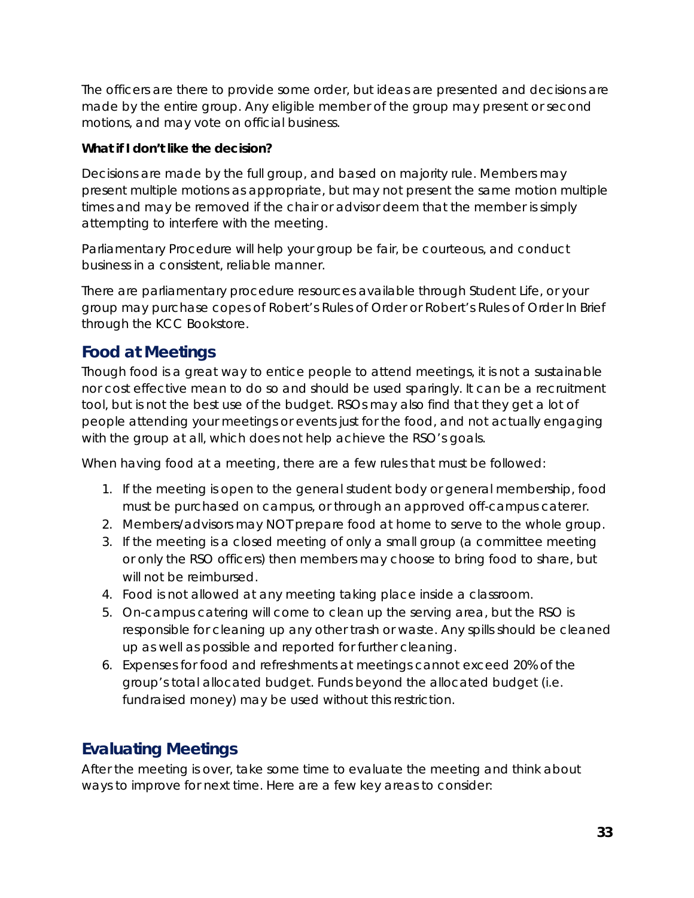The officers are there to provide some order, but ideas are presented and decisions are made by the entire group. Any eligible member of the group may present or second motions, and may vote on official business.

**What if I don't like the decision?**

Decisions are made by the full group, and based on majority rule. Members may present multiple motions as appropriate, but may not present the same motion multiple times and may be removed if the chair or advisor deem that the member is simply attempting to interfere with the meeting.

Parliamentary Procedure will help your group be fair, be courteous, and conduct business in a consistent, reliable manner.

There are parliamentary procedure resources available through Student Life, or your group may purchase copes of Robert's Rules of Order or Robert's Rules of Order In Brief through the KCC Bookstore.

## Food at Meetings

Though food is a great way to entice people to attend meetings, it is not a sustainable nor cost effective mean to do so and should be used sparingly. It can be a recruitment tool, but is not the best use of the budget. RSOs may also find that they get a lot of people attending your meetings or events just for the food, and not actually engaging with the group at all, which does not help achieve the RSO's goals.

When having food at a meeting, there are a few rules that must be followed:

1. If the meeting is open to the general student body or general membership, food must be purchased on campus, or through an approved off-campus caterer.
2. Members/advisors may NOT prepare food at home to serve to the whole group.
3. If the meeting is a closed meeting of only a small group (a committee meeting or only the RSO officers) then members may choose to bring food to share, but will not be reimbursed.
4. Food is not allowed at any meeting taking place inside a classroom.
5. On-campus catering will come to clean up the serving area, but the RSO is responsible for cleaning up any other trash or waste. Any spills should be cleaned up as well as possible and reported for further cleaning.
6. Expenses for food and refreshments at meetings cannot exceed 20% of the group's total allocated budget. Funds beyond the allocated budget (i.e. fundraised money) may be used without this restriction.

## Evaluating Meetings

After the meeting is over, take some time to evaluate the meeting and think about ways to improve for next time. Here are a few key areas to consider: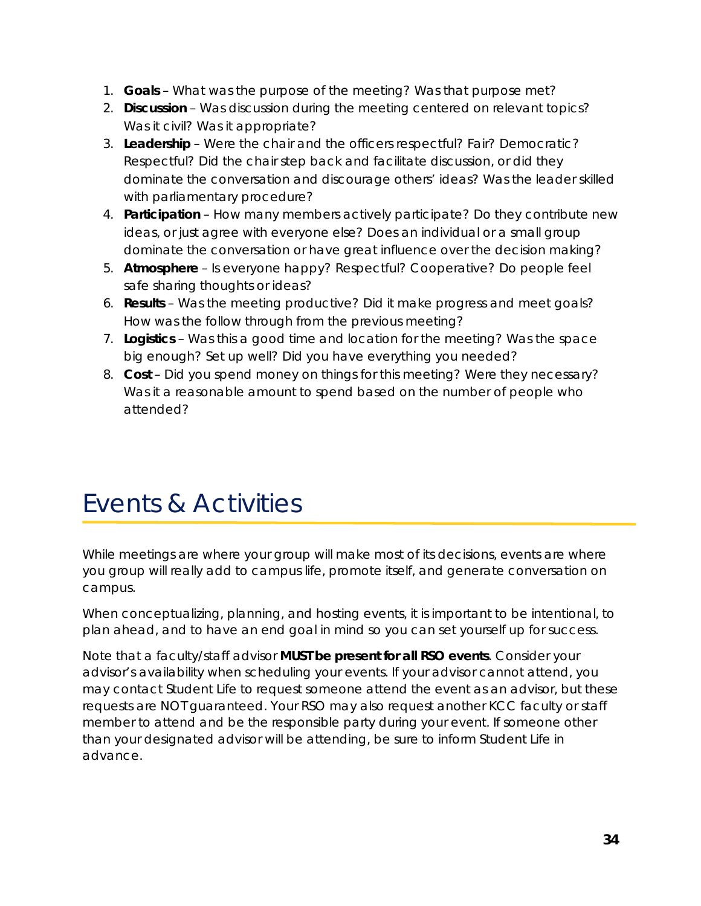1. **Goals** – What was the purpose of the meeting? Was that purpose met?
2. **Discussion** – Was discussion during the meeting centered on relevant topics? Was it civil? Was it appropriate?
3. **Leadership** – Were the chair and the officers respectful? Fair? Democratic? Respectful? Did the chair step back and facilitate discussion, or did they dominate the conversation and discourage others' ideas? Was the leader skilled with parliamentary procedure?
4. **Participation** – How many members actively participate? Do they contribute new ideas, or just agree with everyone else? Does an individual or a small group dominate the conversation or have great influence over the decision making?
5. **Atmosphere** – Is everyone happy? Respectful? Cooperative? Do people feel safe sharing thoughts or ideas?
6. **Results** – Was the meeting productive? Did it make progress and meet goals? How was the follow through from the previous meeting?
7. **Logistics** – Was this a good time and location for the meeting? Was the space big enough? Set up well? Did you have everything you needed?
8. **Cost** – Did you spend money on things for this meeting? Were they necessary? Was it a reasonable amount to spend based on the number of people who attended?

# Events & Activities

While meetings are where your group will make most of its decisions, events are where you group will really add to campus life, promote itself, and generate conversation on campus.

When conceptualizing, planning, and hosting events, it is important to be intentional, to plan ahead, and to have an end goal in mind so you can set yourself up for success.

Note that a faculty/staff advisor **MUST be present for all RSO events**. Consider your advisor's availability when scheduling your events. If your advisor cannot attend, you may contact Student Life to request someone attend the event as an advisor, but these requests are NOT guaranteed. Your RSO may also request another KCC faculty or staff member to attend and be the responsible party during your event. If someone other than your designated advisor will be attending, be sure to inform Student Life in advance.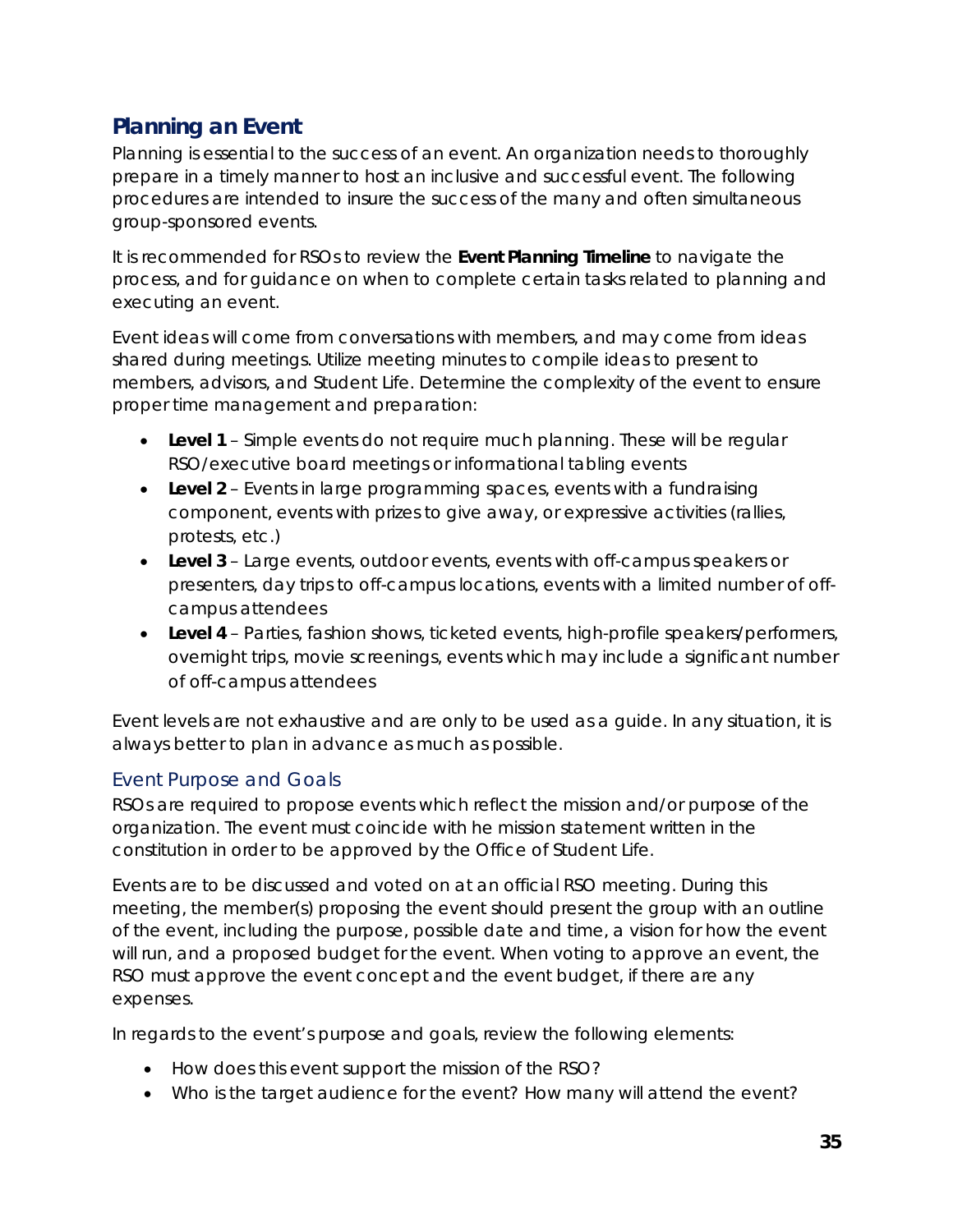## Planning an Event

Planning is essential to the success of an event. An organization needs to thoroughly prepare in a timely manner to host an inclusive and successful event. The following procedures are intended to insure the success of the many and often simultaneous group-sponsored events.

It is recommended for RSOs to review the **Event Planning Timeline** to navigate the process, and for guidance on when to complete certain tasks related to planning and executing an event.

Event ideas will come from conversations with members, and may come from ideas shared during meetings. Utilize meeting minutes to compile ideas to present to members, advisors, and Student Life. Determine the complexity of the event to ensure proper time management and preparation:

- **Level 1** – Simple events do not require much planning. These will be regular RSO/executive board meetings or informational tabling events
- **Level 2** – Events in large programming spaces, events with a fundraising component, events with prizes to give away, or expressive activities (rallies, protests, etc.)
- **Level 3** – Large events, outdoor events, events with off-campus speakers or presenters, day trips to off-campus locations, events with a limited number of off-campus attendees
- **Level 4** – Parties, fashion shows, ticketed events, high-profile speakers/performers, overnight trips, movie screenings, events which may include a significant number of off-campus attendees

Event levels are not exhaustive and are only to be used as a guide. In any situation, it is always better to plan in advance as much as possible.

### Event Purpose and Goals

RSOs are required to propose events which reflect the mission and/or purpose of the organization. The event must coincide with he mission statement written in the constitution in order to be approved by the Office of Student Life.

Events are to be discussed and voted on at an official RSO meeting. During this meeting, the member(s) proposing the event should present the group with an outline of the event, including the purpose, possible date and time, a vision for how the event will run, and a proposed budget for the event. When voting to approve an event, the RSO must approve the event concept and the event budget, if there are any expenses.

In regards to the event's purpose and goals, review the following elements:

- How does this event support the mission of the RSO?
- Who is the target audience for the event? How many will attend the event?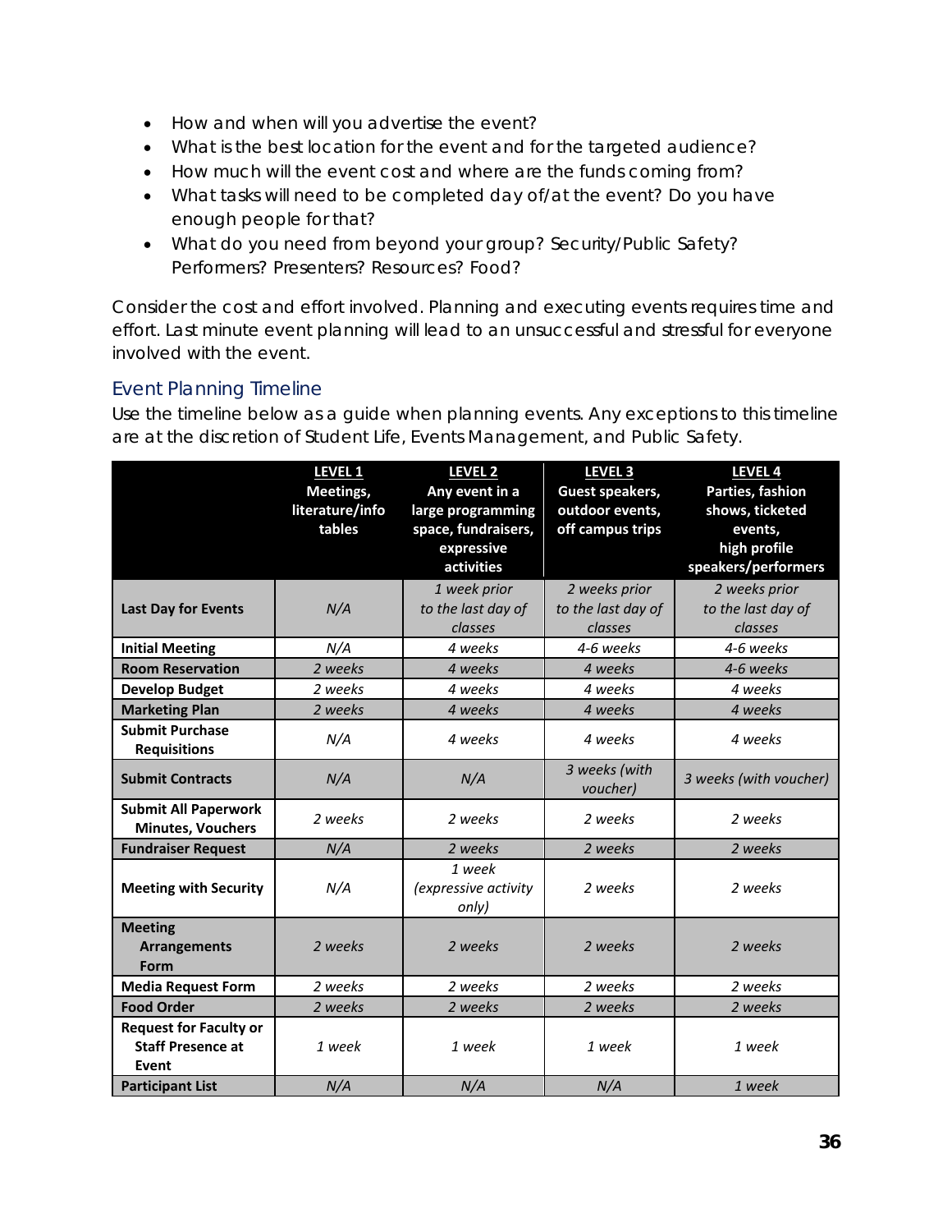- How and when will you advertise the event?
- What is the best location for the event and for the targeted audience?
- How much will the event cost and where are the funds coming from?
- What tasks will need to be completed day of/at the event? Do you have enough people for that?
- What do you need from beyond your group? Security/Public Safety? Performers? Presenters? Resources? Food?

Consider the cost and effort involved. Planning and executing events requires time and effort. Last minute event planning will lead to an unsuccessful and stressful for everyone involved with the event.

## Event Planning Timeline

Use the timeline below as a guide when planning events. Any exceptions to this timeline are at the discretion of Student Life, Events Management, and Public Safety.

| | **LEVEL 1** Meetings, literature/info tables | **LEVEL 2** Any event in a large programming space, fundraisers, expressive activities | **LEVEL 3** Guest speakers, outdoor events, off campus trips | **LEVEL 4** Parties, fashion shows, ticketed events, high profile speakers/performers |
|---|---|---|---|---|
| **Last Day for Events** | *N/A* | *1 week prior to the last day of classes* | *2 weeks prior to the last day of classes* | *2 weeks prior to the last day of classes* |
| **Initial Meeting** | *N/A* | *4 weeks* | *4-6 weeks* | *4-6 weeks* |
| **Room Reservation** | *2 weeks* | *4 weeks* | *4 weeks* | *4-6 weeks* |
| **Develop Budget** | *2 weeks* | *4 weeks* | *4 weeks* | *4 weeks* |
| **Marketing Plan** | *2 weeks* | *4 weeks* | *4 weeks* | *4 weeks* |
| **Submit Purchase Requisitions** | *N/A* | *4 weeks* | *4 weeks* | *4 weeks* |
| **Submit Contracts** | *N/A* | *N/A* | *3 weeks (with voucher)* | *3 weeks (with voucher)* |
| **Submit All Paperwork Minutes, Vouchers** | *2 weeks* | *2 weeks* | *2 weeks* | *2 weeks* |
| **Fundraiser Request** | *N/A* | *2 weeks* | *2 weeks* | *2 weeks* |
| **Meeting with Security** | *N/A* | *1 week (expressive activity only)* | *2 weeks* | *2 weeks* |
| **Meeting Arrangements Form** | *2 weeks* | *2 weeks* | *2 weeks* | *2 weeks* |
| **Media Request Form** | *2 weeks* | *2 weeks* | *2 weeks* | *2 weeks* |
| **Food Order** | *2 weeks* | *2 weeks* | *2 weeks* | *2 weeks* |
| **Request for Faculty or Staff Presence at Event** | *1 week* | *1 week* | *1 week* | *1 week* |
| **Participant List** | *N/A* | *N/A* | *N/A* | *1 week* |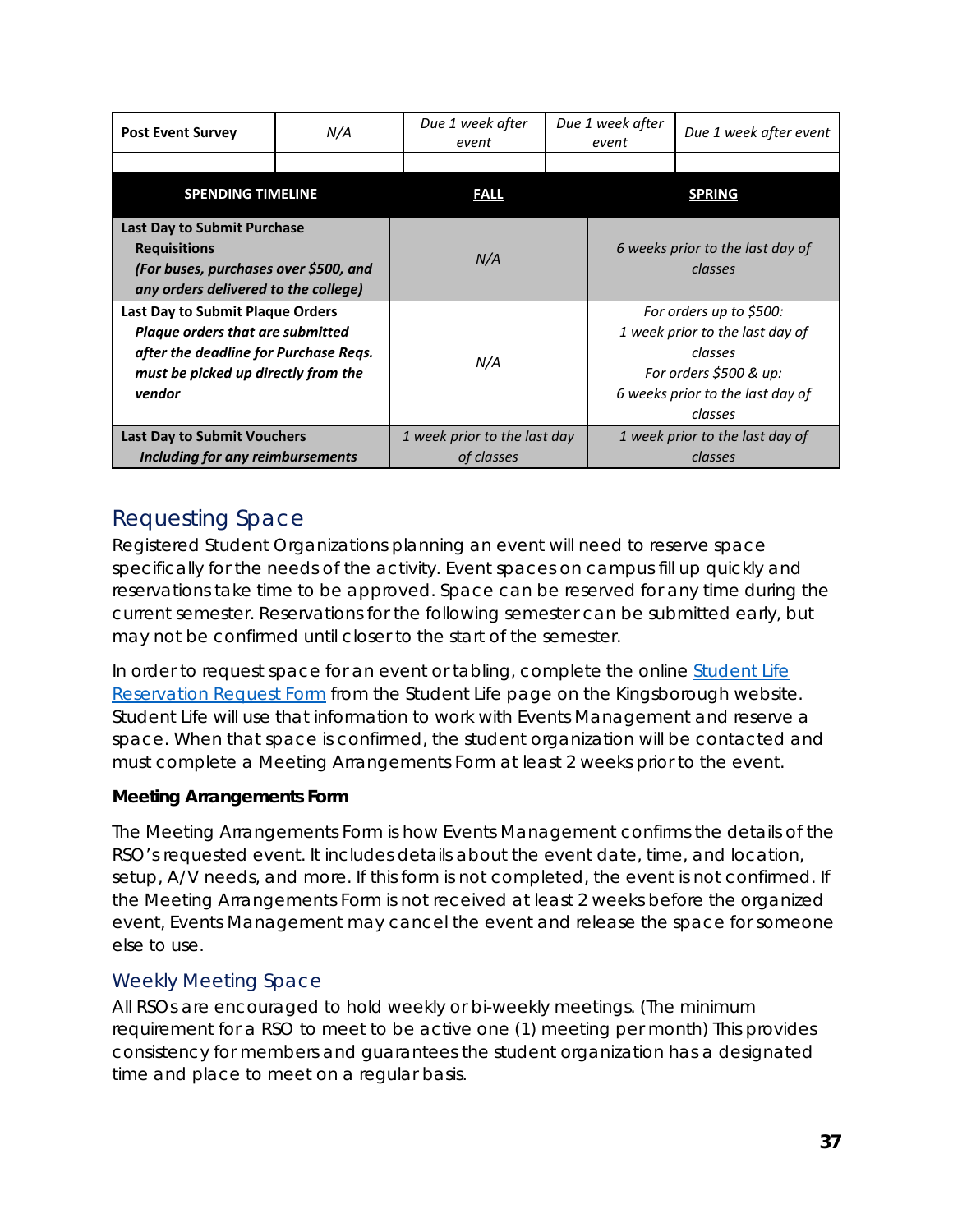| Post Event Survey | N/A | *Due 1 week after event* | *Due 1 week after event* | *Due 1 week after event* |
|---|---|---|---|---|
| | | | | |

| SPENDING TIMELINE | FALL | SPRING |
|---|---|---|
| **Last Day to Submit Purchase Requisitions** ***(For buses, purchases over $500, and any orders delivered to the college)*** | *N/A* | *6 weeks prior to the last day of classes* |
| **Last Day to Submit Plaque Orders** ***Plaque orders that are submitted after the deadline for Purchase Reqs. must be picked up directly from the vendor*** | *N/A* | *For orders up to $500: 1 week prior to the last day of classes For orders $500 & up: 6 weeks prior to the last day of classes* |
| **Last Day to Submit Vouchers** ***Including for any reimbursements*** | *1 week prior to the last day of classes* | *1 week prior to the last day of classes* |

## Requesting Space

Registered Student Organizations planning an event will need to reserve space specifically for the needs of the activity. Event spaces on campus fill up quickly and reservations take time to be approved. Space can be reserved for any time during the current semester. Reservations for the following semester can be submitted early, but may not be confirmed until closer to the start of the semester.

In order to request space for an event or tabling, complete the online Student Life Reservation Request Form from the Student Life page on the Kingsborough website. Student Life will use that information to work with Events Management and reserve a space. When that space is confirmed, the student organization will be contacted and must complete a Meeting Arrangements Form at least 2 weeks prior to the event.

**Meeting Arrangements Form**

The Meeting Arrangements Form is how Events Management confirms the details of the RSO's requested event. It includes details about the event date, time, and location, setup, A/V needs, and more. If this form is not completed, the event is not confirmed. If the Meeting Arrangements Form is not received at least 2 weeks before the organized event, Events Management may cancel the event and release the space for someone else to use.

### Weekly Meeting Space

All RSOs are encouraged to hold weekly or bi-weekly meetings. (The minimum requirement for a RSO to meet to be active one (1) meeting per month) This provides consistency for members and guarantees the student organization has a designated time and place to meet on a regular basis.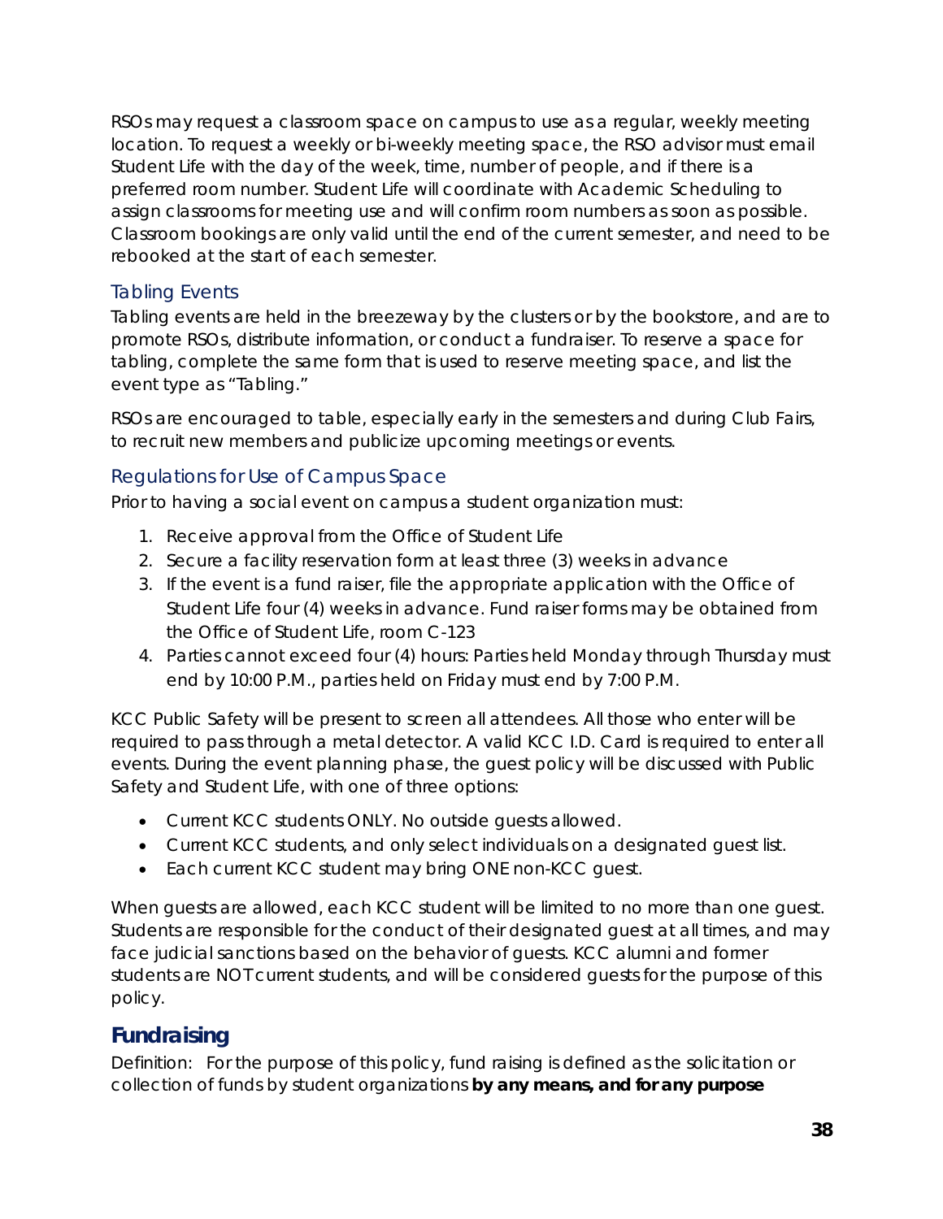RSOs may request a classroom space on campus to use as a regular, weekly meeting location. To request a weekly or bi-weekly meeting space, the RSO advisor must email Student Life with the day of the week, time, number of people, and if there is a preferred room number. Student Life will coordinate with Academic Scheduling to assign classrooms for meeting use and will confirm room numbers as soon as possible. Classroom bookings are only valid until the end of the current semester, and need to be rebooked at the start of each semester.

### Tabling Events

Tabling events are held in the breezeway by the clusters or by the bookstore, and are to promote RSOs, distribute information, or conduct a fundraiser. To reserve a space for tabling, complete the same form that is used to reserve meeting space, and list the event type as "Tabling."

RSOs are encouraged to table, especially early in the semesters and during Club Fairs, to recruit new members and publicize upcoming meetings or events.

### Regulations for Use of Campus Space

Prior to having a social event on campus a student organization must:

1. Receive approval from the Office of Student Life
2. Secure a facility reservation form at least three (3) weeks in advance
3. If the event is a fund raiser, file the appropriate application with the Office of Student Life four (4) weeks in advance. Fund raiser forms may be obtained from the Office of Student Life, room C-123
4. Parties cannot exceed four (4) hours: Parties held Monday through Thursday must end by 10:00 P.M., parties held on Friday must end by 7:00 P.M.

KCC Public Safety will be present to screen all attendees. All those who enter will be required to pass through a metal detector. A valid KCC I.D. Card is required to enter all events. During the event planning phase, the guest policy will be discussed with Public Safety and Student Life, with one of three options:

- Current KCC students ONLY. No outside guests allowed.
- Current KCC students, and only select individuals on a designated guest list.
- Each current KCC student may bring ONE non-KCC guest.

When guests are allowed, each KCC student will be limited to no more than one guest. Students are responsible for the conduct of their designated guest at all times, and may face judicial sanctions based on the behavior of guests. KCC alumni and former students are NOT current students, and will be considered guests for the purpose of this policy.

## Fundraising

Definition: For the purpose of this policy, fund raising is defined as the solicitation or collection of funds by student organizations **by any means, and for any purpose**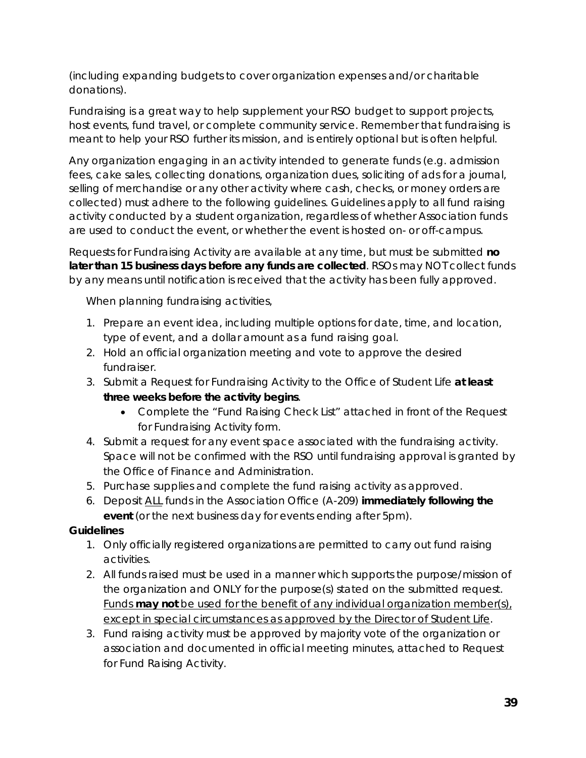(including expanding budgets to cover organization expenses and/or charitable donations).

Fundraising is a great way to help supplement your RSO budget to support projects, host events, fund travel, or complete community service. Remember that fundraising is meant to help your RSO further its mission, and is entirely optional but is often helpful.

Any organization engaging in an activity intended to generate funds (e.g. admission fees, cake sales, collecting donations, organization dues, soliciting of ads for a journal, selling of merchandise or any other activity where cash, checks, or money orders are collected) must adhere to the following guidelines. Guidelines apply to all fund raising activity conducted by a student organization, regardless of whether Association funds are used to conduct the event, or whether the event is hosted on- or off-campus.

Requests for Fundraising Activity are available at any time, but must be submitted **no later than 15 business days before any funds are collected**. RSOs may NOT collect funds by any means until notification is received that the activity has been fully approved.

When planning fundraising activities,

1. Prepare an event idea, including multiple options for date, time, and location, type of event, and a dollar amount as a fund raising goal.
2. Hold an official organization meeting and vote to approve the desired fundraiser.
3. Submit a Request for Fundraising Activity to the Office of Student Life **at least three weeks before the activity begins**.
   - Complete the "Fund Raising Check List" attached in front of the Request for Fundraising Activity form.
4. Submit a request for any event space associated with the fundraising activity. Space will not be confirmed with the RSO until fundraising approval is granted by the Office of Finance and Administration.
5. Purchase supplies and complete the fund raising activity as approved.
6. Deposit ALL funds in the Association Office (A-209) **immediately following the event** (or the next business day for events ending after 5pm).

**Guidelines**

1. Only officially registered organizations are permitted to carry out fund raising activities.
2. All funds raised must be used in a manner which supports the purpose/mission of the organization and ONLY for the purpose(s) stated on the submitted request. Funds **may not** be used for the benefit of any individual organization member(s), except in special circumstances as approved by the Director of Student Life.
3. Fund raising activity must be approved by majority vote of the organization or association and documented in official meeting minutes, attached to Request for Fund Raising Activity.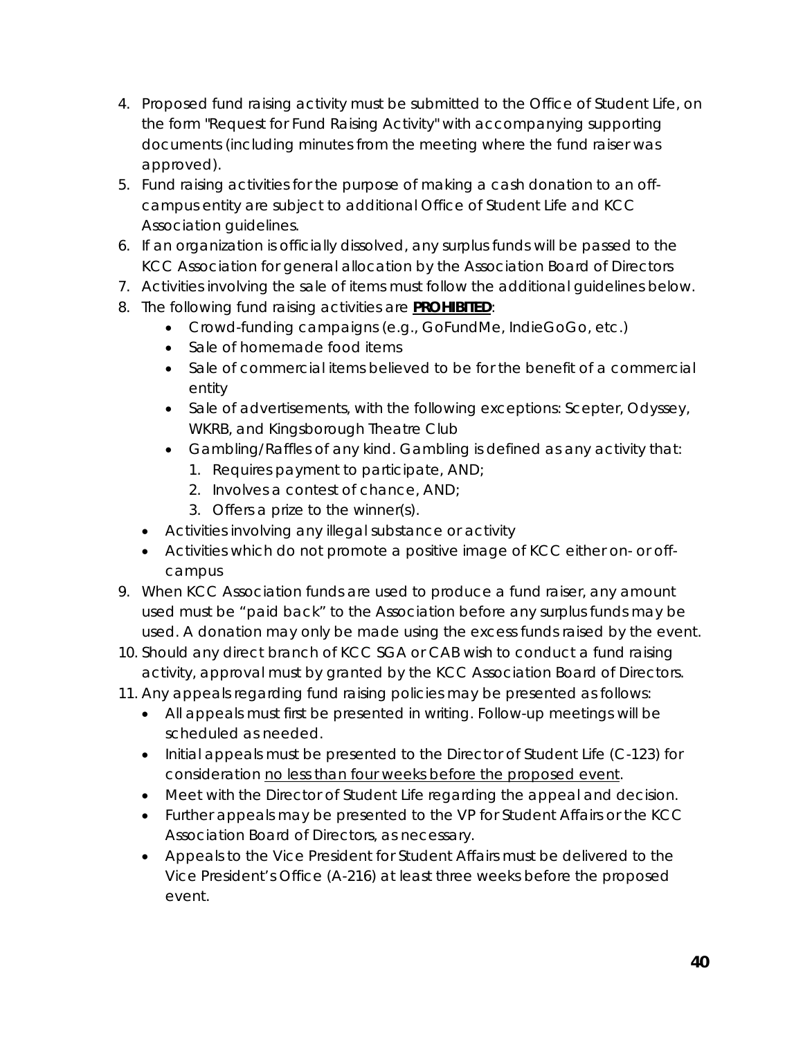4. Proposed fund raising activity must be submitted to the Office of Student Life, on the form "Request for Fund Raising Activity" with accompanying supporting documents (including minutes from the meeting where the fund raiser was approved).
5. Fund raising activities for the purpose of making a cash donation to an off-campus entity are subject to additional Office of Student Life and KCC Association guidelines.
6. If an organization is officially dissolved, any surplus funds will be passed to the KCC Association for general allocation by the Association Board of Directors
7. Activities involving the sale of items must follow the additional guidelines below.
8. The following fund raising activities are **PROHIBITED**:
   - Crowd-funding campaigns (e.g., GoFundMe, IndieGoGo, etc.)
   - Sale of homemade food items
   - Sale of commercial items believed to be for the benefit of a commercial entity
   - Sale of advertisements, with the following exceptions: Scepter, Odyssey, WKRB, and Kingsborough Theatre Club
   - Gambling/Raffles of any kind. Gambling is defined as any activity that:
     1. Requires payment to participate, AND;
     2. Involves a contest of chance, AND;
     3. Offers a prize to the winner(s).
   - Activities involving any illegal substance or activity
   - Activities which do not promote a positive image of KCC either on- or off-campus
9. When KCC Association funds are used to produce a fund raiser, any amount used must be "paid back" to the Association before any surplus funds may be used. A donation may only be made using the excess funds raised by the event.
10. Should any direct branch of KCC SGA or CAB wish to conduct a fund raising activity, approval must by granted by the KCC Association Board of Directors.
11. Any appeals regarding fund raising policies may be presented as follows:
    - All appeals must first be presented in writing. Follow-up meetings will be scheduled as needed.
    - Initial appeals must be presented to the Director of Student Life (C-123) for consideration no less than four weeks before the proposed event.
    - Meet with the Director of Student Life regarding the appeal and decision.
    - Further appeals may be presented to the VP for Student Affairs or the KCC Association Board of Directors, as necessary.
    - Appeals to the Vice President for Student Affairs must be delivered to the Vice President's Office (A-216) at least three weeks before the proposed event.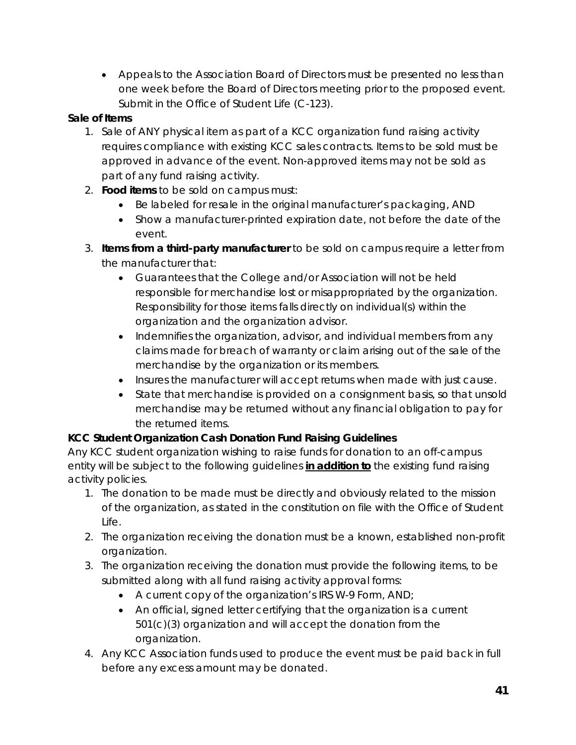- Appeals to the Association Board of Directors must be presented no less than one week before the Board of Directors meeting prior to the proposed event. Submit in the Office of Student Life (C-123).

**Sale of Items**

1. Sale of ANY physical item as part of a KCC organization fund raising activity requires compliance with existing KCC sales contracts. Items to be sold must be approved in advance of the event. Non-approved items may not be sold as part of any fund raising activity.
2. **Food items** to be sold on campus must:
   - Be labeled for resale in the original manufacturer's packaging, AND
   - Show a manufacturer-printed expiration date, not before the date of the event.
3. **Items from a third-party manufacturer** to be sold on campus require a letter from the manufacturer that:
   - Guarantees that the College and/or Association will not be held responsible for merchandise lost or misappropriated by the organization. Responsibility for those items falls directly on individual(s) within the organization and the organization advisor.
   - Indemnifies the organization, advisor, and individual members from any claims made for breach of warranty or claim arising out of the sale of the merchandise by the organization or its members.
   - Insures the manufacturer will accept returns when made with just cause.
   - State that merchandise is provided on a consignment basis, so that unsold merchandise may be returned without any financial obligation to pay for the returned items.

**KCC Student Organization Cash Donation Fund Raising Guidelines**

Any KCC student organization wishing to raise funds for donation to an off-campus entity will be subject to the following guidelines <u>**in addition to**</u> the existing fund raising activity policies.

1. The donation to be made must be directly and obviously related to the mission of the organization, as stated in the constitution on file with the Office of Student Life.
2. The organization receiving the donation must be a known, established non-profit organization.
3. The organization receiving the donation must provide the following items, to be submitted along with all fund raising activity approval forms:
   - A current copy of the organization's IRS W-9 Form, AND;
   - An official, signed letter certifying that the organization is a current 501(c)(3) organization and will accept the donation from the organization.
4. Any KCC Association funds used to produce the event must be paid back in full before any excess amount may be donated.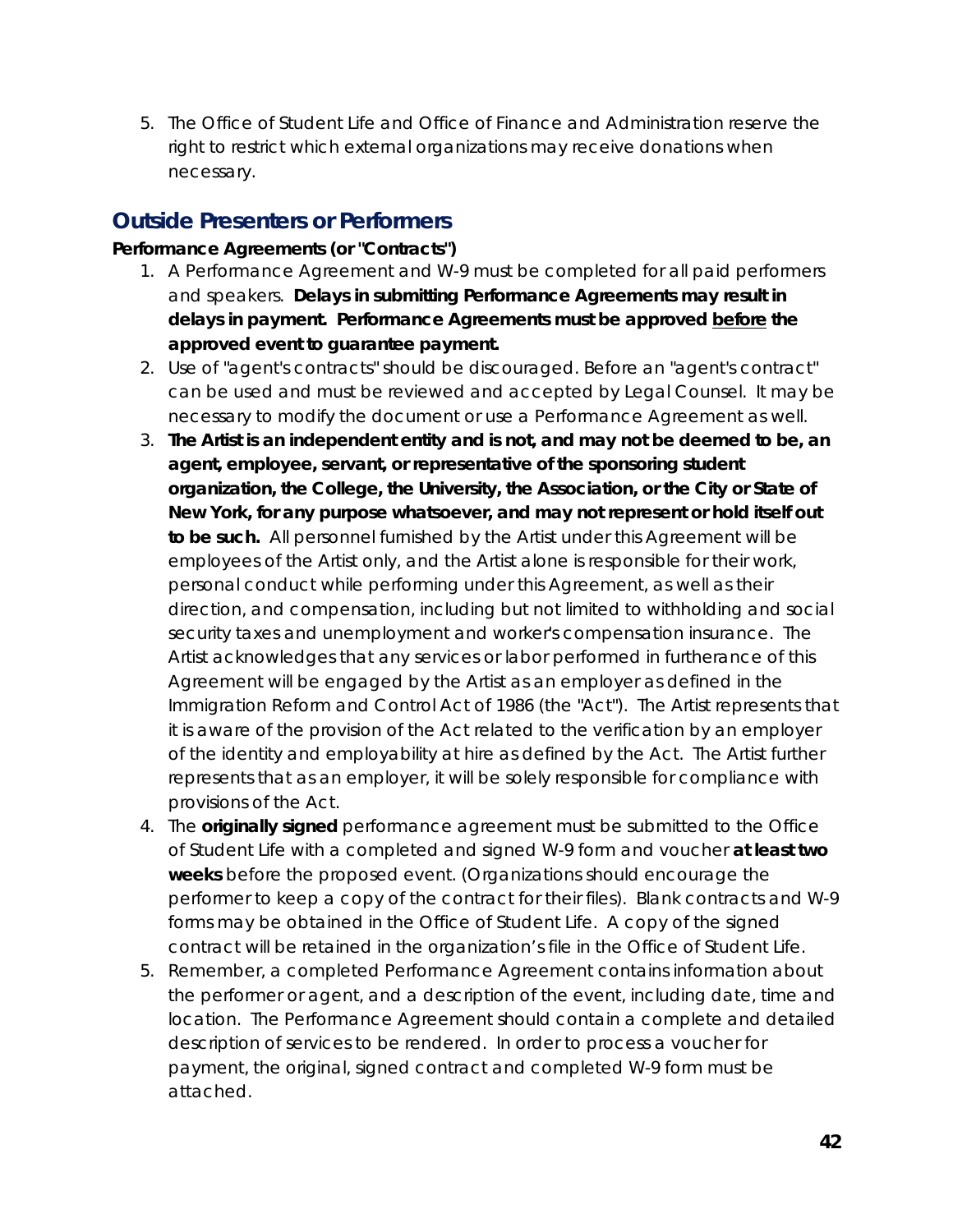5. The Office of Student Life and Office of Finance and Administration reserve the right to restrict which external organizations may receive donations when necessary.

## Outside Presenters or Performers

**Performance Agreements (or "Contracts")**

1. A Performance Agreement and W-9 must be completed for all paid performers and speakers. **Delays in submitting Performance Agreements may result in delays in payment. Performance Agreements must be approved <u>before</u> the approved event to guarantee payment.**
2. Use of "agent's contracts" should be discouraged. Before an "agent's contract" can be used and must be reviewed and accepted by Legal Counsel. It may be necessary to modify the document or use a Performance Agreement as well.
3. **The Artist is an independent entity and is not, and may not be deemed to be, an agent, employee, servant, or representative of the sponsoring student organization, the College, the University, the Association, or the City or State of New York, for any purpose whatsoever, and may not represent or hold itself out to be such.** All personnel furnished by the Artist under this Agreement will be employees of the Artist only, and the Artist alone is responsible for their work, personal conduct while performing under this Agreement, as well as their direction, and compensation, including but not limited to withholding and social security taxes and unemployment and worker's compensation insurance. The Artist acknowledges that any services or labor performed in furtherance of this Agreement will be engaged by the Artist as an employer as defined in the Immigration Reform and Control Act of 1986 (the "Act"). The Artist represents that it is aware of the provision of the Act related to the verification by an employer of the identity and employability at hire as defined by the Act. The Artist further represents that as an employer, it will be solely responsible for compliance with provisions of the Act.
4. The **originally signed** performance agreement must be submitted to the Office of Student Life with a completed and signed W-9 form and voucher **at least two weeks** before the proposed event. (Organizations should encourage the performer to keep a copy of the contract for their files). Blank contracts and W-9 forms may be obtained in the Office of Student Life. A copy of the signed contract will be retained in the organization's file in the Office of Student Life.
5. Remember, a completed Performance Agreement contains information about the performer or agent, and a description of the event, including date, time and location. The Performance Agreement should contain a complete and detailed description of services to be rendered. In order to process a voucher for payment, the original, signed contract and completed W-9 form must be attached.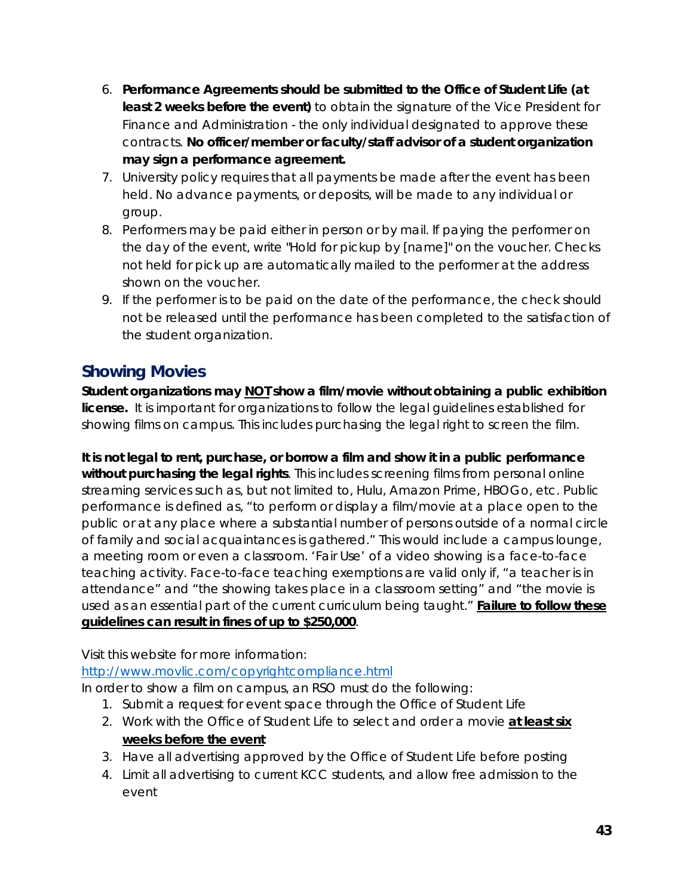6. **Performance Agreements should be submitted to the Office of Student Life (at least 2 weeks before the event)** to obtain the signature of the Vice President for Finance and Administration - the only individual designated to approve these contracts. **No officer/member or faculty/staff advisor of a student organization may sign a performance agreement.**
7. University policy requires that all payments be made after the event has been held. No advance payments, or deposits, will be made to any individual or group.
8. Performers may be paid either in person or by mail. If paying the performer on the day of the event, write "Hold for pickup by [name]" on the voucher. Checks not held for pick up are automatically mailed to the performer at the address shown on the voucher.
9. If the performer is to be paid on the date of the performance, the check should not be released until the performance has been completed to the satisfaction of the student organization.

## Showing Movies

**Student organizations may <u>NOT</u> show a film/movie without obtaining a public exhibition license.** It is important for organizations to follow the legal guidelines established for showing films on campus. This includes purchasing the legal right to screen the film.

**It is not legal to rent, purchase, or borrow a film and show it in a public performance without purchasing the legal rights**. This includes screening films from personal online streaming services such as, but not limited to, Hulu, Amazon Prime, HBOGo, etc. Public performance is defined as, "to perform or display a film/movie at a place open to the public or at any place where a substantial number of persons outside of a normal circle of family and social acquaintances is gathered." This would include a campus lounge, a meeting room or even a classroom. 'Fair Use' of a video showing is a face-to-face teaching activity. Face-to-face teaching exemptions are valid only if, "a teacher is in attendance" and "the showing takes place in a classroom setting" and "the movie is used as an essential part of the current curriculum being taught." **<u>Failure to follow these guidelines can result in fines of up to $250,000</u>**.

Visit this website for more information:
http://www.movlic.com/copyrightcompliance.html
In order to show a film on campus, an RSO must do the following:

1. Submit a request for event space through the Office of Student Life
2. Work with the Office of Student Life to select and order a movie **<u>at least six weeks before the event</u>**
3. Have all advertising approved by the Office of Student Life before posting
4. Limit all advertising to current KCC students, and allow free admission to the event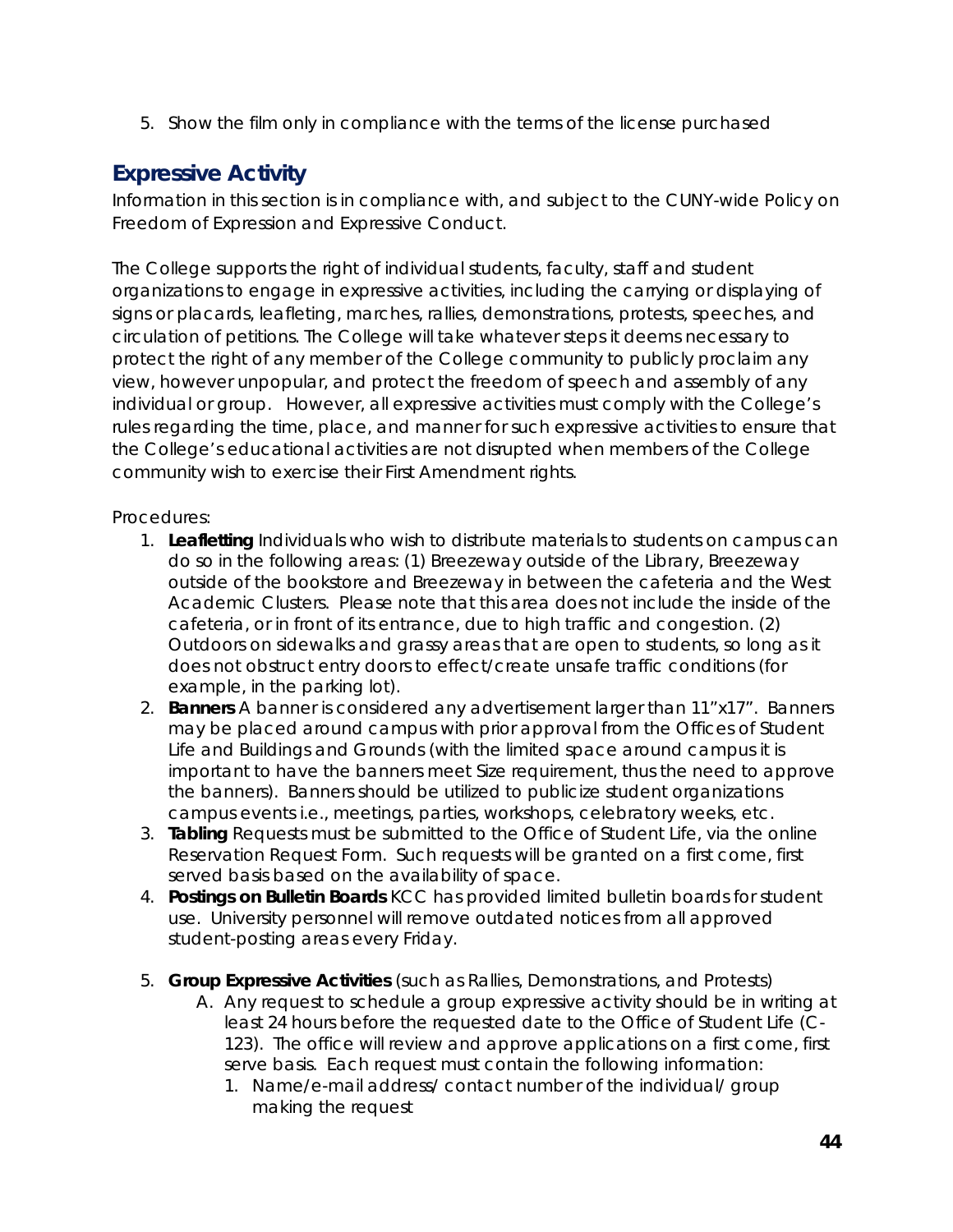5. Show the film only in compliance with the terms of the license purchased

## Expressive Activity

Information in this section is in compliance with, and subject to the CUNY-wide Policy on Freedom of Expression and Expressive Conduct.

The College supports the right of individual students, faculty, staff and student organizations to engage in expressive activities, including the carrying or displaying of signs or placards, leafleting, marches, rallies, demonstrations, protests, speeches, and circulation of petitions. The College will take whatever steps it deems necessary to protect the right of any member of the College community to publicly proclaim any view, however unpopular, and protect the freedom of speech and assembly of any individual or group. However, all expressive activities must comply with the College's rules regarding the time, place, and manner for such expressive activities to ensure that the College's educational activities are not disrupted when members of the College community wish to exercise their First Amendment rights.

Procedures:

1. **Leafletting** Individuals who wish to distribute materials to students on campus can do so in the following areas: (1) Breezeway outside of the Library, Breezeway outside of the bookstore and Breezeway in between the cafeteria and the West Academic Clusters. Please note that this area does not include the inside of the cafeteria, or in front of its entrance, due to high traffic and congestion. (2) Outdoors on sidewalks and grassy areas that are open to students, so long as it does not obstruct entry doors to effect/create unsafe traffic conditions (for example, in the parking lot).
2. **Banners** A banner is considered any advertisement larger than 11"x17". Banners may be placed around campus with prior approval from the Offices of Student Life and Buildings and Grounds (with the limited space around campus it is important to have the banners meet Size requirement, thus the need to approve the banners). Banners should be utilized to publicize student organizations campus events i.e., meetings, parties, workshops, celebratory weeks, etc.
3. **Tabling** Requests must be submitted to the Office of Student Life, via the online Reservation Request Form. Such requests will be granted on a first come, first served basis based on the availability of space.
4. **Postings on Bulletin Boards** KCC has provided limited bulletin boards for student use. University personnel will remove outdated notices from all approved student-posting areas every Friday.
5. **Group Expressive Activities** (such as Rallies, Demonstrations, and Protests)
   A. Any request to schedule a group expressive activity should be in writing at least 24 hours before the requested date to the Office of Student Life (C-123). The office will review and approve applications on a first come, first serve basis. Each request must contain the following information:
      1. Name/e-mail address/ contact number of the individual/ group making the request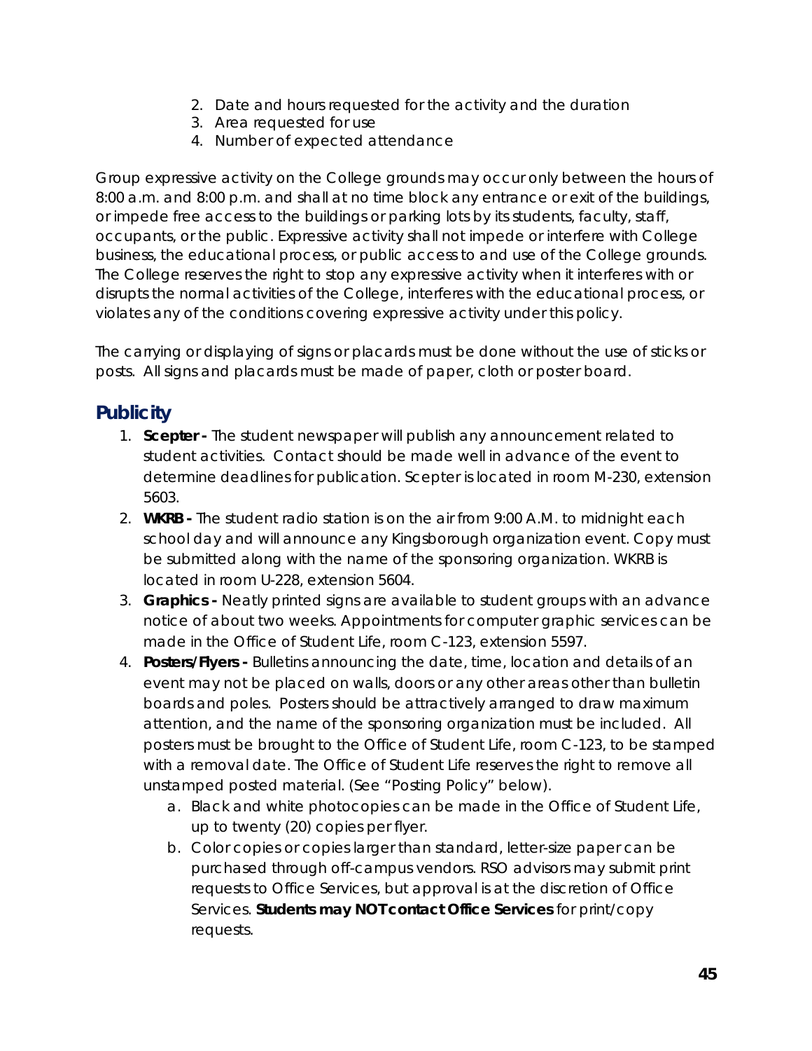2. Date and hours requested for the activity and the duration
3. Area requested for use
4. Number of expected attendance

Group expressive activity on the College grounds may occur only between the hours of 8:00 a.m. and 8:00 p.m. and shall at no time block any entrance or exit of the buildings, or impede free access to the buildings or parking lots by its students, faculty, staff, occupants, or the public. Expressive activity shall not impede or interfere with College business, the educational process, or public access to and use of the College grounds. The College reserves the right to stop any expressive activity when it interferes with or disrupts the normal activities of the College, interferes with the educational process, or violates any of the conditions covering expressive activity under this policy.

The carrying or displaying of signs or placards must be done without the use of sticks or posts. All signs and placards must be made of paper, cloth or poster board.

## Publicity

1. **Scepter -** The student newspaper will publish any announcement related to student activities. Contact should be made well in advance of the event to determine deadlines for publication. Scepter is located in room M-230, extension 5603.
2. **WKRB -** The student radio station is on the air from 9:00 A.M. to midnight each school day and will announce any Kingsborough organization event. Copy must be submitted along with the name of the sponsoring organization. WKRB is located in room U-228, extension 5604.
3. **Graphics -** Neatly printed signs are available to student groups with an advance notice of about two weeks. Appointments for computer graphic services can be made in the Office of Student Life, room C-123, extension 5597.
4. **Posters/Flyers -** Bulletins announcing the date, time, location and details of an event may not be placed on walls, doors or any other areas other than bulletin boards and poles. Posters should be attractively arranged to draw maximum attention, and the name of the sponsoring organization must be included. All posters must be brought to the Office of Student Life, room C-123, to be stamped with a removal date. The Office of Student Life reserves the right to remove all unstamped posted material. (See "Posting Policy" below).
   a. Black and white photocopies can be made in the Office of Student Life, up to twenty (20) copies per flyer.
   b. Color copies or copies larger than standard, letter-size paper can be purchased through off-campus vendors. RSO advisors may submit print requests to Office Services, but approval is at the discretion of Office Services. **Students may NOT contact Office Services** for print/copy requests.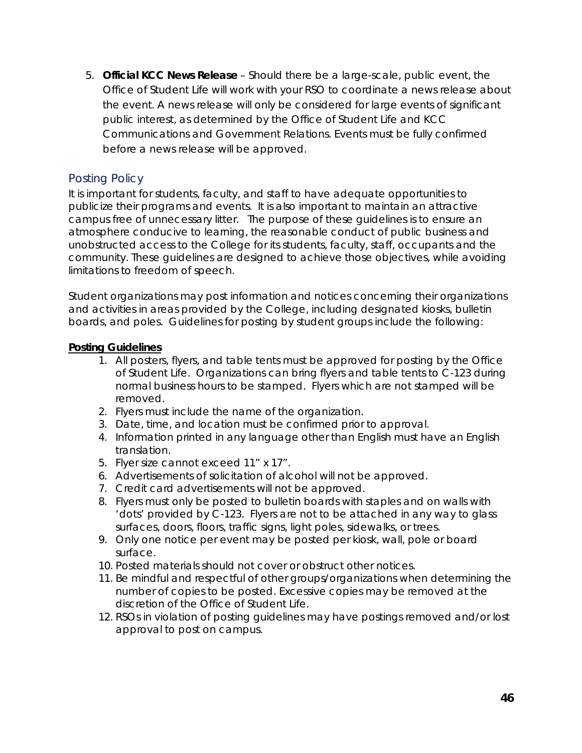5. **Official KCC News Release** – Should there be a large-scale, public event, the Office of Student Life will work with your RSO to coordinate a news release about the event. A news release will only be considered for large events of significant public interest, as determined by the Office of Student Life and KCC Communications and Government Relations. Events must be fully confirmed before a news release will be approved.

## Posting Policy

It is important for students, faculty, and staff to have adequate opportunities to publicize their programs and events. It is also important to maintain an attractive campus free of unnecessary litter. The purpose of these guidelines is to ensure an atmosphere conducive to learning, the reasonable conduct of public business and unobstructed access to the College for its students, faculty, staff, occupants and the community. These guidelines are designed to achieve those objectives, while avoiding limitations to freedom of speech.

Student organizations may post information and notices concerning their organizations and activities in areas provided by the College, including designated kiosks, bulletin boards, and poles. Guidelines for posting by student groups include the following:

**Posting Guidelines**

1. All posters, flyers, and table tents must be approved for posting by the Office of Student Life. Organizations can bring flyers and table tents to C-123 during normal business hours to be stamped. Flyers which are not stamped will be removed.
2. Flyers must include the name of the organization.
3. Date, time, and location must be confirmed prior to approval.
4. Information printed in any language other than English must have an English translation.
5. Flyer size cannot exceed 11" x 17".
6. Advertisements of solicitation of alcohol will not be approved.
7. Credit card advertisements will not be approved.
8. Flyers must only be posted to bulletin boards with staples and on walls with 'dots' provided by C-123. Flyers are not to be attached in any way to glass surfaces, doors, floors, traffic signs, light poles, sidewalks, or trees.
9. Only one notice per event may be posted per kiosk, wall, pole or board surface.
10. Posted materials should not cover or obstruct other notices.
11. Be mindful and respectful of other groups/organizations when determining the number of copies to be posted. Excessive copies may be removed at the discretion of the Office of Student Life.
12. RSOs in violation of posting guidelines may have postings removed and/or lost approval to post on campus.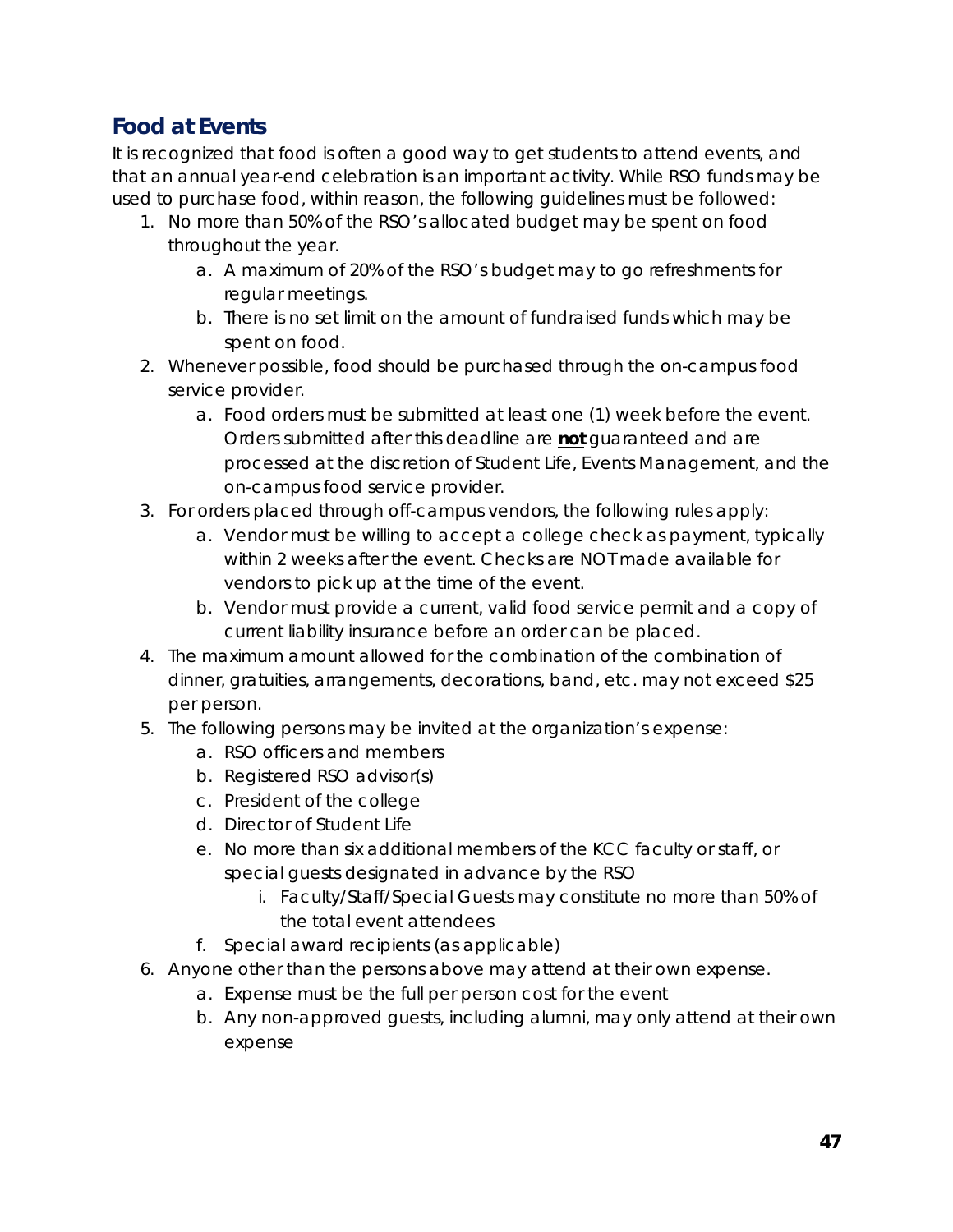## Food at Events

It is recognized that food is often a good way to get students to attend events, and that an annual year-end celebration is an important activity. While RSO funds may be used to purchase food, within reason, the following guidelines must be followed:

1. No more than 50% of the RSO's allocated budget may be spent on food throughout the year.
    a. A maximum of 20% of the RSO's budget may to go refreshments for regular meetings.
    b. There is no set limit on the amount of fundraised funds which may be spent on food.
2. Whenever possible, food should be purchased through the on-campus food service provider.
    a. Food orders must be submitted at least one (1) week before the event. Orders submitted after this deadline are **not** guaranteed and are processed at the discretion of Student Life, Events Management, and the on-campus food service provider.
3. For orders placed through off-campus vendors, the following rules apply:
    a. Vendor must be willing to accept a college check as payment, typically within 2 weeks after the event. Checks are NOT made available for vendors to pick up at the time of the event.
    b. Vendor must provide a current, valid food service permit and a copy of current liability insurance before an order can be placed.
4. The maximum amount allowed for the combination of the combination of dinner, gratuities, arrangements, decorations, band, etc. may not exceed $25 per person.
5. The following persons may be invited at the organization's expense:
    a. RSO officers and members
    b. Registered RSO advisor(s)
    c. President of the college
    d. Director of Student Life
    e. No more than six additional members of the KCC faculty or staff, or special guests designated in advance by the RSO
        i. Faculty/Staff/Special Guests may constitute no more than 50% of the total event attendees
    f. Special award recipients (as applicable)
6. Anyone other than the persons above may attend at their own expense.
    a. Expense must be the full per person cost for the event
    b. Any non-approved guests, including alumni, may only attend at their own expense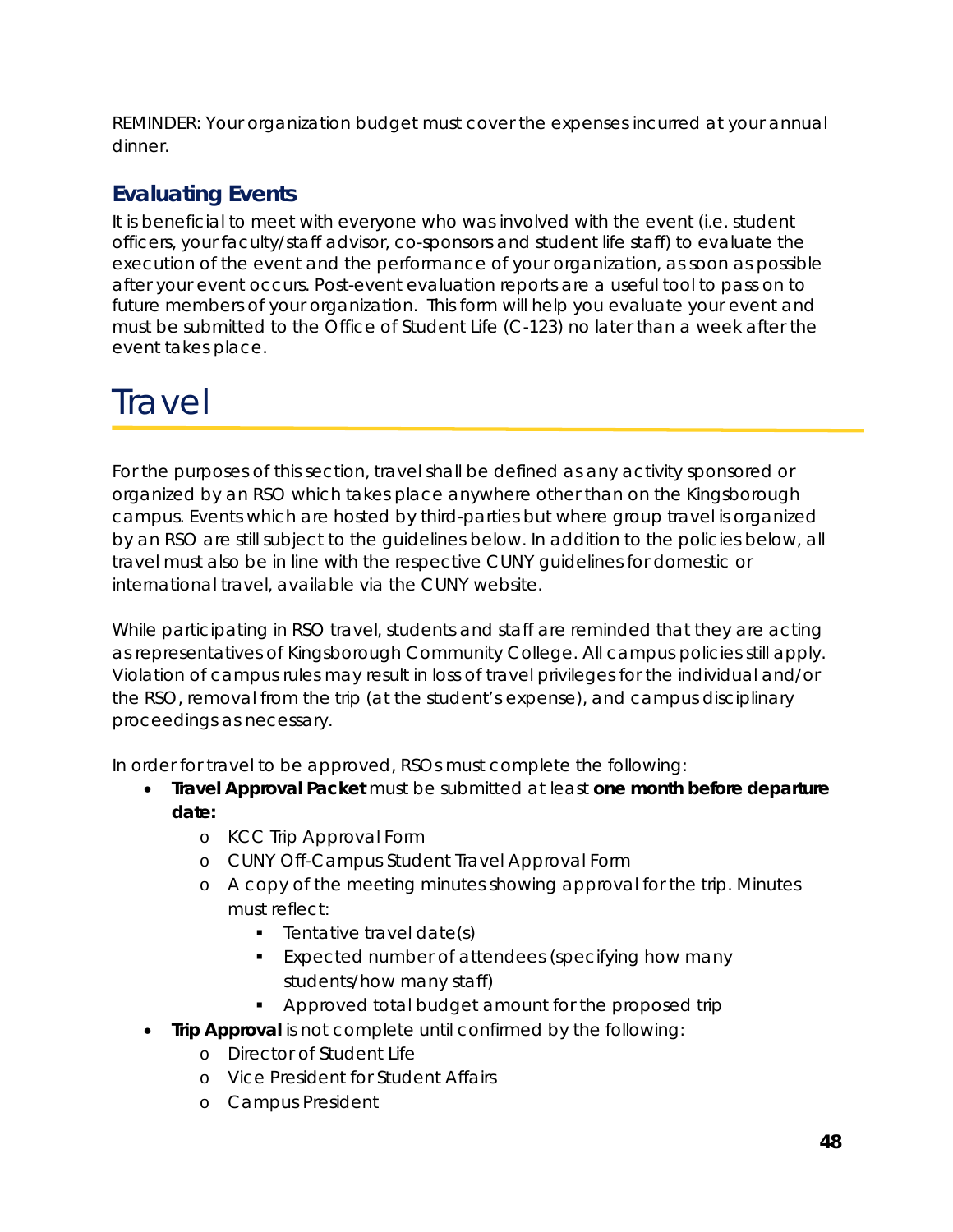REMINDER: Your organization budget must cover the expenses incurred at your annual dinner.

### Evaluating Events

It is beneficial to meet with everyone who was involved with the event (i.e. student officers, your faculty/staff advisor, co-sponsors and student life staff) to evaluate the execution of the event and the performance of your organization, as soon as possible after your event occurs. Post-event evaluation reports are a useful tool to pass on to future members of your organization. This form will help you evaluate your event and must be submitted to the Office of Student Life (C-123) no later than a week after the event takes place.

# Travel

For the purposes of this section, travel shall be defined as any activity sponsored or organized by an RSO which takes place anywhere other than on the Kingsborough campus. Events which are hosted by third-parties but where group travel is organized by an RSO are still subject to the guidelines below. In addition to the policies below, all travel must also be in line with the respective CUNY guidelines for domestic or international travel, available via the CUNY website.

While participating in RSO travel, students and staff are reminded that they are acting as representatives of Kingsborough Community College. All campus policies still apply. Violation of campus rules may result in loss of travel privileges for the individual and/or the RSO, removal from the trip (at the student's expense), and campus disciplinary proceedings as necessary.

In order for travel to be approved, RSOs must complete the following:

- **Travel Approval Packet** must be submitted at least **one month before departure date:**
  - KCC Trip Approval Form
  - CUNY Off-Campus Student Travel Approval Form
  - A copy of the meeting minutes showing approval for the trip. Minutes must reflect:
    - Tentative travel date(s)
    - Expected number of attendees (specifying how many students/how many staff)
    - Approved total budget amount for the proposed trip
- **Trip Approval** is not complete until confirmed by the following:
  - Director of Student Life
  - Vice President for Student Affairs
  - Campus President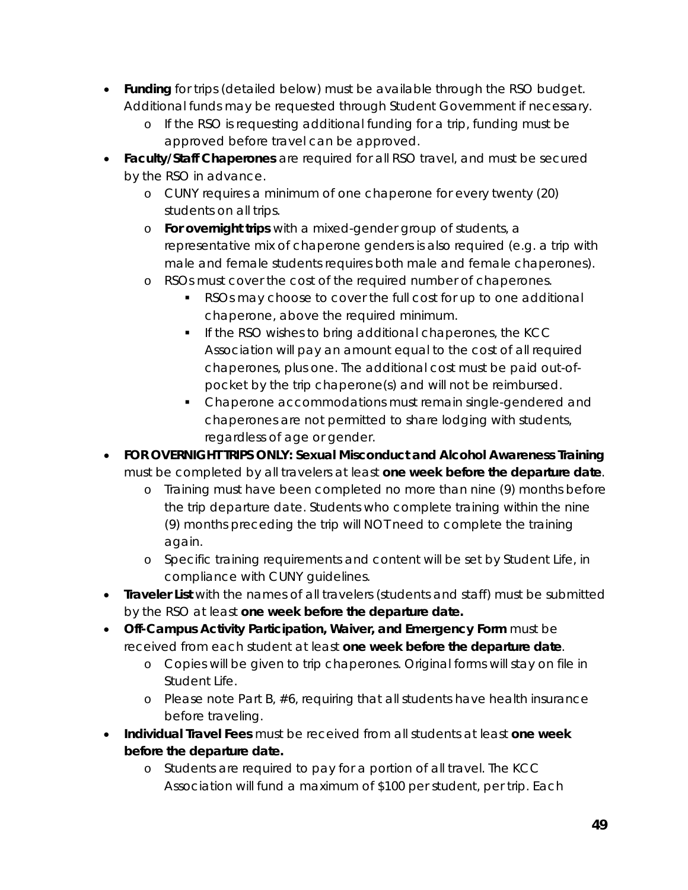- **Funding** for trips (detailed below) must be available through the RSO budget. Additional funds may be requested through Student Government if necessary.
    - If the RSO is requesting additional funding for a trip, funding must be approved before travel can be approved.
- **Faculty/Staff Chaperones** are required for all RSO travel, and must be secured by the RSO in advance.
    - CUNY requires a minimum of one chaperone for every twenty (20) students on all trips.
    - **For overnight trips** with a mixed-gender group of students, a representative mix of chaperone genders is also required (e.g. a trip with male and female students requires both male and female chaperones).
    - RSOs must cover the cost of the required number of chaperones.
        - RSOs may choose to cover the full cost for up to one additional chaperone, above the required minimum.
        - If the RSO wishes to bring additional chaperones, the KCC Association will pay an amount equal to the cost of all required chaperones, plus one. The additional cost must be paid out-of-pocket by the trip chaperone(s) and will not be reimbursed.
        - Chaperone accommodations must remain single-gendered and chaperones are not permitted to share lodging with students, regardless of age or gender.
- **FOR OVERNIGHT TRIPS ONLY: Sexual Misconduct and Alcohol Awareness Training** must be completed by all travelers at least **one week before the departure date**.
    - Training must have been completed no more than nine (9) months before the trip departure date. Students who complete training within the nine (9) months preceding the trip will NOT need to complete the training again.
    - Specific training requirements and content will be set by Student Life, in compliance with CUNY guidelines.
- **Traveler List** with the names of all travelers (students and staff) must be submitted by the RSO at least **one week before the departure date.**
- **Off-Campus Activity Participation, Waiver, and Emergency Form** must be received from each student at least **one week before the departure date**.
    - Copies will be given to trip chaperones. Original forms will stay on file in Student Life.
    - Please note Part B, #6, requiring that all students have health insurance before traveling.
- **Individual Travel Fees** must be received from all students at least **one week before the departure date.**
    - Students are required to pay for a portion of all travel. The KCC Association will fund a maximum of $100 per student, per trip. Each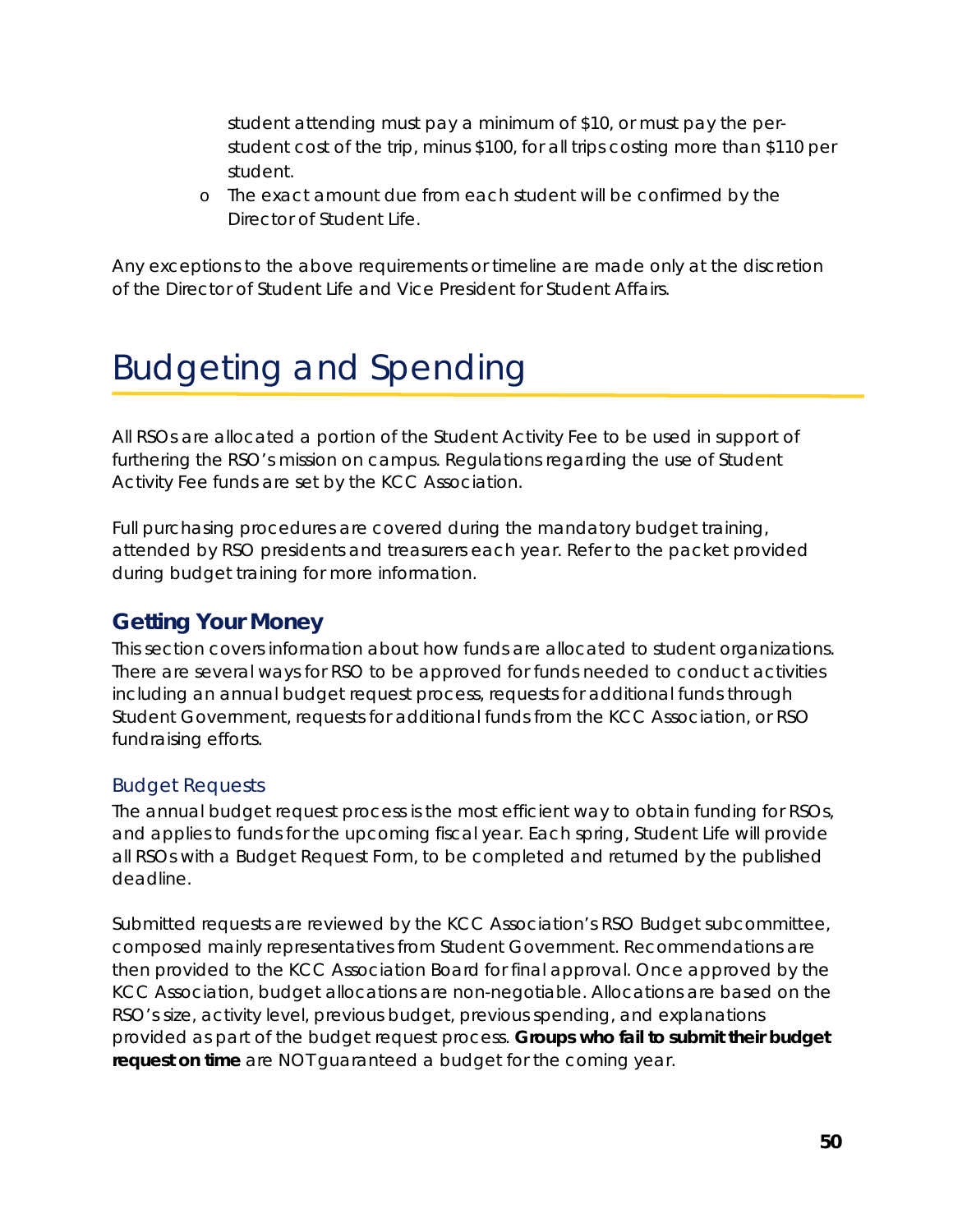student attending must pay a minimum of $10, or must pay the per-student cost of the trip, minus $100, for all trips costing more than $110 per student.
- The exact amount due from each student will be confirmed by the Director of Student Life.

Any exceptions to the above requirements or timeline are made only at the discretion of the Director of Student Life and Vice President for Student Affairs.

# Budgeting and Spending

All RSOs are allocated a portion of the Student Activity Fee to be used in support of furthering the RSO's mission on campus. Regulations regarding the use of Student Activity Fee funds are set by the KCC Association.

Full purchasing procedures are covered during the mandatory budget training, attended by RSO presidents and treasurers each year. Refer to the packet provided during budget training for more information.

## Getting Your Money

This section covers information about how funds are allocated to student organizations. There are several ways for RSO to be approved for funds needed to conduct activities including an annual budget request process, requests for additional funds through Student Government, requests for additional funds from the KCC Association, or RSO fundraising efforts.

### Budget Requests

The annual budget request process is the most efficient way to obtain funding for RSOs, and applies to funds for the upcoming fiscal year. Each spring, Student Life will provide all RSOs with a Budget Request Form, to be completed and returned by the published deadline.

Submitted requests are reviewed by the KCC Association's RSO Budget subcommittee, composed mainly representatives from Student Government. Recommendations are then provided to the KCC Association Board for final approval. Once approved by the KCC Association, budget allocations are non-negotiable. Allocations are based on the RSO's size, activity level, previous budget, previous spending, and explanations provided as part of the budget request process. **Groups who fail to submit their budget request on time** are NOT guaranteed a budget for the coming year.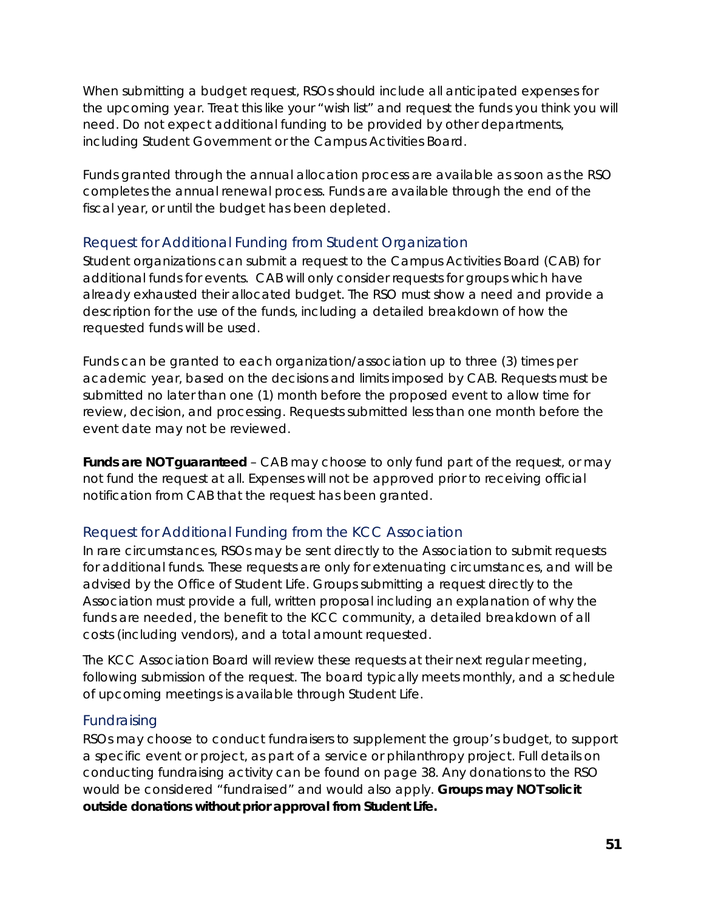When submitting a budget request, RSOs should include all anticipated expenses for the upcoming year. Treat this like your "wish list" and request the funds you think you will need. Do not expect additional funding to be provided by other departments, including Student Government or the Campus Activities Board.

Funds granted through the annual allocation process are available as soon as the RSO completes the annual renewal process. Funds are available through the end of the fiscal year, or until the budget has been depleted.

## Request for Additional Funding from Student Organization

Student organizations can submit a request to the Campus Activities Board (CAB) for additional funds for events. CAB will only consider requests for groups which have already exhausted their allocated budget. The RSO must show a need and provide a description for the use of the funds, including a detailed breakdown of how the requested funds will be used.

Funds can be granted to each organization/association up to three (3) times per academic year, based on the decisions and limits imposed by CAB. Requests must be submitted no later than one (1) month before the proposed event to allow time for review, decision, and processing. Requests submitted less than one month before the event date may not be reviewed.

**Funds are NOT guaranteed** – CAB may choose to only fund part of the request, or may not fund the request at all. Expenses will not be approved prior to receiving official notification from CAB that the request has been granted.

## Request for Additional Funding from the KCC Association

In rare circumstances, RSOs may be sent directly to the Association to submit requests for additional funds. These requests are only for extenuating circumstances, and will be advised by the Office of Student Life. Groups submitting a request directly to the Association must provide a full, written proposal including an explanation of why the funds are needed, the benefit to the KCC community, a detailed breakdown of all costs (including vendors), and a total amount requested.

The KCC Association Board will review these requests at their next regular meeting, following submission of the request. The board typically meets monthly, and a schedule of upcoming meetings is available through Student Life.

## Fundraising

RSOs may choose to conduct fundraisers to supplement the group's budget, to support a specific event or project, as part of a service or philanthropy project. Full details on conducting fundraising activity can be found on page 38. Any donations to the RSO would be considered "fundraised" and would also apply. **Groups may NOT solicit outside donations without prior approval from Student Life.**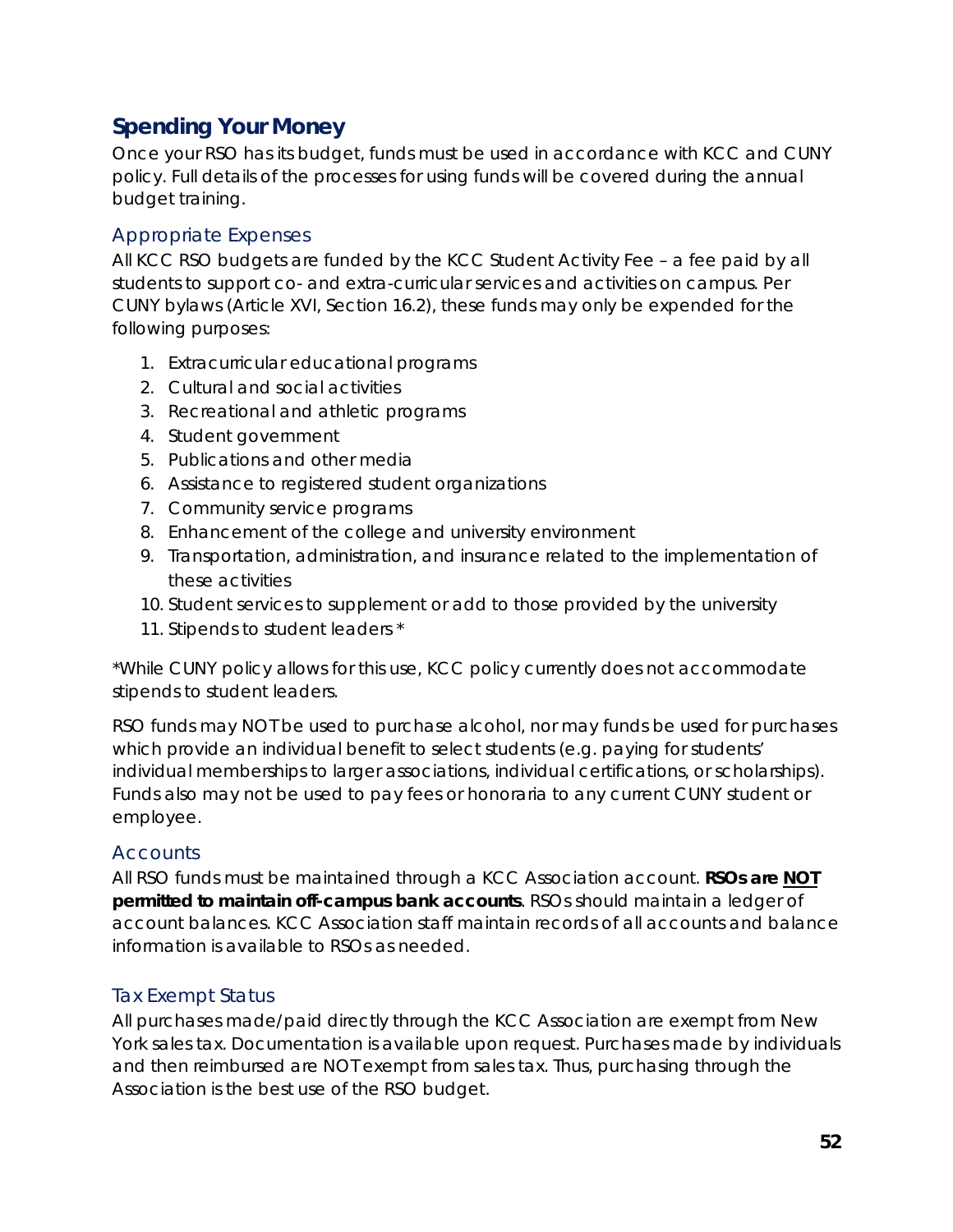## Spending Your Money

Once your RSO has its budget, funds must be used in accordance with KCC and CUNY policy. Full details of the processes for using funds will be covered during the annual budget training.

### Appropriate Expenses

All KCC RSO budgets are funded by the KCC Student Activity Fee – a fee paid by all students to support co- and extra-curricular services and activities on campus. Per CUNY bylaws (Article XVI, Section 16.2), these funds may only be expended for the following purposes:

1. Extracurricular educational programs
2. Cultural and social activities
3. Recreational and athletic programs
4. Student government
5. Publications and other media
6. Assistance to registered student organizations
7. Community service programs
8. Enhancement of the college and university environment
9. Transportation, administration, and insurance related to the implementation of these activities
10. Student services to supplement or add to those provided by the university
11. Stipends to student leaders *

*While CUNY policy allows for this use, KCC policy currently does not accommodate stipends to student leaders.

RSO funds may NOT be used to purchase alcohol, nor may funds be used for purchases which provide an individual benefit to select students (e.g. paying for students' individual memberships to larger associations, individual certifications, or scholarships). Funds also may not be used to pay fees or honoraria to any current CUNY student or employee.

### Accounts

All RSO funds must be maintained through a KCC Association account. **RSOs are NOT permitted to maintain off-campus bank accounts**. RSOs should maintain a ledger of account balances. KCC Association staff maintain records of all accounts and balance information is available to RSOs as needed.

### Tax Exempt Status

All purchases made/paid directly through the KCC Association are exempt from New York sales tax. Documentation is available upon request. Purchases made by individuals and then reimbursed are NOT exempt from sales tax. Thus, purchasing through the Association is the best use of the RSO budget.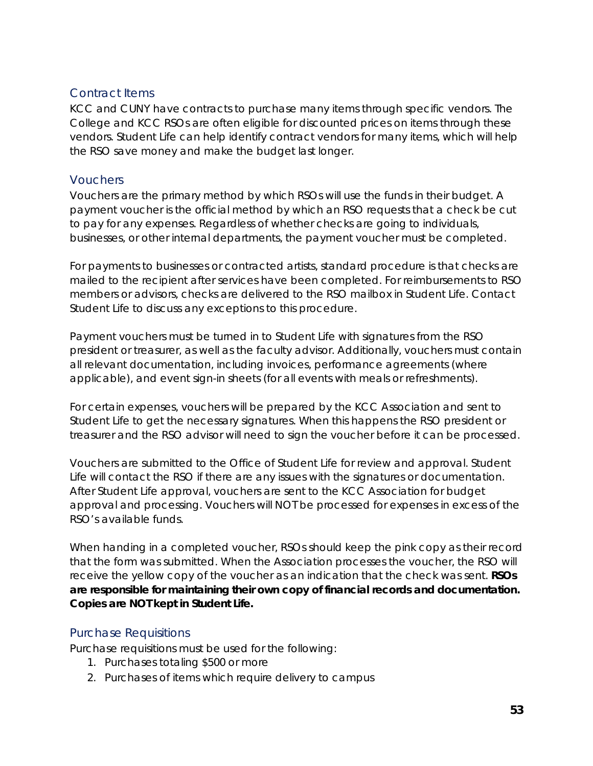## Contract Items

KCC and CUNY have contracts to purchase many items through specific vendors. The College and KCC RSOs are often eligible for discounted prices on items through these vendors. Student Life can help identify contract vendors for many items, which will help the RSO save money and make the budget last longer.

## Vouchers

Vouchers are the primary method by which RSOs will use the funds in their budget. A payment voucher is the official method by which an RSO requests that a check be cut to pay for any expenses. Regardless of whether checks are going to individuals, businesses, or other internal departments, the payment voucher must be completed.

For payments to businesses or contracted artists, standard procedure is that checks are mailed to the recipient after services have been completed. For reimbursements to RSO members or advisors, checks are delivered to the RSO mailbox in Student Life. Contact Student Life to discuss any exceptions to this procedure.

Payment vouchers must be turned in to Student Life with signatures from the RSO president or treasurer, as well as the faculty advisor. Additionally, vouchers must contain all relevant documentation, including invoices, performance agreements (where applicable), and event sign-in sheets (for all events with meals or refreshments).

For certain expenses, vouchers will be prepared by the KCC Association and sent to Student Life to get the necessary signatures. When this happens the RSO president or treasurer and the RSO advisor will need to sign the voucher before it can be processed.

Vouchers are submitted to the Office of Student Life for review and approval. Student Life will contact the RSO if there are any issues with the signatures or documentation. After Student Life approval, vouchers are sent to the KCC Association for budget approval and processing. Vouchers will NOT be processed for expenses in excess of the RSO's available funds.

When handing in a completed voucher, RSOs should keep the pink copy as their record that the form was submitted. When the Association processes the voucher, the RSO will receive the yellow copy of the voucher as an indication that the check was sent. **RSOs are responsible for maintaining their own copy of financial records and documentation. Copies are NOT kept in Student Life.**

## Purchase Requisitions

Purchase requisitions must be used for the following:

1. Purchases totaling $500 or more
2. Purchases of items which require delivery to campus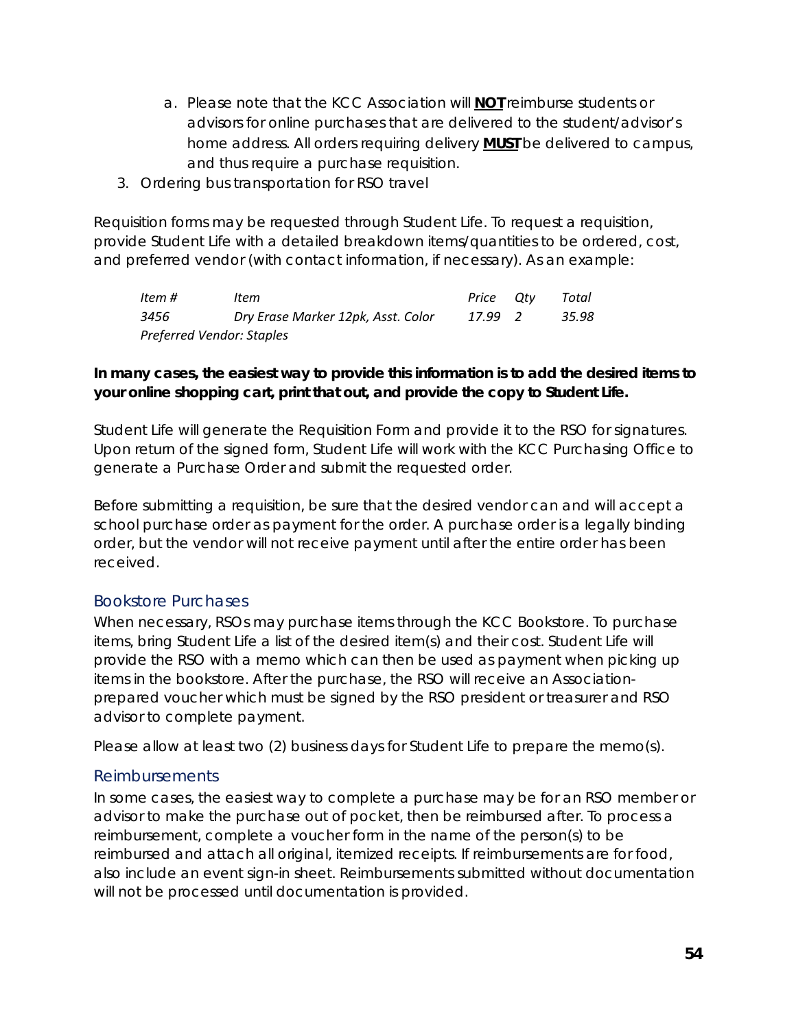a. Please note that the KCC Association will **NOT** reimburse students or advisors for online purchases that are delivered to the student/advisor's home address. All orders requiring delivery **MUST** be delivered to campus, and thus require a purchase requisition.

3. Ordering bus transportation for RSO travel

Requisition forms may be requested through Student Life. To request a requisition, provide Student Life with a detailed breakdown items/quantities to be ordered, cost, and preferred vendor (with contact information, if necessary). As an example:

| *Item #* | *Item* | *Price* | *Qty* | *Total* |
|---|---|---|---|---|
| *3456* | *Dry Erase Marker 12pk, Asst. Color* | *17.99* | *2* | *35.98* |
| *Preferred Vendor: Staples* | | | | |

**In many cases, the easiest way to provide this information is to add the desired items to your online shopping cart, print that out, and provide the copy to Student Life.**

Student Life will generate the Requisition Form and provide it to the RSO for signatures. Upon return of the signed form, Student Life will work with the KCC Purchasing Office to generate a Purchase Order and submit the requested order.

Before submitting a requisition, be sure that the desired vendor can and will accept a school purchase order as payment for the order. A purchase order is a legally binding order, but the vendor will not receive payment until after the entire order has been received.

## Bookstore Purchases

When necessary, RSOs may purchase items through the KCC Bookstore. To purchase items, bring Student Life a list of the desired item(s) and their cost. Student Life will provide the RSO with a memo which can then be used as payment when picking up items in the bookstore. After the purchase, the RSO will receive an Association-prepared voucher which must be signed by the RSO president or treasurer and RSO advisor to complete payment.

Please allow at least two (2) business days for Student Life to prepare the memo(s).

## Reimbursements

In some cases, the easiest way to complete a purchase may be for an RSO member or advisor to make the purchase out of pocket, then be reimbursed after. To process a reimbursement, complete a voucher form in the name of the person(s) to be reimbursed and attach all original, itemized receipts. If reimbursements are for food, also include an event sign-in sheet. Reimbursements submitted without documentation will not be processed until documentation is provided.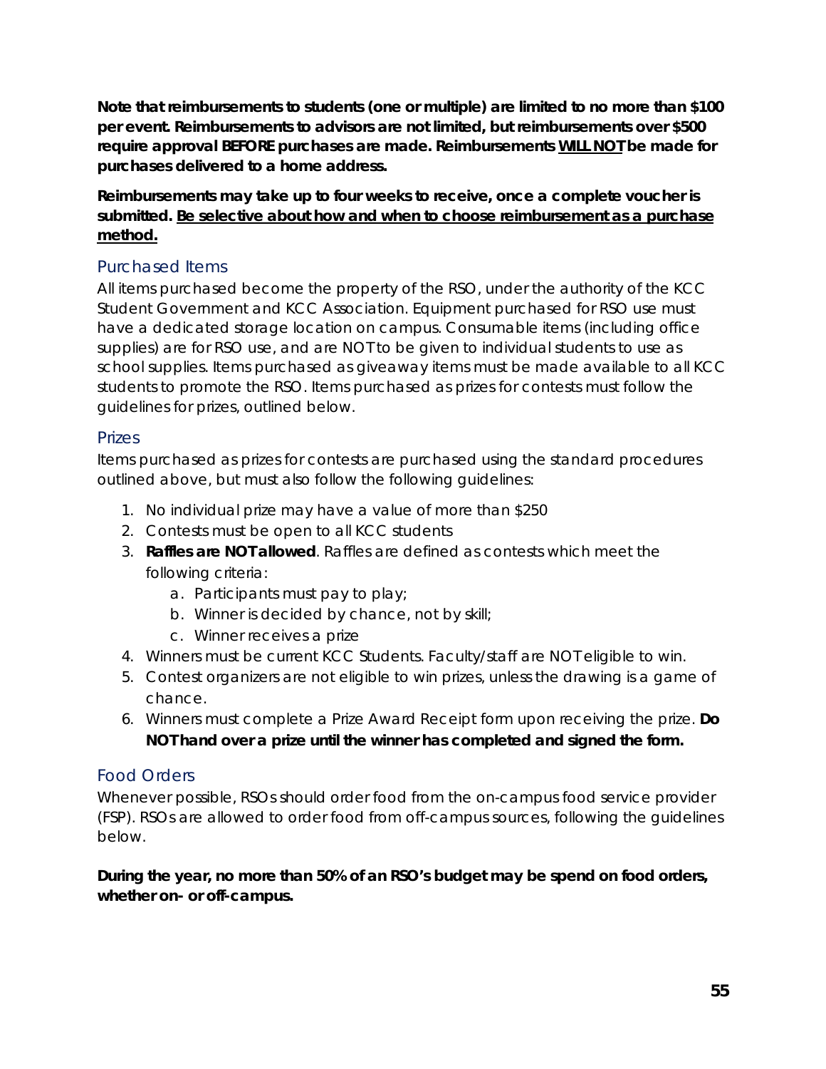**Note that reimbursements to students (one or multiple) are limited to no more than $100 per event. Reimbursements to advisors are not limited, but reimbursements over $500 require approval BEFORE purchases are made. Reimbursements <u>WILL NOT</u> be made for purchases delivered to a home address.**

**Reimbursements may take up to four weeks to receive, once a complete voucher is submitted. <u>Be selective about how and when to choose reimbursement as a purchase method.</u>**

### Purchased Items

All items purchased become the property of the RSO, under the authority of the KCC Student Government and KCC Association. Equipment purchased for RSO use must have a dedicated storage location on campus. Consumable items (including office supplies) are for RSO use, and are NOT to be given to individual students to use as school supplies. Items purchased as giveaway items must be made available to all KCC students to promote the RSO. Items purchased as prizes for contests must follow the guidelines for prizes, outlined below.

### Prizes

Items purchased as prizes for contests are purchased using the standard procedures outlined above, but must also follow the following guidelines:

1. No individual prize may have a value of more than $250
2. Contests must be open to all KCC students
3. **Raffles are NOT allowed**. Raffles are defined as contests which meet the following criteria:
   a. Participants must pay to play;
   b. Winner is decided by chance, not by skill;
   c. Winner receives a prize
4. Winners must be current KCC Students. Faculty/staff are NOT eligible to win.
5. Contest organizers are not eligible to win prizes, unless the drawing is a game of chance.
6. Winners must complete a Prize Award Receipt form upon receiving the prize. **Do NOT hand over a prize until the winner has completed and signed the form.**

### Food Orders

Whenever possible, RSOs should order food from the on-campus food service provider (FSP). RSOs are allowed to order food from off-campus sources, following the guidelines below.

**During the year, no more than 50% of an RSO's budget may be spend on food orders, whether on- or off-campus.**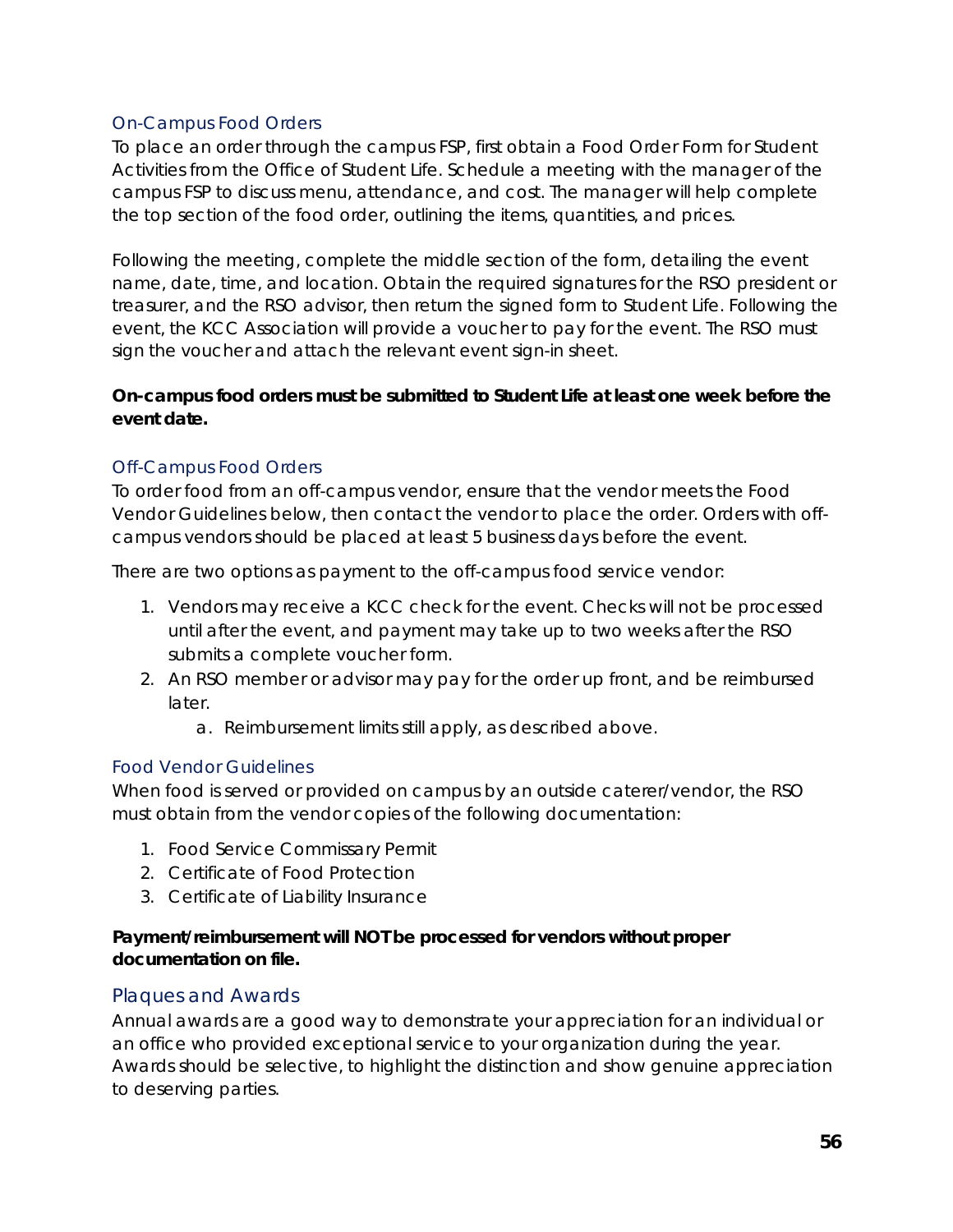### On-Campus Food Orders

To place an order through the campus FSP, first obtain a Food Order Form for Student Activities from the Office of Student Life. Schedule a meeting with the manager of the campus FSP to discuss menu, attendance, and cost. The manager will help complete the top section of the food order, outlining the items, quantities, and prices.

Following the meeting, complete the middle section of the form, detailing the event name, date, time, and location. Obtain the required signatures for the RSO president or treasurer, and the RSO advisor, then return the signed form to Student Life. Following the event, the KCC Association will provide a voucher to pay for the event. The RSO must sign the voucher and attach the relevant event sign-in sheet.

**On-campus food orders must be submitted to Student Life at least one week before the event date.**

### Off-Campus Food Orders

To order food from an off-campus vendor, ensure that the vendor meets the Food Vendor Guidelines below, then contact the vendor to place the order. Orders with off-campus vendors should be placed at least 5 business days before the event.

There are two options as payment to the off-campus food service vendor:

1. Vendors may receive a KCC check for the event. Checks will not be processed until after the event, and payment may take up to two weeks after the RSO submits a complete voucher form.
2. An RSO member or advisor may pay for the order up front, and be reimbursed later.
   a. Reimbursement limits still apply, as described above.

### Food Vendor Guidelines

When food is served or provided on campus by an outside caterer/vendor, the RSO must obtain from the vendor copies of the following documentation:

1. Food Service Commissary Permit
2. Certificate of Food Protection
3. Certificate of Liability Insurance

**Payment/reimbursement will NOT be processed for vendors without proper documentation on file.**

## Plaques and Awards

Annual awards are a good way to demonstrate your appreciation for an individual or an office who provided exceptional service to your organization during the year. Awards should be selective, to highlight the distinction and show genuine appreciation to deserving parties.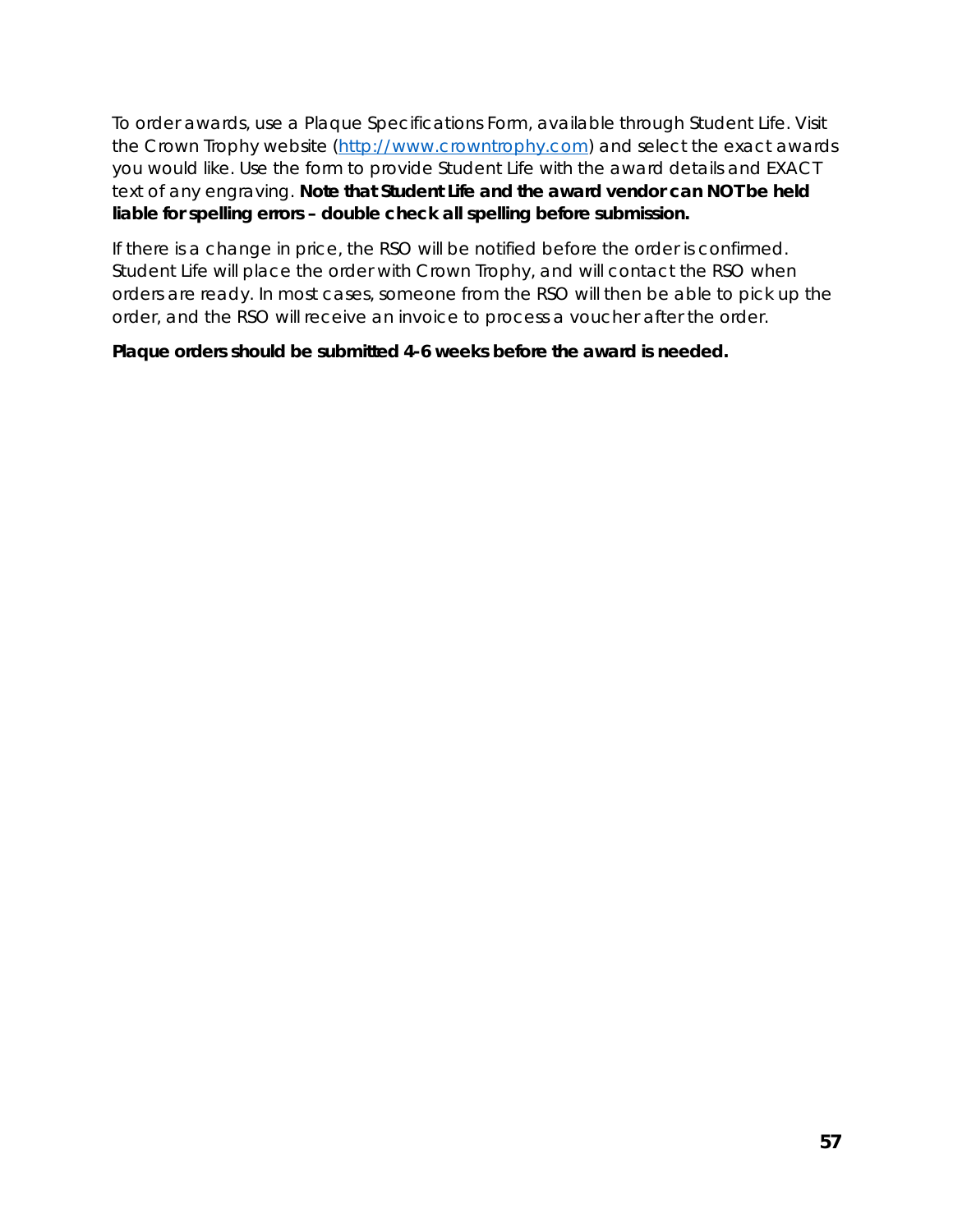To order awards, use a Plaque Specifications Form, available through Student Life. Visit the Crown Trophy website ([http://www.crowntrophy.com](http://www.crowntrophy.com)) and select the exact awards you would like. Use the form to provide Student Life with the award details and EXACT text of any engraving. **Note that Student Life and the award vendor can NOT be held liable for spelling errors – double check all spelling before submission.**

If there is a change in price, the RSO will be notified before the order is confirmed. Student Life will place the order with Crown Trophy, and will contact the RSO when orders are ready. In most cases, someone from the RSO will then be able to pick up the order, and the RSO will receive an invoice to process a voucher after the order.

**Plaque orders should be submitted 4-6 weeks before the award is needed.**